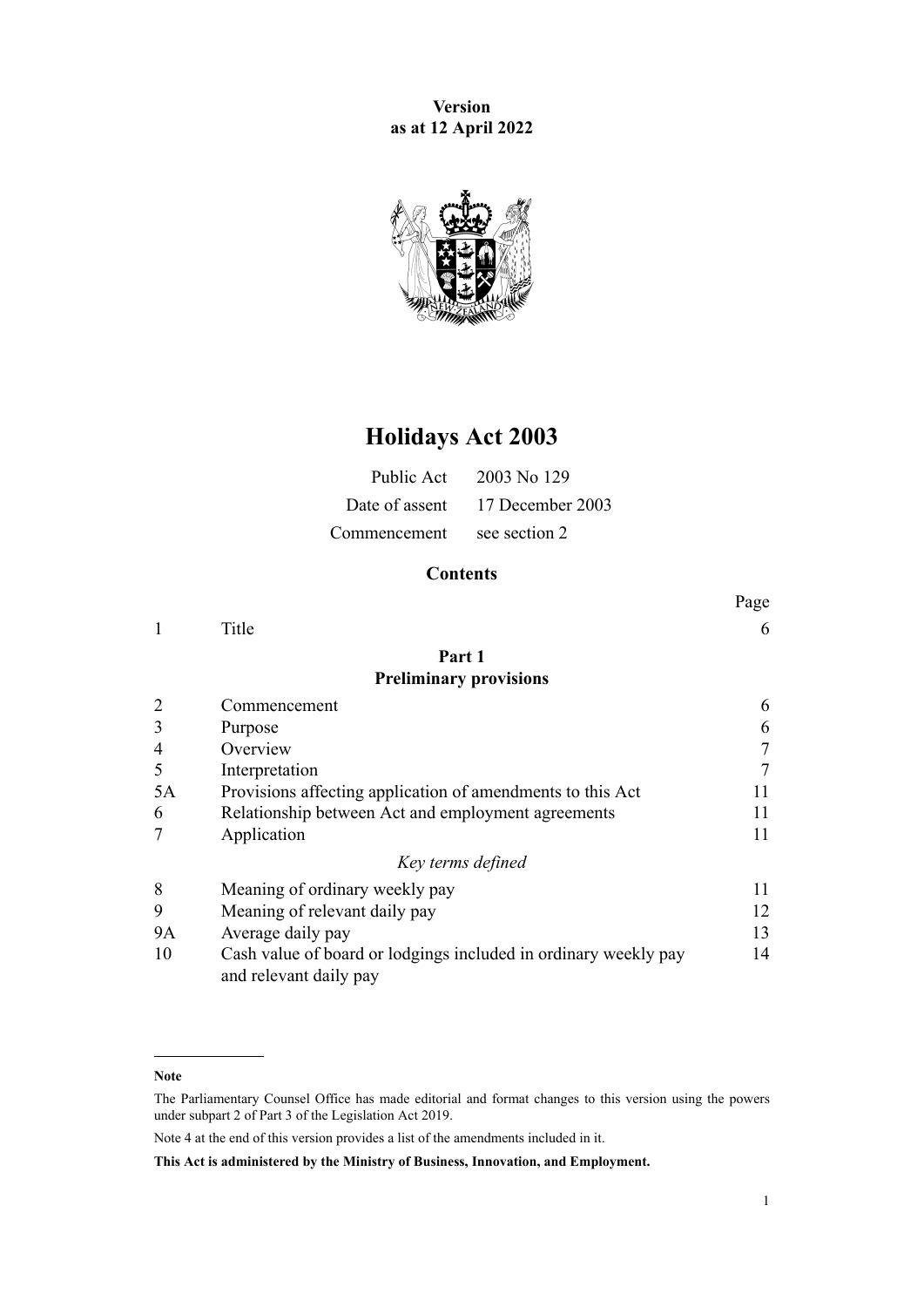**Version**
**as at 12 April 2022**

# Holidays Act 2003

| | |
|---|---|
| Public Act | 2003 No 129 |
| Date of assent | 17 December 2003 |
| Commencement | see section 2 |

## Contents

| | | Page |
|---|---|---|
| 1 | Title | 6 |
| | **Part 1** **Preliminary provisions** | |
| 2 | Commencement | 6 |
| 3 | Purpose | 6 |
| 4 | Overview | 7 |
| 5 | Interpretation | 7 |
| 5A | Provisions affecting application of amendments to this Act | 11 |
| 6 | Relationship between Act and employment agreements | 11 |
| 7 | Application | 11 |
| | *Key terms defined* | |
| 8 | Meaning of ordinary weekly pay | 11 |
| 9 | Meaning of relevant daily pay | 12 |
| 9A | Average daily pay | 13 |
| 10 | Cash value of board or lodgings included in ordinary weekly pay and relevant daily pay | 14 |

**Note**

The Parliamentary Counsel Office has made editorial and format changes to this version using the powers under subpart 2 of Part 3 of the Legislation Act 2019.

Note 4 at the end of this version provides a list of the amendments included in it.

**This Act is administered by the Ministry of Business, Innovation, and Employment.**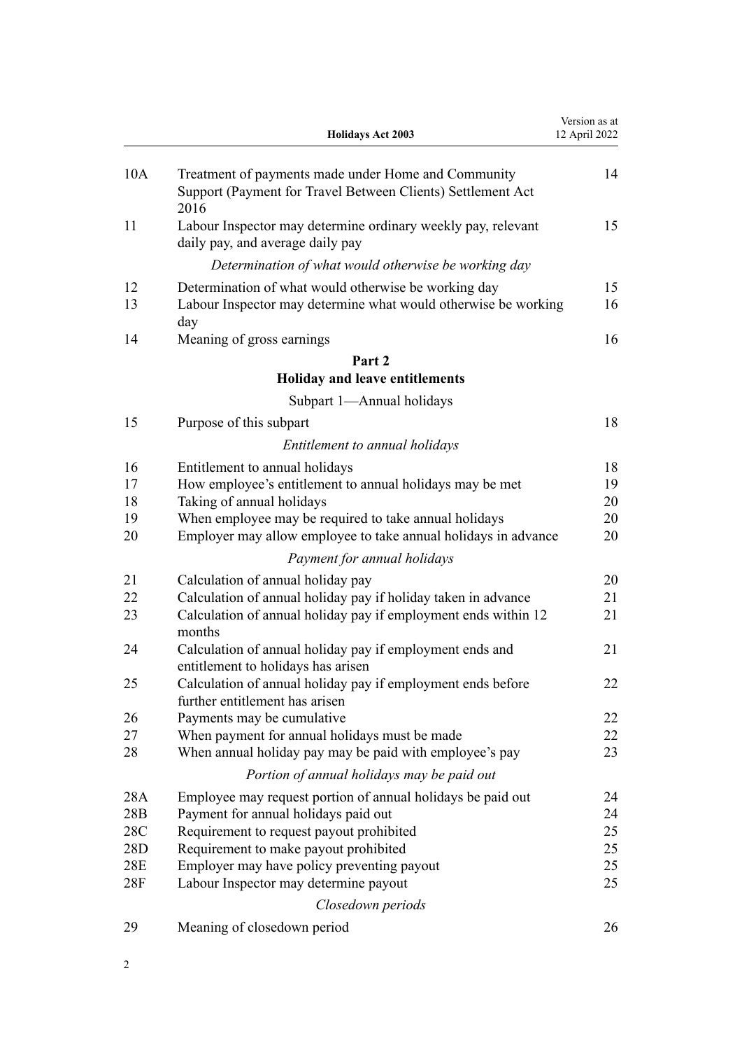| | | |
|---|---|---|
| 10A | Treatment of payments made under Home and Community Support (Payment for Travel Between Clients) Settlement Act 2016 | 14 |
| 11 | Labour Inspector may determine ordinary weekly pay, relevant daily pay, and average daily pay | 15 |
| | *Determination of what would otherwise be working day* | |
| 12 | Determination of what would otherwise be working day | 15 |
| 13 | Labour Inspector may determine what would otherwise be working day | 16 |
| 14 | Meaning of gross earnings | 16 |

**Part 2**
**Holiday and leave entitlements**

Subpart 1—Annual holidays

| | | |
|---|---|---|
| 15 | Purpose of this subpart | 18 |
| | *Entitlement to annual holidays* | |
| 16 | Entitlement to annual holidays | 18 |
| 17 | How employee's entitlement to annual holidays may be met | 19 |
| 18 | Taking of annual holidays | 20 |
| 19 | When employee may be required to take annual holidays | 20 |
| 20 | Employer may allow employee to take annual holidays in advance | 20 |
| | *Payment for annual holidays* | |
| 21 | Calculation of annual holiday pay | 20 |
| 22 | Calculation of annual holiday pay if holiday taken in advance | 21 |
| 23 | Calculation of annual holiday pay if employment ends within 12 months | 21 |
| 24 | Calculation of annual holiday pay if employment ends and entitlement to holidays has arisen | 21 |
| 25 | Calculation of annual holiday pay if employment ends before further entitlement has arisen | 22 |
| 26 | Payments may be cumulative | 22 |
| 27 | When payment for annual holidays must be made | 22 |
| 28 | When annual holiday pay may be paid with employee's pay | 23 |
| | *Portion of annual holidays may be paid out* | |
| 28A | Employee may request portion of annual holidays be paid out | 24 |
| 28B | Payment for annual holidays paid out | 24 |
| 28C | Requirement to request payout prohibited | 25 |
| 28D | Requirement to make payout prohibited | 25 |
| 28E | Employer may have policy preventing payout | 25 |
| 28F | Labour Inspector may determine payout | 25 |
| | *Closedown periods* | |
| 29 | Meaning of closedown period | 26 |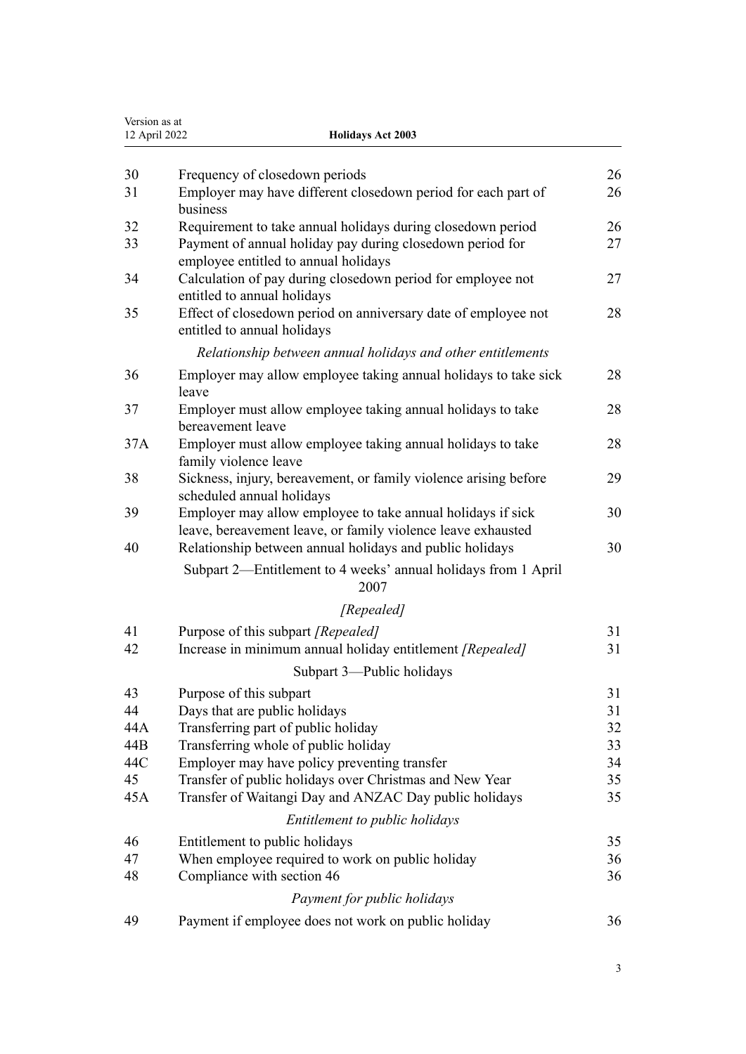| | | |
|---|---|---|
| 30 | Frequency of closedown periods | 26 |
| 31 | Employer may have different closedown period for each part of business | 26 |
| 32 | Requirement to take annual holidays during closedown period | 26 |
| 33 | Payment of annual holiday pay during closedown period for employee entitled to annual holidays | 27 |
| 34 | Calculation of pay during closedown period for employee not entitled to annual holidays | 27 |
| 35 | Effect of closedown period on anniversary date of employee not entitled to annual holidays | 28 |
| | *Relationship between annual holidays and other entitlements* | |
| 36 | Employer may allow employee taking annual holidays to take sick leave | 28 |
| 37 | Employer must allow employee taking annual holidays to take bereavement leave | 28 |
| 37A | Employer must allow employee taking annual holidays to take family violence leave | 28 |
| 38 | Sickness, injury, bereavement, or family violence arising before scheduled annual holidays | 29 |
| 39 | Employer may allow employee to take annual holidays if sick leave, bereavement leave, or family violence leave exhausted | 30 |
| 40 | Relationship between annual holidays and public holidays | 30 |
| | Subpart 2—Entitlement to 4 weeks' annual holidays from 1 April 2007 | |
| | *[Repealed]* | |
| 41 | Purpose of this subpart *[Repealed]* | 31 |
| 42 | Increase in minimum annual holiday entitlement *[Repealed]* | 31 |
| | Subpart 3—Public holidays | |
| 43 | Purpose of this subpart | 31 |
| 44 | Days that are public holidays | 31 |
| 44A | Transferring part of public holiday | 32 |
| 44B | Transferring whole of public holiday | 33 |
| 44C | Employer may have policy preventing transfer | 34 |
| 45 | Transfer of public holidays over Christmas and New Year | 35 |
| 45A | Transfer of Waitangi Day and ANZAC Day public holidays | 35 |
| | *Entitlement to public holidays* | |
| 46 | Entitlement to public holidays | 35 |
| 47 | When employee required to work on public holiday | 36 |
| 48 | Compliance with section 46 | 36 |
| | *Payment for public holidays* | |
| 49 | Payment if employee does not work on public holiday | 36 |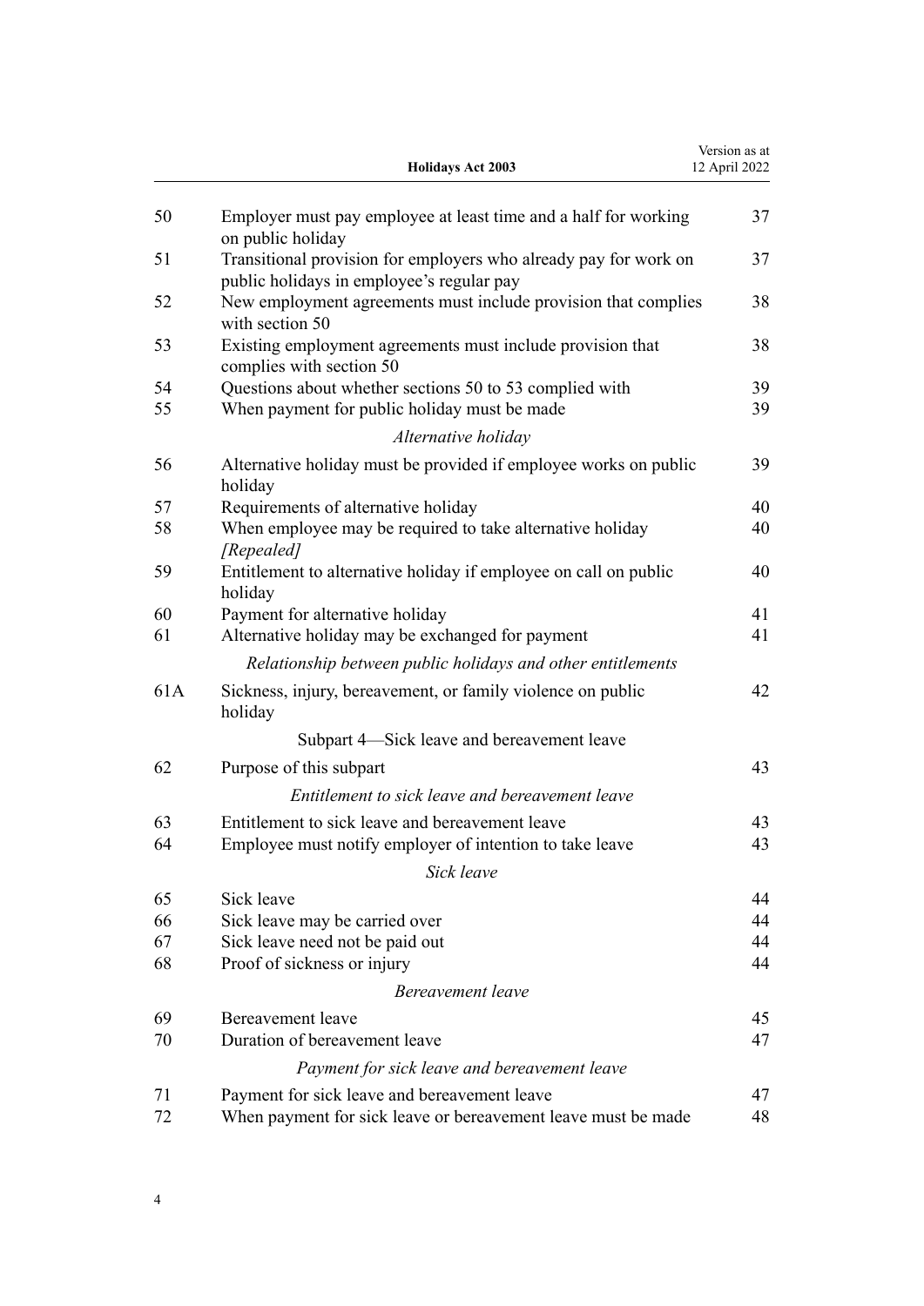| | | |
|---|---|---|
| 50 | Employer must pay employee at least time and a half for working on public holiday | 37 |
| 51 | Transitional provision for employers who already pay for work on public holidays in employee's regular pay | 37 |
| 52 | New employment agreements must include provision that complies with section 50 | 38 |
| 53 | Existing employment agreements must include provision that complies with section 50 | 38 |
| 54 | Questions about whether sections 50 to 53 complied with | 39 |
| 55 | When payment for public holiday must be made | 39 |
| | *Alternative holiday* | |
| 56 | Alternative holiday must be provided if employee works on public holiday | 39 |
| 57 | Requirements of alternative holiday | 40 |
| 58 | When employee may be required to take alternative holiday *[Repealed]* | 40 |
| 59 | Entitlement to alternative holiday if employee on call on public holiday | 40 |
| 60 | Payment for alternative holiday | 41 |
| 61 | Alternative holiday may be exchanged for payment | 41 |
| | *Relationship between public holidays and other entitlements* | |
| 61A | Sickness, injury, bereavement, or family violence on public holiday | 42 |
| | Subpart 4—Sick leave and bereavement leave | |
| 62 | Purpose of this subpart | 43 |
| | *Entitlement to sick leave and bereavement leave* | |
| 63 | Entitlement to sick leave and bereavement leave | 43 |
| 64 | Employee must notify employer of intention to take leave | 43 |
| | *Sick leave* | |
| 65 | Sick leave | 44 |
| 66 | Sick leave may be carried over | 44 |
| 67 | Sick leave need not be paid out | 44 |
| 68 | Proof of sickness or injury | 44 |
| | *Bereavement leave* | |
| 69 | Bereavement leave | 45 |
| 70 | Duration of bereavement leave | 47 |
| | *Payment for sick leave and bereavement leave* | |
| 71 | Payment for sick leave and bereavement leave | 47 |
| 72 | When payment for sick leave or bereavement leave must be made | 48 |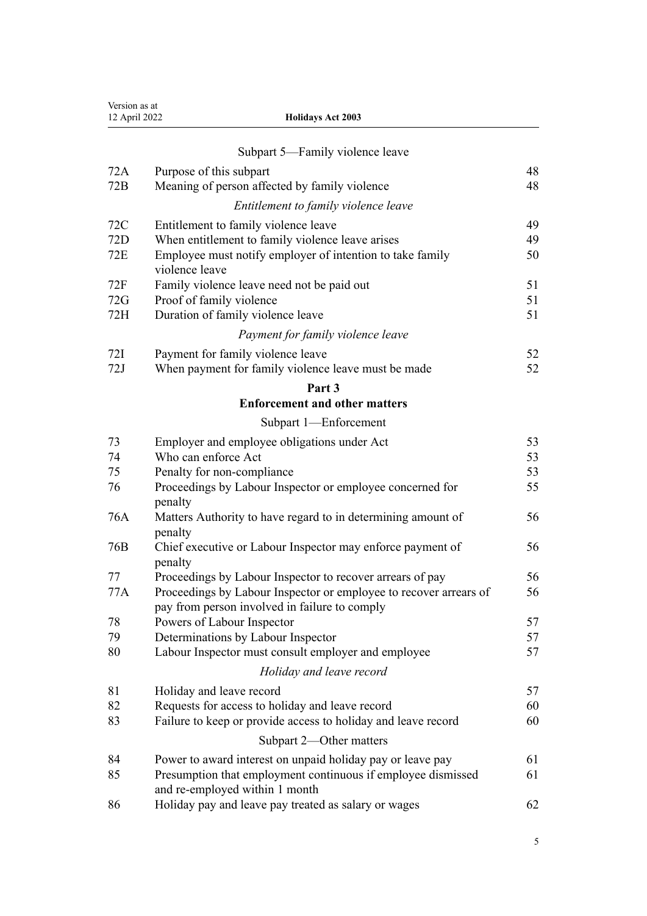Subpart 5—Family violence leave

| | | |
|---|---|---|
| 72A | Purpose of this subpart | 48 |
| 72B | Meaning of person affected by family violence | 48 |

*Entitlement to family violence leave*

| | | |
|---|---|---|
| 72C | Entitlement to family violence leave | 49 |
| 72D | When entitlement to family violence leave arises | 49 |
| 72E | Employee must notify employer of intention to take family violence leave | 50 |
| 72F | Family violence leave need not be paid out | 51 |
| 72G | Proof of family violence | 51 |
| 72H | Duration of family violence leave | 51 |

*Payment for family violence leave*

| | | |
|---|---|---|
| 72I | Payment for family violence leave | 52 |
| 72J | When payment for family violence leave must be made | 52 |

**Part 3**
**Enforcement and other matters**

Subpart 1—Enforcement

| | | |
|---|---|---|
| 73 | Employer and employee obligations under Act | 53 |
| 74 | Who can enforce Act | 53 |
| 75 | Penalty for non-compliance | 53 |
| 76 | Proceedings by Labour Inspector or employee concerned for penalty | 55 |
| 76A | Matters Authority to have regard to in determining amount of penalty | 56 |
| 76B | Chief executive or Labour Inspector may enforce payment of penalty | 56 |
| 77 | Proceedings by Labour Inspector to recover arrears of pay | 56 |
| 77A | Proceedings by Labour Inspector or employee to recover arrears of pay from person involved in failure to comply | 56 |
| 78 | Powers of Labour Inspector | 57 |
| 79 | Determinations by Labour Inspector | 57 |
| 80 | Labour Inspector must consult employer and employee | 57 |

*Holiday and leave record*

| | | |
|---|---|---|
| 81 | Holiday and leave record | 57 |
| 82 | Requests for access to holiday and leave record | 60 |
| 83 | Failure to keep or provide access to holiday and leave record | 60 |

Subpart 2—Other matters

| | | |
|---|---|---|
| 84 | Power to award interest on unpaid holiday pay or leave pay | 61 |
| 85 | Presumption that employment continuous if employee dismissed and re-employed within 1 month | 61 |
| 86 | Holiday pay and leave pay treated as salary or wages | 62 |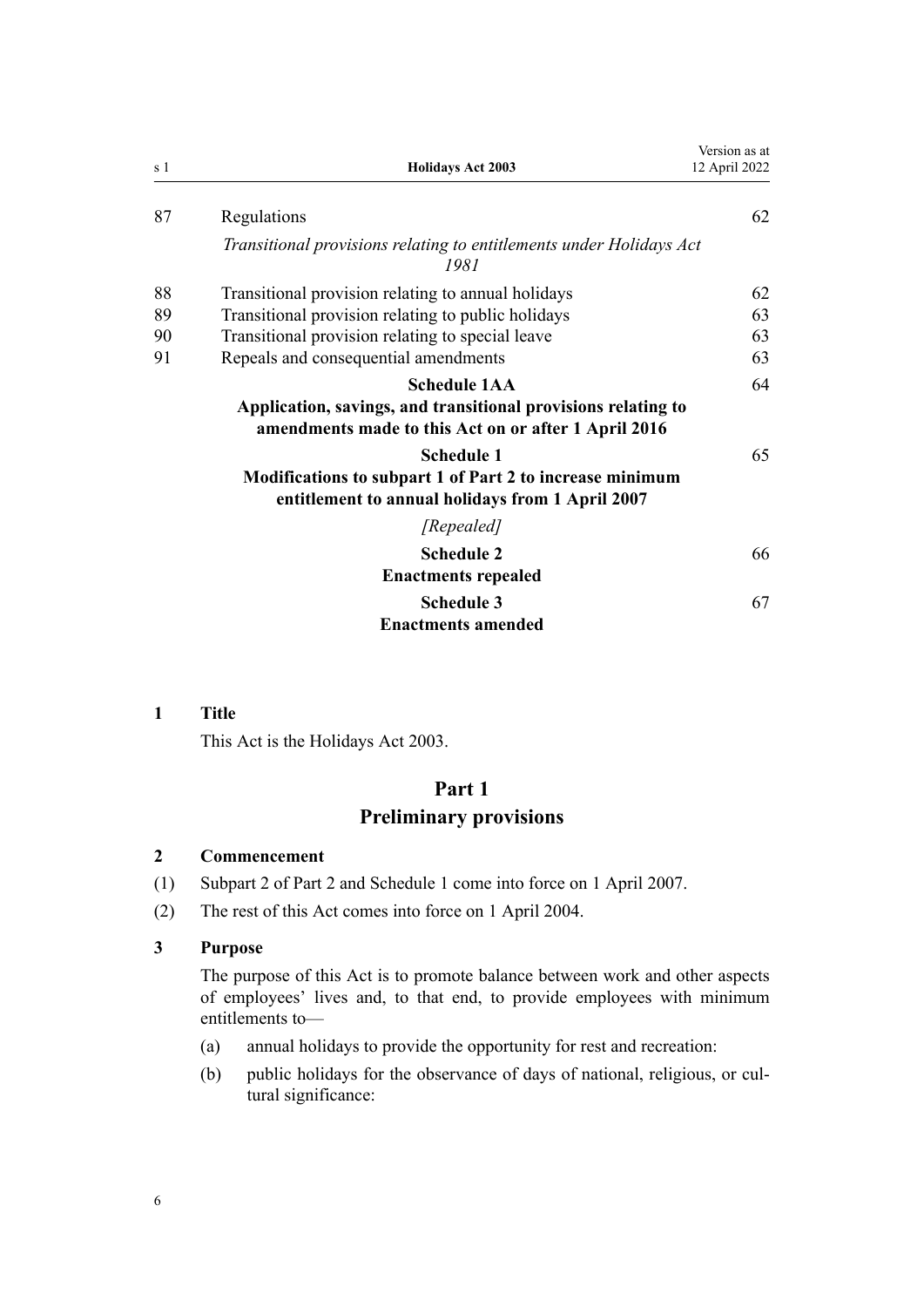| | | |
|---|---|---|
| 87 | Regulations | 62 |
| | *Transitional provisions relating to entitlements under Holidays Act 1981* | |
| 88 | Transitional provision relating to annual holidays | 62 |
| 89 | Transitional provision relating to public holidays | 63 |
| 90 | Transitional provision relating to special leave | 63 |
| 91 | Repeals and consequential amendments | 63 |
| | **Schedule 1AA** **Application, savings, and transitional provisions relating to amendments made to this Act on or after 1 April 2016** | 64 |
| | **Schedule 1** **Modifications to subpart 1 of Part 2 to increase minimum entitlement to annual holidays from 1 April 2007** *[Repealed]* | 65 |
| | **Schedule 2** **Enactments repealed** | 66 |
| | **Schedule 3** **Enactments amended** | 67 |

**1 Title**

This Act is the Holidays Act 2003.

# Part 1
# Preliminary provisions

**2 Commencement**

(1) Subpart 2 of Part 2 and Schedule 1 come into force on 1 April 2007.

(2) The rest of this Act comes into force on 1 April 2004.

**3 Purpose**

The purpose of this Act is to promote balance between work and other aspects of employees' lives and, to that end, to provide employees with minimum entitlements to—

(a) annual holidays to provide the opportunity for rest and recreation:

(b) public holidays for the observance of days of national, religious, or cultural significance: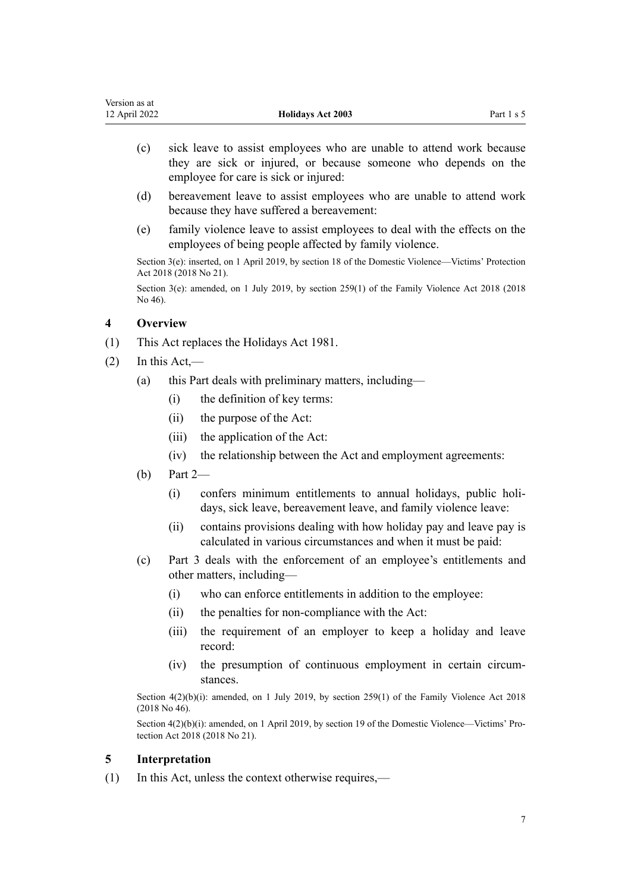(c) sick leave to assist employees who are unable to attend work because they are sick or injured, or because someone who depends on the employee for care is sick or injured:

(d) bereavement leave to assist employees who are unable to attend work because they have suffered a bereavement:

(e) family violence leave to assist employees to deal with the effects on the employees of being people affected by family violence.

Section 3(e): inserted, on 1 April 2019, by section 18 of the Domestic Violence—Victims' Protection Act 2018 (2018 No 21).

Section 3(e): amended, on 1 July 2019, by section 259(1) of the Family Violence Act 2018 (2018 No 46).

### 4 Overview

(1) This Act replaces the Holidays Act 1981.

(2) In this Act,—

(a) this Part deals with preliminary matters, including—

(i) the definition of key terms:

(ii) the purpose of the Act:

(iii) the application of the Act:

(iv) the relationship between the Act and employment agreements:

(b) Part 2—

(i) confers minimum entitlements to annual holidays, public holidays, sick leave, bereavement leave, and family violence leave:

(ii) contains provisions dealing with how holiday pay and leave pay is calculated in various circumstances and when it must be paid:

(c) Part 3 deals with the enforcement of an employee's entitlements and other matters, including—

(i) who can enforce entitlements in addition to the employee:

(ii) the penalties for non-compliance with the Act:

(iii) the requirement of an employer to keep a holiday and leave record:

(iv) the presumption of continuous employment in certain circumstances.

Section 4(2)(b)(i): amended, on 1 July 2019, by section 259(1) of the Family Violence Act 2018 (2018 No 46).

Section 4(2)(b)(i): amended, on 1 April 2019, by section 19 of the Domestic Violence—Victims' Protection Act 2018 (2018 No 21).

### 5 Interpretation

(1) In this Act, unless the context otherwise requires,—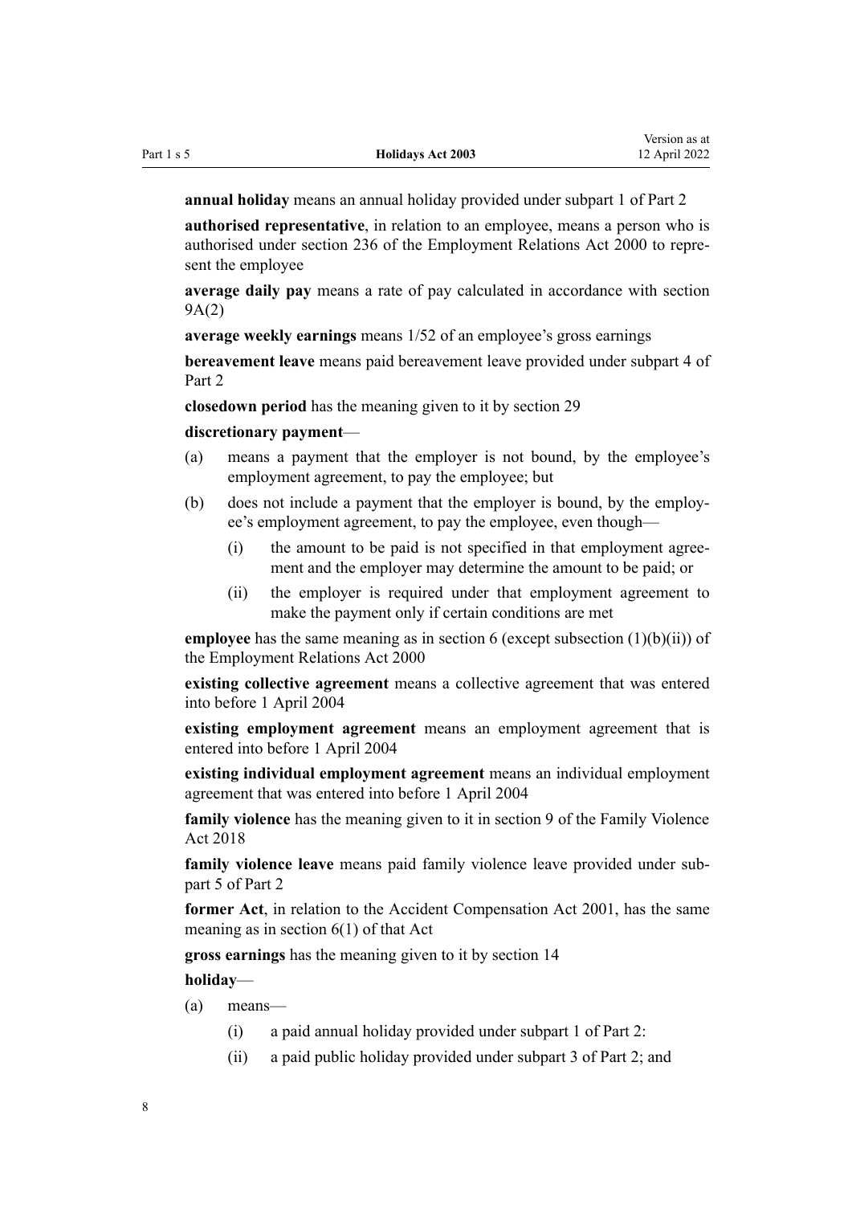**annual holiday** means an annual holiday provided under subpart 1 of Part 2

**authorised representative**, in relation to an employee, means a person who is authorised under section 236 of the Employment Relations Act 2000 to represent the employee

**average daily pay** means a rate of pay calculated in accordance with section 9A(2)

**average weekly earnings** means 1/52 of an employee's gross earnings

**bereavement leave** means paid bereavement leave provided under subpart 4 of Part 2

**closedown period** has the meaning given to it by section 29

**discretionary payment**—

(a) means a payment that the employer is not bound, by the employee's employment agreement, to pay the employee; but

(b) does not include a payment that the employer is bound, by the employee's employment agreement, to pay the employee, even though—

  (i) the amount to be paid is not specified in that employment agreement and the employer may determine the amount to be paid; or

  (ii) the employer is required under that employment agreement to make the payment only if certain conditions are met

**employee** has the same meaning as in section 6 (except subsection (1)(b)(ii)) of the Employment Relations Act 2000

**existing collective agreement** means a collective agreement that was entered into before 1 April 2004

**existing employment agreement** means an employment agreement that is entered into before 1 April 2004

**existing individual employment agreement** means an individual employment agreement that was entered into before 1 April 2004

**family violence** has the meaning given to it in section 9 of the Family Violence Act 2018

**family violence leave** means paid family violence leave provided under subpart 5 of Part 2

**former Act**, in relation to the Accident Compensation Act 2001, has the same meaning as in section 6(1) of that Act

**gross earnings** has the meaning given to it by section 14

**holiday**—

(a) means—

  (i) a paid annual holiday provided under subpart 1 of Part 2:

  (ii) a paid public holiday provided under subpart 3 of Part 2; and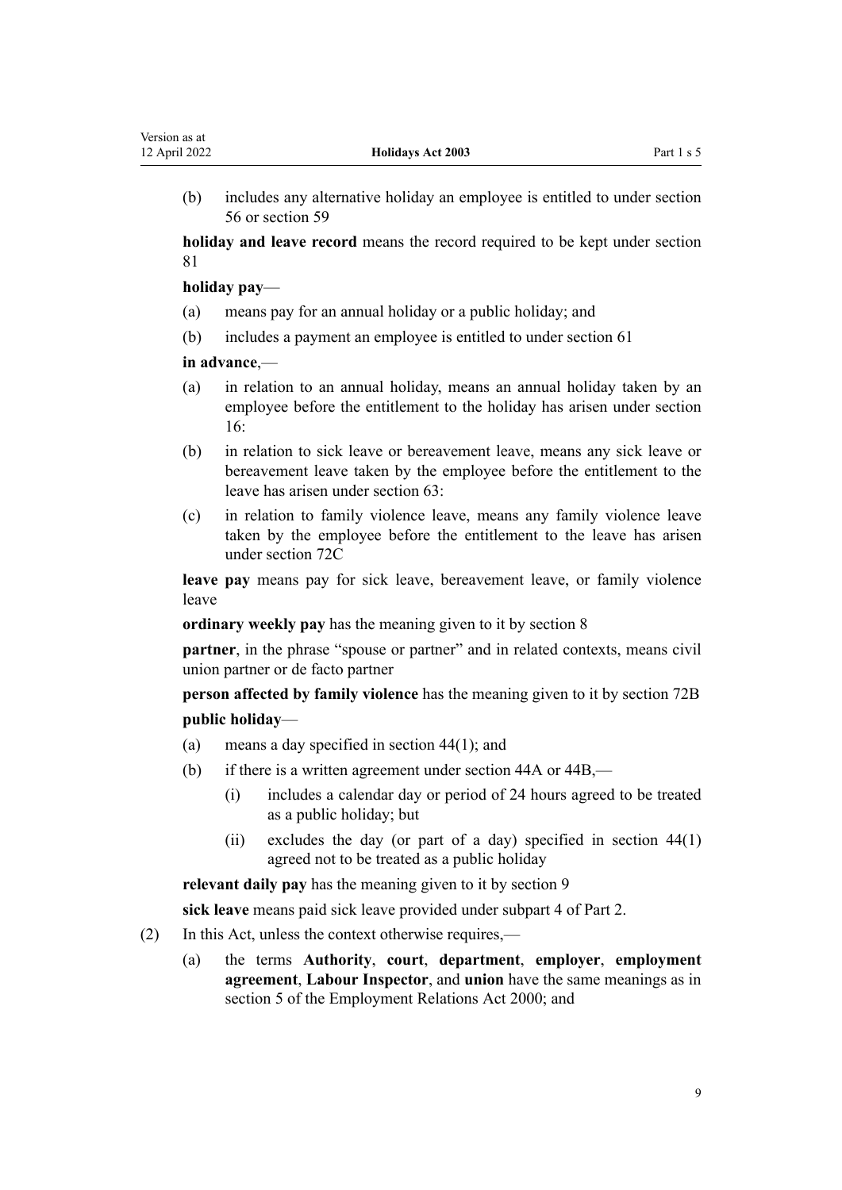(b) includes any alternative holiday an employee is entitled to under section 56 or section 59

**holiday and leave record** means the record required to be kept under section 81

**holiday pay**—

(a) means pay for an annual holiday or a public holiday; and

(b) includes a payment an employee is entitled to under section 61

**in advance**,—

(a) in relation to an annual holiday, means an annual holiday taken by an employee before the entitlement to the holiday has arisen under section 16:

(b) in relation to sick leave or bereavement leave, means any sick leave or bereavement leave taken by the employee before the entitlement to the leave has arisen under section 63:

(c) in relation to family violence leave, means any family violence leave taken by the employee before the entitlement to the leave has arisen under section 72C

**leave pay** means pay for sick leave, bereavement leave, or family violence leave

**ordinary weekly pay** has the meaning given to it by section 8

**partner**, in the phrase "spouse or partner" and in related contexts, means civil union partner or de facto partner

**person affected by family violence** has the meaning given to it by section 72B

**public holiday**—

(a) means a day specified in section 44(1); and

(b) if there is a written agreement under section 44A or 44B,—

  (i) includes a calendar day or period of 24 hours agreed to be treated as a public holiday; but

  (ii) excludes the day (or part of a day) specified in section 44(1) agreed not to be treated as a public holiday

**relevant daily pay** has the meaning given to it by section 9

**sick leave** means paid sick leave provided under subpart 4 of Part 2.

(2) In this Act, unless the context otherwise requires,—

(a) the terms **Authority**, **court**, **department**, **employer**, **employment agreement**, **Labour Inspector**, and **union** have the same meanings as in section 5 of the Employment Relations Act 2000; and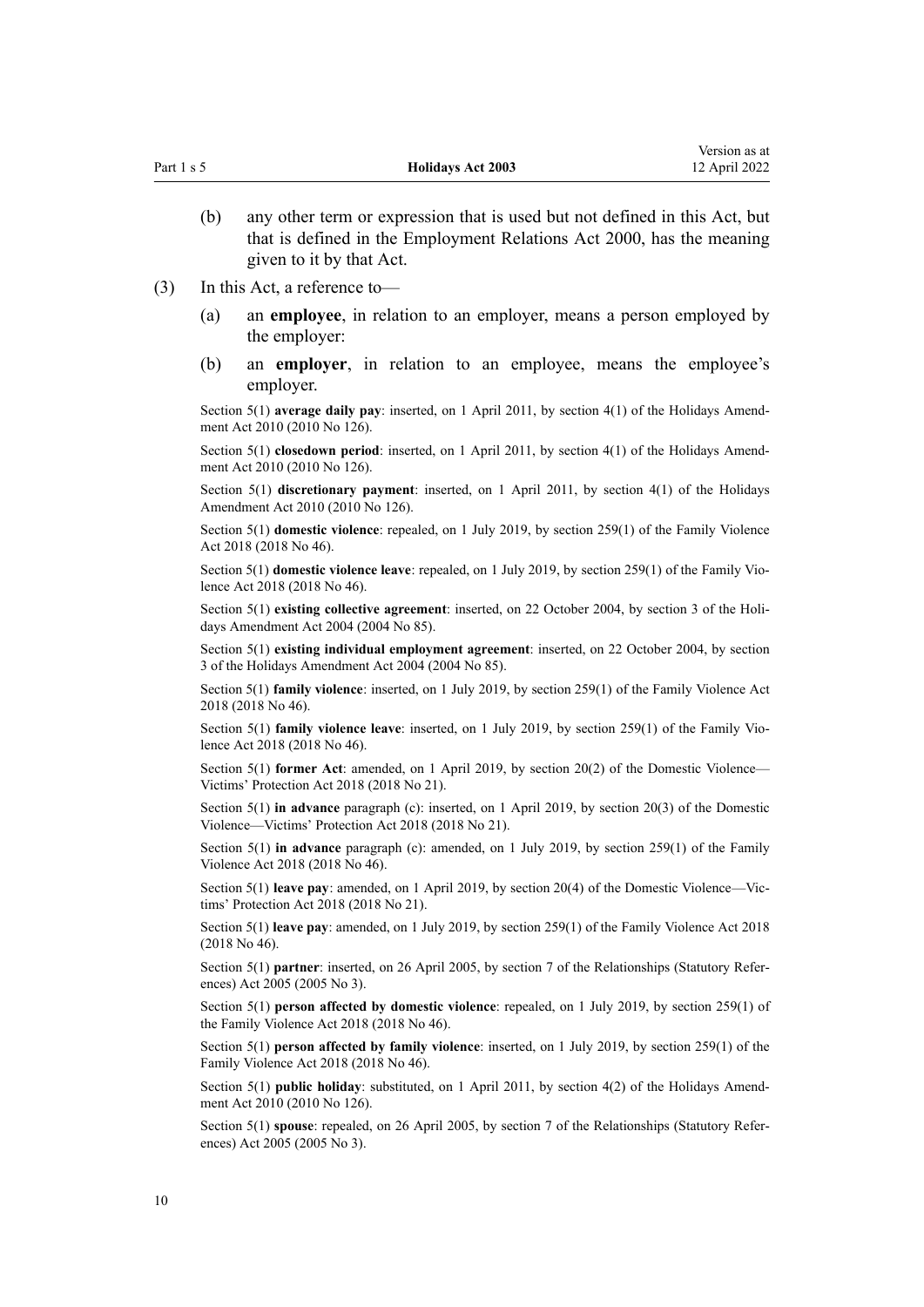(b) any other term or expression that is used but not defined in this Act, but that is defined in the Employment Relations Act 2000, has the meaning given to it by that Act.

(3) In this Act, a reference to—

(a) an **employee**, in relation to an employer, means a person employed by the employer:

(b) an **employer**, in relation to an employee, means the employee's employer.

Section 5(1) **average daily pay**: inserted, on 1 April 2011, by section 4(1) of the Holidays Amendment Act 2010 (2010 No 126).

Section 5(1) **closedown period**: inserted, on 1 April 2011, by section 4(1) of the Holidays Amendment Act 2010 (2010 No 126).

Section 5(1) **discretionary payment**: inserted, on 1 April 2011, by section 4(1) of the Holidays Amendment Act 2010 (2010 No 126).

Section 5(1) **domestic violence**: repealed, on 1 July 2019, by section 259(1) of the Family Violence Act 2018 (2018 No 46).

Section 5(1) **domestic violence leave**: repealed, on 1 July 2019, by section 259(1) of the Family Violence Act 2018 (2018 No 46).

Section 5(1) **existing collective agreement**: inserted, on 22 October 2004, by section 3 of the Holidays Amendment Act 2004 (2004 No 85).

Section 5(1) **existing individual employment agreement**: inserted, on 22 October 2004, by section 3 of the Holidays Amendment Act 2004 (2004 No 85).

Section 5(1) **family violence**: inserted, on 1 July 2019, by section 259(1) of the Family Violence Act 2018 (2018 No 46).

Section 5(1) **family violence leave**: inserted, on 1 July 2019, by section 259(1) of the Family Violence Act 2018 (2018 No 46).

Section 5(1) **former Act**: amended, on 1 April 2019, by section 20(2) of the Domestic Violence—Victims' Protection Act 2018 (2018 No 21).

Section 5(1) **in advance** paragraph (c): inserted, on 1 April 2019, by section 20(3) of the Domestic Violence—Victims' Protection Act 2018 (2018 No 21).

Section 5(1) **in advance** paragraph (c): amended, on 1 July 2019, by section 259(1) of the Family Violence Act 2018 (2018 No 46).

Section 5(1) **leave pay**: amended, on 1 April 2019, by section 20(4) of the Domestic Violence—Victims' Protection Act 2018 (2018 No 21).

Section 5(1) **leave pay**: amended, on 1 July 2019, by section 259(1) of the Family Violence Act 2018 (2018 No 46).

Section 5(1) **partner**: inserted, on 26 April 2005, by section 7 of the Relationships (Statutory References) Act 2005 (2005 No 3).

Section 5(1) **person affected by domestic violence**: repealed, on 1 July 2019, by section 259(1) of the Family Violence Act 2018 (2018 No 46).

Section 5(1) **person affected by family violence**: inserted, on 1 July 2019, by section 259(1) of the Family Violence Act 2018 (2018 No 46).

Section 5(1) **public holiday**: substituted, on 1 April 2011, by section 4(2) of the Holidays Amendment Act 2010 (2010 No 126).

Section 5(1) **spouse**: repealed, on 26 April 2005, by section 7 of the Relationships (Statutory References) Act 2005 (2005 No 3).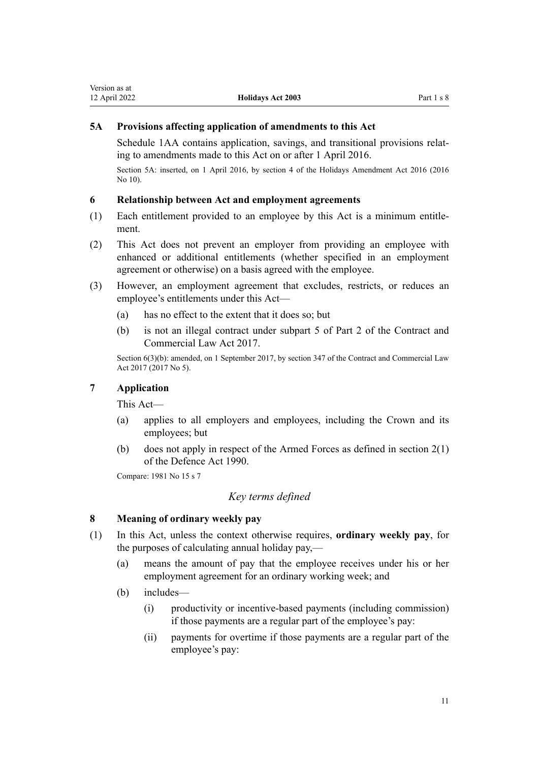### 5A Provisions affecting application of amendments to this Act

Schedule 1AA contains application, savings, and transitional provisions relating to amendments made to this Act on or after 1 April 2016.

Section 5A: inserted, on 1 April 2016, by section 4 of the Holidays Amendment Act 2016 (2016 No 10).

### 6 Relationship between Act and employment agreements

(1) Each entitlement provided to an employee by this Act is a minimum entitlement.

(2) This Act does not prevent an employer from providing an employee with enhanced or additional entitlements (whether specified in an employment agreement or otherwise) on a basis agreed with the employee.

(3) However, an employment agreement that excludes, restricts, or reduces an employee's entitlements under this Act—

(a) has no effect to the extent that it does so; but

(b) is not an illegal contract under subpart 5 of Part 2 of the Contract and Commercial Law Act 2017.

Section 6(3)(b): amended, on 1 September 2017, by section 347 of the Contract and Commercial Law Act 2017 (2017 No 5).

### 7 Application

This Act—

(a) applies to all employers and employees, including the Crown and its employees; but

(b) does not apply in respect of the Armed Forces as defined in section 2(1) of the Defence Act 1990.

Compare: 1981 No 15 s 7

## *Key terms defined*

### 8 Meaning of ordinary weekly pay

(1) In this Act, unless the context otherwise requires, **ordinary weekly pay**, for the purposes of calculating annual holiday pay,—

(a) means the amount of pay that the employee receives under his or her employment agreement for an ordinary working week; and

(b) includes—

(i) productivity or incentive-based payments (including commission) if those payments are a regular part of the employee's pay:

(ii) payments for overtime if those payments are a regular part of the employee's pay: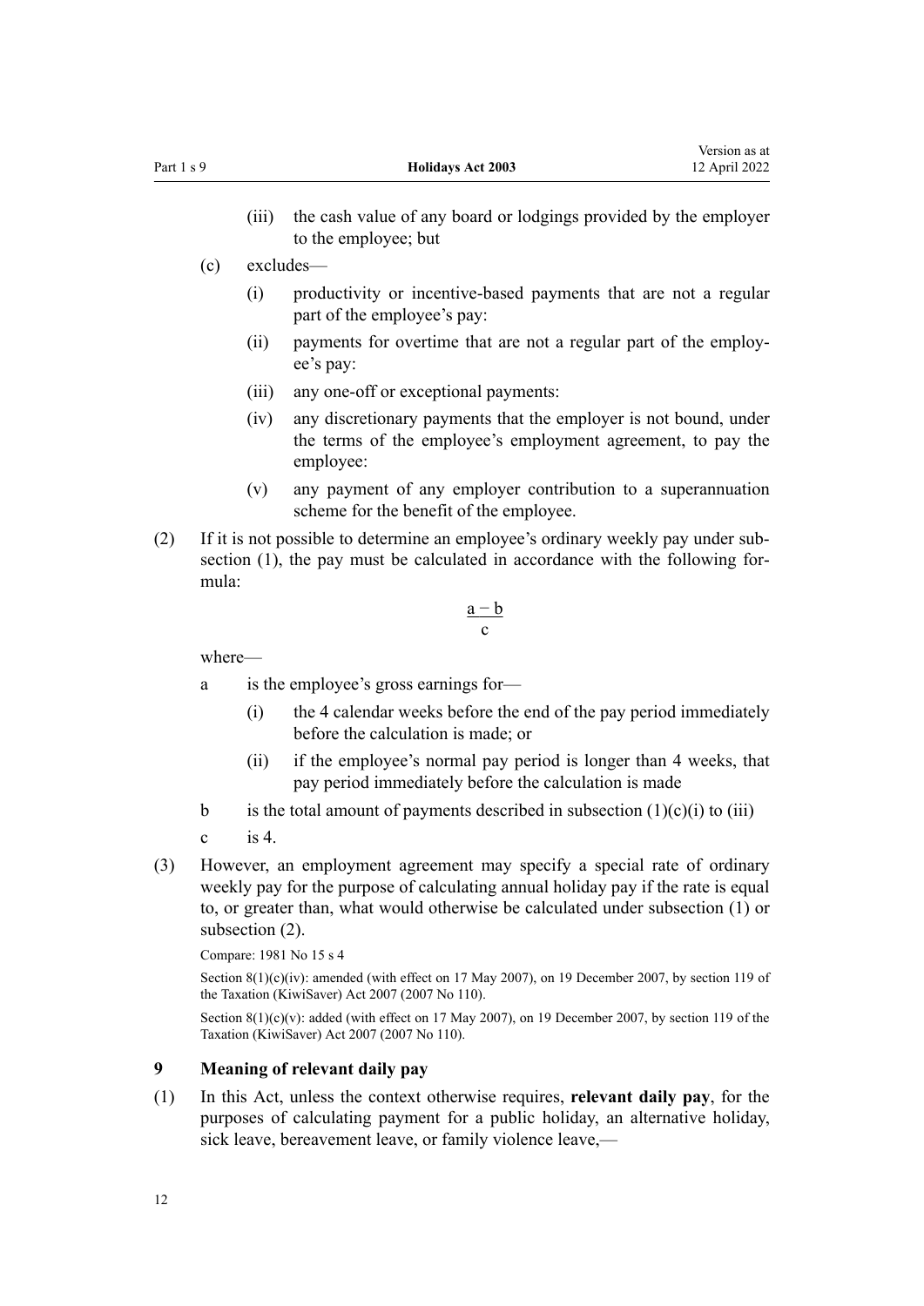(iii) the cash value of any board or lodgings provided by the employer to the employee; but

(c) excludes—

(i) productivity or incentive-based payments that are not a regular part of the employee's pay:

(ii) payments for overtime that are not a regular part of the employee's pay:

(iii) any one-off or exceptional payments:

(iv) any discretionary payments that the employer is not bound, under the terms of the employee's employment agreement, to pay the employee:

(v) any payment of any employer contribution to a superannuation scheme for the benefit of the employee.

(2) If it is not possible to determine an employee's ordinary weekly pay under subsection (1), the pay must be calculated in accordance with the following formula:

$$\frac{a - b}{c}$$

where—

a is the employee's gross earnings for—

(i) the 4 calendar weeks before the end of the pay period immediately before the calculation is made; or

(ii) if the employee's normal pay period is longer than 4 weeks, that pay period immediately before the calculation is made

b is the total amount of payments described in subsection (1)(c)(i) to (iii)

c is 4.

(3) However, an employment agreement may specify a special rate of ordinary weekly pay for the purpose of calculating annual holiday pay if the rate is equal to, or greater than, what would otherwise be calculated under subsection (1) or subsection (2).

Compare: 1981 No 15 s 4

Section 8(1)(c)(iv): amended (with effect on 17 May 2007), on 19 December 2007, by section 119 of the Taxation (KiwiSaver) Act 2007 (2007 No 110).

Section 8(1)(c)(v): added (with effect on 17 May 2007), on 19 December 2007, by section 119 of the Taxation (KiwiSaver) Act 2007 (2007 No 110).

### 9 Meaning of relevant daily pay

(1) In this Act, unless the context otherwise requires, **relevant daily pay**, for the purposes of calculating payment for a public holiday, an alternative holiday, sick leave, bereavement leave, or family violence leave,—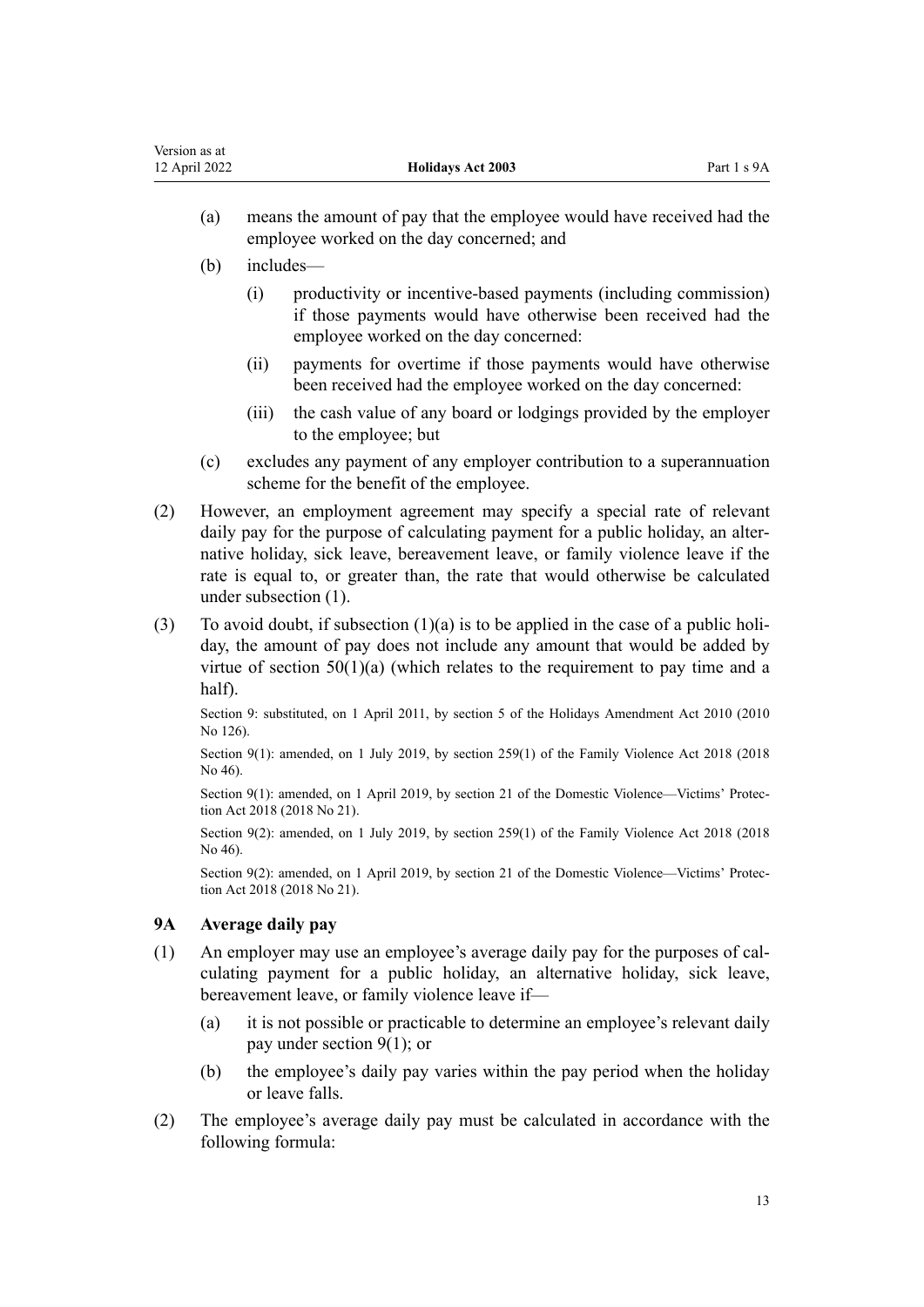(a) means the amount of pay that the employee would have received had the employee worked on the day concerned; and

(b) includes—

(i) productivity or incentive-based payments (including commission) if those payments would have otherwise been received had the employee worked on the day concerned:

(ii) payments for overtime if those payments would have otherwise been received had the employee worked on the day concerned:

(iii) the cash value of any board or lodgings provided by the employer to the employee; but

(c) excludes any payment of any employer contribution to a superannuation scheme for the benefit of the employee.

(2) However, an employment agreement may specify a special rate of relevant daily pay for the purpose of calculating payment for a public holiday, an alternative holiday, sick leave, bereavement leave, or family violence leave if the rate is equal to, or greater than, the rate that would otherwise be calculated under subsection (1).

(3) To avoid doubt, if subsection (1)(a) is to be applied in the case of a public holiday, the amount of pay does not include any amount that would be added by virtue of section 50(1)(a) (which relates to the requirement to pay time and a half).

Section 9: substituted, on 1 April 2011, by section 5 of the Holidays Amendment Act 2010 (2010 No 126).

Section 9(1): amended, on 1 July 2019, by section 259(1) of the Family Violence Act 2018 (2018 No 46).

Section 9(1): amended, on 1 April 2019, by section 21 of the Domestic Violence—Victims' Protection Act 2018 (2018 No 21).

Section 9(2): amended, on 1 July 2019, by section 259(1) of the Family Violence Act 2018 (2018 No 46).

Section 9(2): amended, on 1 April 2019, by section 21 of the Domestic Violence—Victims' Protection Act 2018 (2018 No 21).

### 9A Average daily pay

(1) An employer may use an employee's average daily pay for the purposes of calculating payment for a public holiday, an alternative holiday, sick leave, bereavement leave, or family violence leave if—

(a) it is not possible or practicable to determine an employee's relevant daily pay under section 9(1); or

(b) the employee's daily pay varies within the pay period when the holiday or leave falls.

(2) The employee's average daily pay must be calculated in accordance with the following formula: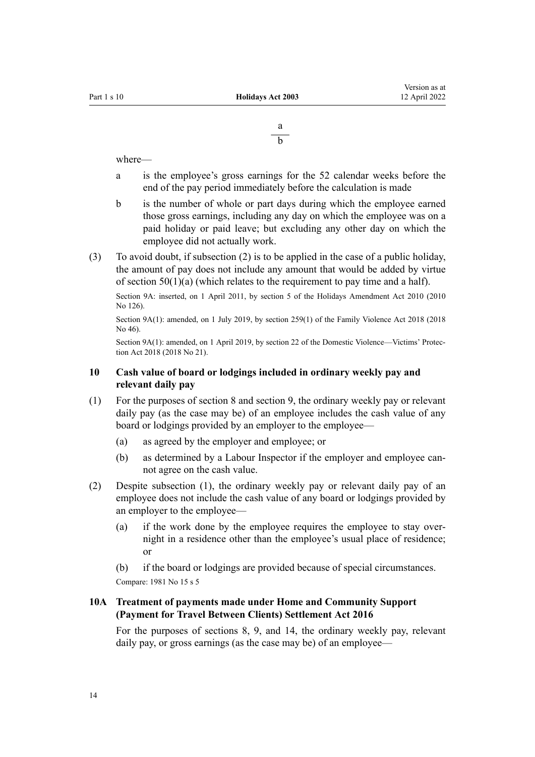$$\frac{a}{b}$$

where—

a is the employee's gross earnings for the 52 calendar weeks before the end of the pay period immediately before the calculation is made

b is the number of whole or part days during which the employee earned those gross earnings, including any day on which the employee was on a paid holiday or paid leave; but excluding any other day on which the employee did not actually work.

(3) To avoid doubt, if subsection (2) is to be applied in the case of a public holiday, the amount of pay does not include any amount that would be added by virtue of section 50(1)(a) (which relates to the requirement to pay time and a half).

Section 9A: inserted, on 1 April 2011, by section 5 of the Holidays Amendment Act 2010 (2010 No 126).

Section 9A(1): amended, on 1 July 2019, by section 259(1) of the Family Violence Act 2018 (2018 No 46).

Section 9A(1): amended, on 1 April 2019, by section 22 of the Domestic Violence—Victims' Protection Act 2018 (2018 No 21).

### 10 Cash value of board or lodgings included in ordinary weekly pay and relevant daily pay

(1) For the purposes of section 8 and section 9, the ordinary weekly pay or relevant daily pay (as the case may be) of an employee includes the cash value of any board or lodgings provided by an employer to the employee—

(a) as agreed by the employer and employee; or

(b) as determined by a Labour Inspector if the employer and employee cannot agree on the cash value.

(2) Despite subsection (1), the ordinary weekly pay or relevant daily pay of an employee does not include the cash value of any board or lodgings provided by an employer to the employee—

(a) if the work done by the employee requires the employee to stay overnight in a residence other than the employee's usual place of residence; or

(b) if the board or lodgings are provided because of special circumstances.

Compare: 1981 No 15 s 5

### 10A Treatment of payments made under Home and Community Support (Payment for Travel Between Clients) Settlement Act 2016

For the purposes of sections 8, 9, and 14, the ordinary weekly pay, relevant daily pay, or gross earnings (as the case may be) of an employee—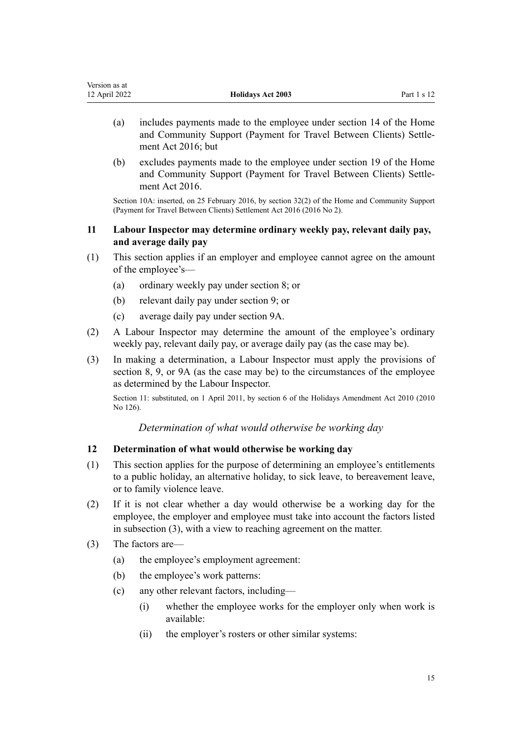(a) includes payments made to the employee under section 14 of the Home and Community Support (Payment for Travel Between Clients) Settlement Act 2016; but

(b) excludes payments made to the employee under section 19 of the Home and Community Support (Payment for Travel Between Clients) Settlement Act 2016.

Section 10A: inserted, on 25 February 2016, by section 32(2) of the Home and Community Support (Payment for Travel Between Clients) Settlement Act 2016 (2016 No 2).

### 11 Labour Inspector may determine ordinary weekly pay, relevant daily pay, and average daily pay

(1) This section applies if an employer and employee cannot agree on the amount of the employee's—

(a) ordinary weekly pay under section 8; or

(b) relevant daily pay under section 9; or

(c) average daily pay under section 9A.

(2) A Labour Inspector may determine the amount of the employee's ordinary weekly pay, relevant daily pay, or average daily pay (as the case may be).

(3) In making a determination, a Labour Inspector must apply the provisions of section 8, 9, or 9A (as the case may be) to the circumstances of the employee as determined by the Labour Inspector.

Section 11: substituted, on 1 April 2011, by section 6 of the Holidays Amendment Act 2010 (2010 No 126).

*Determination of what would otherwise be working day*

### 12 Determination of what would otherwise be working day

(1) This section applies for the purpose of determining an employee's entitlements to a public holiday, an alternative holiday, to sick leave, to bereavement leave, or to family violence leave.

(2) If it is not clear whether a day would otherwise be a working day for the employee, the employer and employee must take into account the factors listed in subsection (3), with a view to reaching agreement on the matter.

(3) The factors are—

(a) the employee's employment agreement:

(b) the employee's work patterns:

(c) any other relevant factors, including—

(i) whether the employee works for the employer only when work is available:

(ii) the employer's rosters or other similar systems: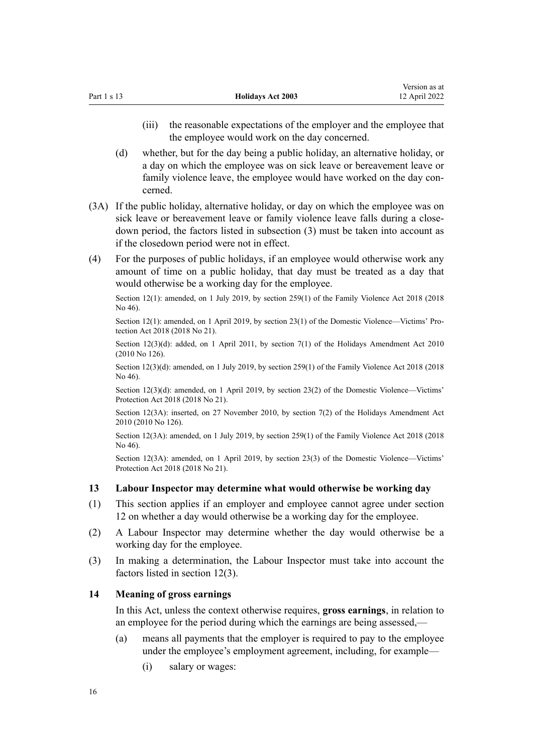(iii) the reasonable expectations of the employer and the employee that the employee would work on the day concerned.

(d) whether, but for the day being a public holiday, an alternative holiday, or a day on which the employee was on sick leave or bereavement leave or family violence leave, the employee would have worked on the day concerned.

(3A) If the public holiday, alternative holiday, or day on which the employee was on sick leave or bereavement leave or family violence leave falls during a closedown period, the factors listed in subsection (3) must be taken into account as if the closedown period were not in effect.

(4) For the purposes of public holidays, if an employee would otherwise work any amount of time on a public holiday, that day must be treated as a day that would otherwise be a working day for the employee.

Section 12(1): amended, on 1 July 2019, by section 259(1) of the Family Violence Act 2018 (2018 No 46).

Section 12(1): amended, on 1 April 2019, by section 23(1) of the Domestic Violence—Victims' Protection Act 2018 (2018 No 21).

Section 12(3)(d): added, on 1 April 2011, by section 7(1) of the Holidays Amendment Act 2010 (2010 No 126).

Section 12(3)(d): amended, on 1 July 2019, by section 259(1) of the Family Violence Act 2018 (2018 No 46).

Section 12(3)(d): amended, on 1 April 2019, by section 23(2) of the Domestic Violence—Victims' Protection Act 2018 (2018 No 21).

Section 12(3A): inserted, on 27 November 2010, by section 7(2) of the Holidays Amendment Act 2010 (2010 No 126).

Section 12(3A): amended, on 1 July 2019, by section 259(1) of the Family Violence Act 2018 (2018 No 46).

Section 12(3A): amended, on 1 April 2019, by section 23(3) of the Domestic Violence—Victims' Protection Act 2018 (2018 No 21).

### 13 Labour Inspector may determine what would otherwise be working day

(1) This section applies if an employer and employee cannot agree under section 12 on whether a day would otherwise be a working day for the employee.

(2) A Labour Inspector may determine whether the day would otherwise be a working day for the employee.

(3) In making a determination, the Labour Inspector must take into account the factors listed in section 12(3).

### 14 Meaning of gross earnings

In this Act, unless the context otherwise requires, **gross earnings**, in relation to an employee for the period during which the earnings are being assessed,—

(a) means all payments that the employer is required to pay to the employee under the employee's employment agreement, including, for example—

(i) salary or wages: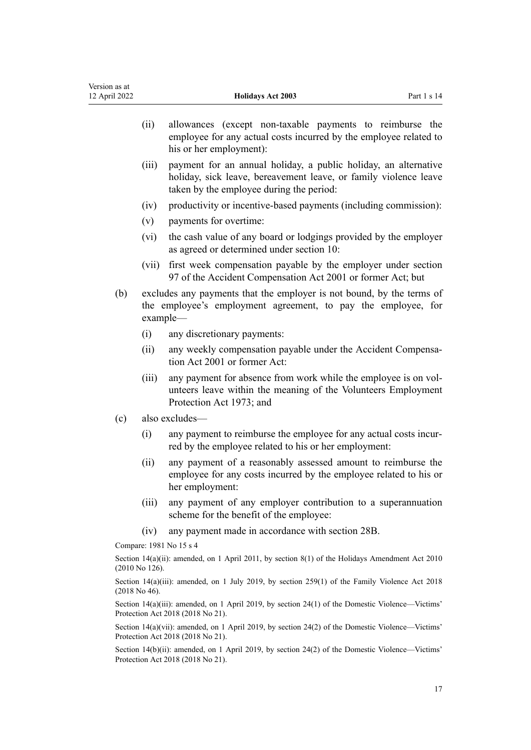(ii) allowances (except non-taxable payments to reimburse the employee for any actual costs incurred by the employee related to his or her employment):

(iii) payment for an annual holiday, a public holiday, an alternative holiday, sick leave, bereavement leave, or family violence leave taken by the employee during the period:

(iv) productivity or incentive-based payments (including commission):

(v) payments for overtime:

(vi) the cash value of any board or lodgings provided by the employer as agreed or determined under section 10:

(vii) first week compensation payable by the employer under section 97 of the Accident Compensation Act 2001 or former Act; but

(b) excludes any payments that the employer is not bound, by the terms of the employee's employment agreement, to pay the employee, for example—

(i) any discretionary payments:

(ii) any weekly compensation payable under the Accident Compensation Act 2001 or former Act:

(iii) any payment for absence from work while the employee is on volunteers leave within the meaning of the Volunteers Employment Protection Act 1973; and

(c) also excludes—

(i) any payment to reimburse the employee for any actual costs incurred by the employee related to his or her employment:

(ii) any payment of a reasonably assessed amount to reimburse the employee for any costs incurred by the employee related to his or her employment:

(iii) any payment of any employer contribution to a superannuation scheme for the benefit of the employee:

(iv) any payment made in accordance with section 28B.

Compare: 1981 No 15 s 4

Section 14(a)(ii): amended, on 1 April 2011, by section 8(1) of the Holidays Amendment Act 2010 (2010 No 126).

Section 14(a)(iii): amended, on 1 July 2019, by section 259(1) of the Family Violence Act 2018 (2018 No 46).

Section 14(a)(iii): amended, on 1 April 2019, by section 24(1) of the Domestic Violence—Victims' Protection Act 2018 (2018 No 21).

Section 14(a)(vii): amended, on 1 April 2019, by section 24(2) of the Domestic Violence—Victims' Protection Act 2018 (2018 No 21).

Section 14(b)(ii): amended, on 1 April 2019, by section 24(2) of the Domestic Violence—Victims' Protection Act 2018 (2018 No 21).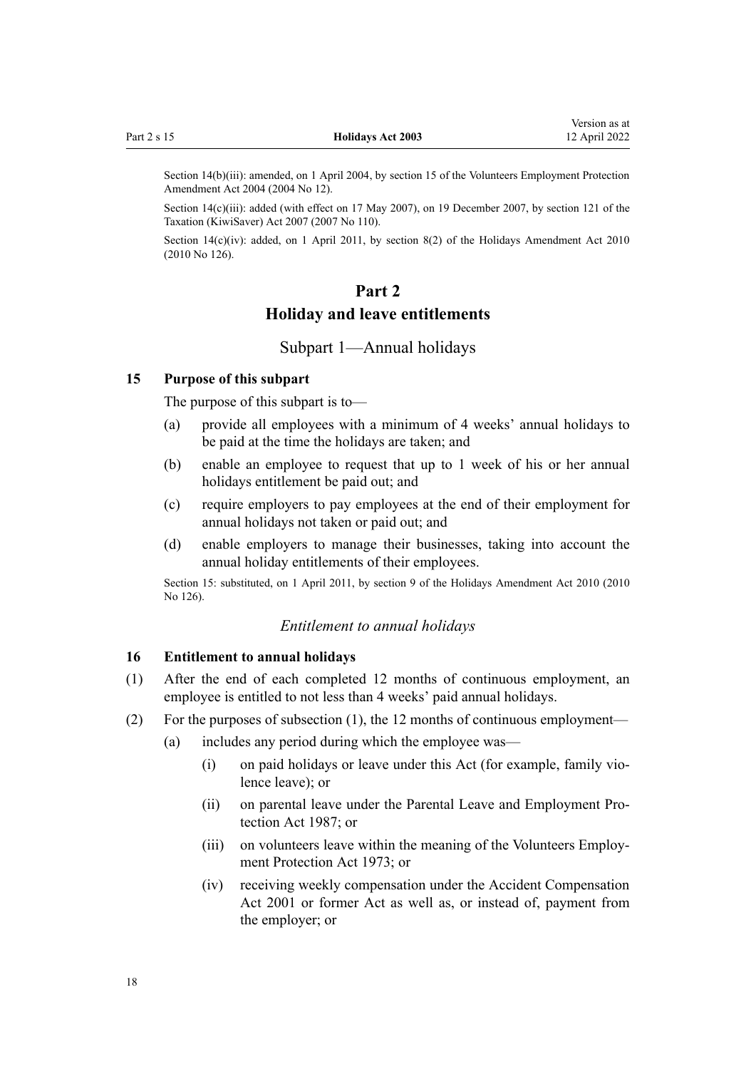Section 14(b)(iii): amended, on 1 April 2004, by section 15 of the Volunteers Employment Protection Amendment Act 2004 (2004 No 12).

Section 14(c)(iii): added (with effect on 17 May 2007), on 19 December 2007, by section 121 of the Taxation (KiwiSaver) Act 2007 (2007 No 110).

Section 14(c)(iv): added, on 1 April 2011, by section 8(2) of the Holidays Amendment Act 2010 (2010 No 126).

# Part 2
# Holiday and leave entitlements

## Subpart 1—Annual holidays

### 15 Purpose of this subpart

The purpose of this subpart is to—

(a) provide all employees with a minimum of 4 weeks' annual holidays to be paid at the time the holidays are taken; and

(b) enable an employee to request that up to 1 week of his or her annual holidays entitlement be paid out; and

(c) require employers to pay employees at the end of their employment for annual holidays not taken or paid out; and

(d) enable employers to manage their businesses, taking into account the annual holiday entitlements of their employees.

Section 15: substituted, on 1 April 2011, by section 9 of the Holidays Amendment Act 2010 (2010 No 126).

*Entitlement to annual holidays*

### 16 Entitlement to annual holidays

(1) After the end of each completed 12 months of continuous employment, an employee is entitled to not less than 4 weeks' paid annual holidays.

(2) For the purposes of subsection (1), the 12 months of continuous employment—

(a) includes any period during which the employee was—

(i) on paid holidays or leave under this Act (for example, family violence leave); or

(ii) on parental leave under the Parental Leave and Employment Protection Act 1987; or

(iii) on volunteers leave within the meaning of the Volunteers Employment Protection Act 1973; or

(iv) receiving weekly compensation under the Accident Compensation Act 2001 or former Act as well as, or instead of, payment from the employer; or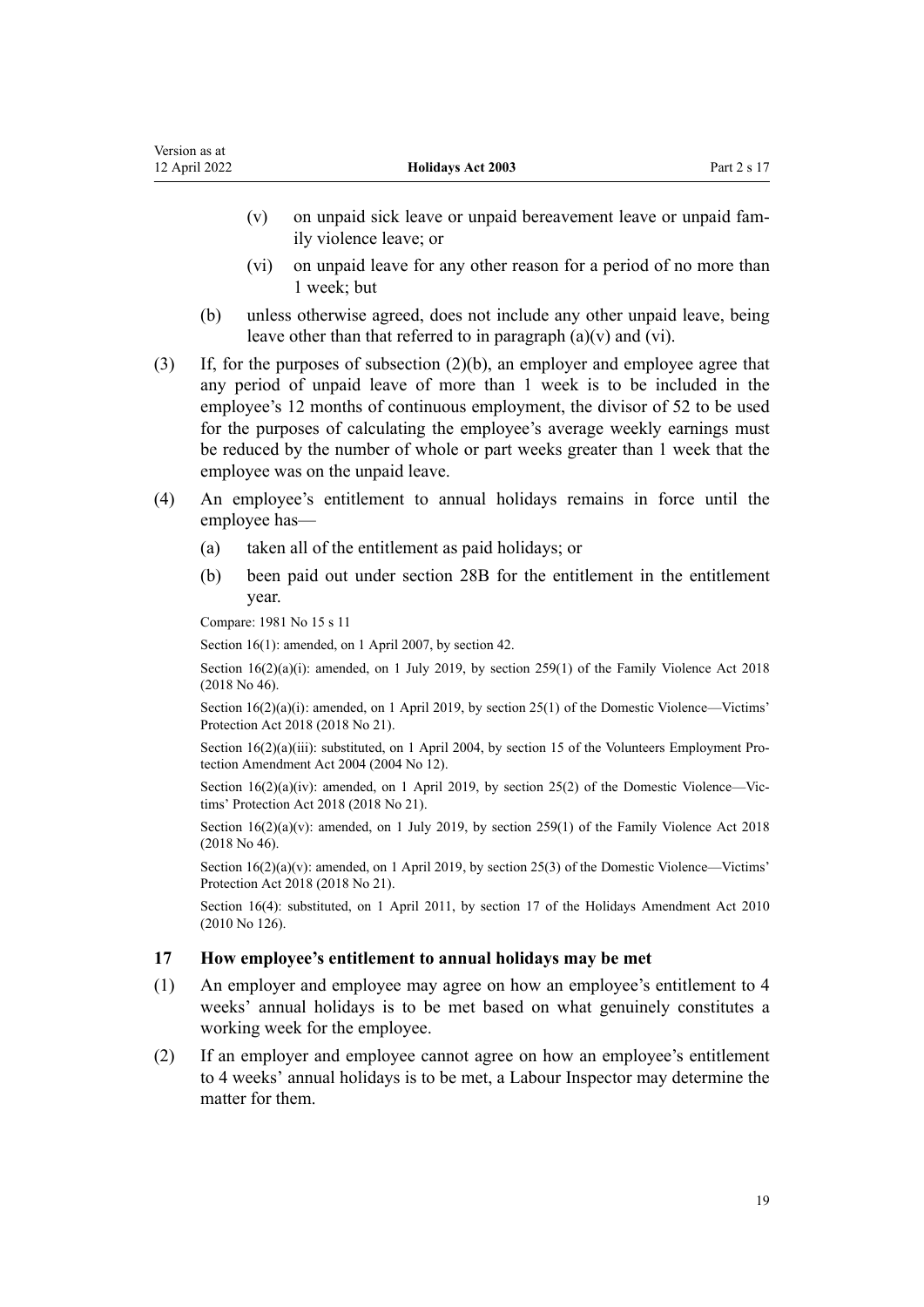(v) on unpaid sick leave or unpaid bereavement leave or unpaid family violence leave; or

(vi) on unpaid leave for any other reason for a period of no more than 1 week; but

(b) unless otherwise agreed, does not include any other unpaid leave, being leave other than that referred to in paragraph (a)(v) and (vi).

(3) If, for the purposes of subsection (2)(b), an employer and employee agree that any period of unpaid leave of more than 1 week is to be included in the employee's 12 months of continuous employment, the divisor of 52 to be used for the purposes of calculating the employee's average weekly earnings must be reduced by the number of whole or part weeks greater than 1 week that the employee was on the unpaid leave.

(4) An employee's entitlement to annual holidays remains in force until the employee has—

(a) taken all of the entitlement as paid holidays; or

(b) been paid out under section 28B for the entitlement in the entitlement year.

Compare: 1981 No 15 s 11

Section 16(1): amended, on 1 April 2007, by section 42.

Section 16(2)(a)(i): amended, on 1 July 2019, by section 259(1) of the Family Violence Act 2018 (2018 No 46).

Section 16(2)(a)(i): amended, on 1 April 2019, by section 25(1) of the Domestic Violence—Victims' Protection Act 2018 (2018 No 21).

Section 16(2)(a)(iii): substituted, on 1 April 2004, by section 15 of the Volunteers Employment Protection Amendment Act 2004 (2004 No 12).

Section 16(2)(a)(iv): amended, on 1 April 2019, by section 25(2) of the Domestic Violence—Victims' Protection Act 2018 (2018 No 21).

Section 16(2)(a)(v): amended, on 1 July 2019, by section 259(1) of the Family Violence Act 2018 (2018 No 46).

Section 16(2)(a)(v): amended, on 1 April 2019, by section 25(3) of the Domestic Violence—Victims' Protection Act 2018 (2018 No 21).

Section 16(4): substituted, on 1 April 2011, by section 17 of the Holidays Amendment Act 2010 (2010 No 126).

### 17 How employee's entitlement to annual holidays may be met

(1) An employer and employee may agree on how an employee's entitlement to 4 weeks' annual holidays is to be met based on what genuinely constitutes a working week for the employee.

(2) If an employer and employee cannot agree on how an employee's entitlement to 4 weeks' annual holidays is to be met, a Labour Inspector may determine the matter for them.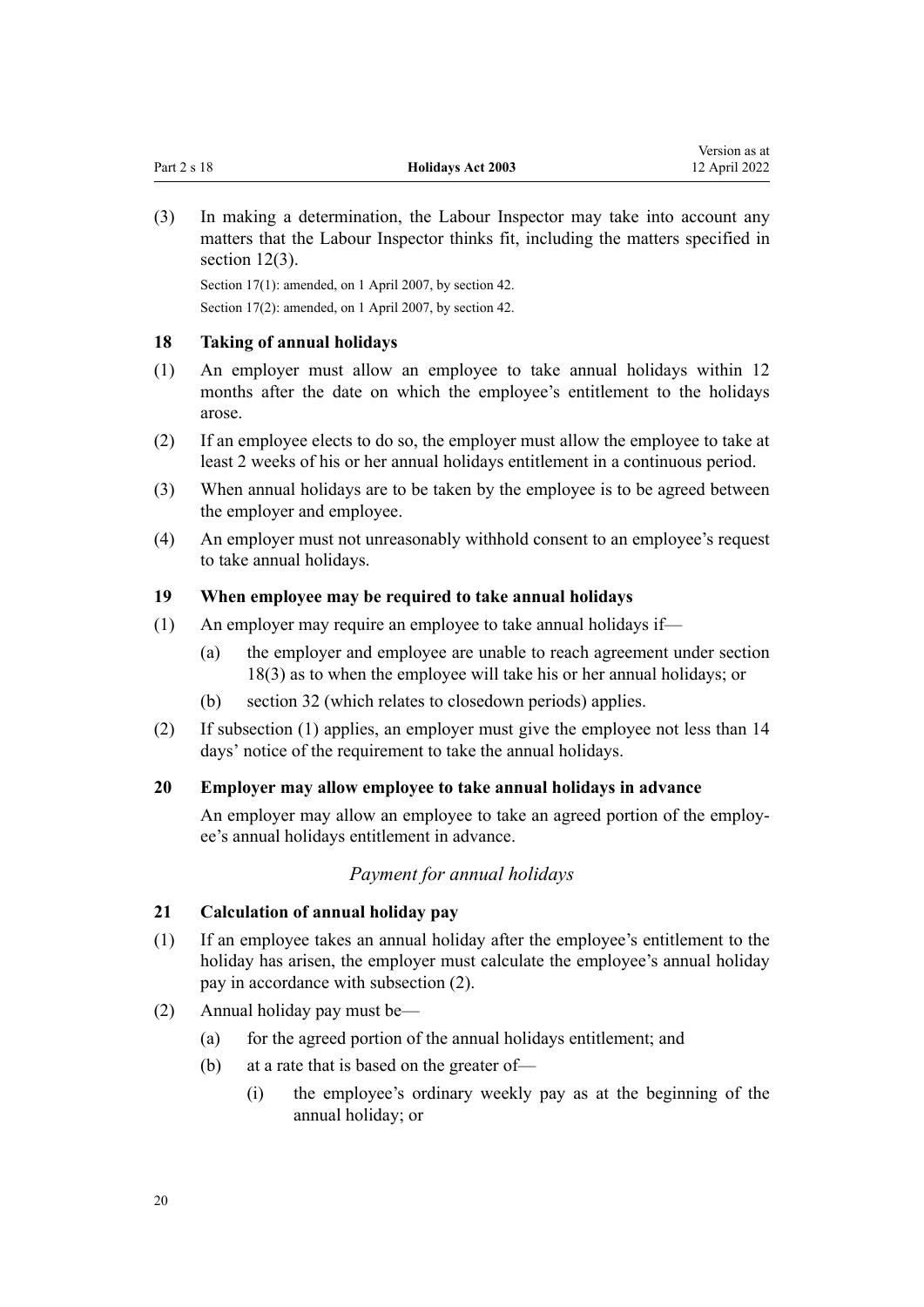(3) In making a determination, the Labour Inspector may take into account any matters that the Labour Inspector thinks fit, including the matters specified in section 12(3).

Section 17(1): amended, on 1 April 2007, by section 42.

Section 17(2): amended, on 1 April 2007, by section 42.

### 18 Taking of annual holidays

(1) An employer must allow an employee to take annual holidays within 12 months after the date on which the employee's entitlement to the holidays arose.

(2) If an employee elects to do so, the employer must allow the employee to take at least 2 weeks of his or her annual holidays entitlement in a continuous period.

(3) When annual holidays are to be taken by the employee is to be agreed between the employer and employee.

(4) An employer must not unreasonably withhold consent to an employee's request to take annual holidays.

### 19 When employee may be required to take annual holidays

(1) An employer may require an employee to take annual holidays if—

- (a) the employer and employee are unable to reach agreement under section 18(3) as to when the employee will take his or her annual holidays; or
- (b) section 32 (which relates to closedown periods) applies.

(2) If subsection (1) applies, an employer must give the employee not less than 14 days' notice of the requirement to take the annual holidays.

### 20 Employer may allow employee to take annual holidays in advance

An employer may allow an employee to take an agreed portion of the employee's annual holidays entitlement in advance.

*Payment for annual holidays*

### 21 Calculation of annual holiday pay

(1) If an employee takes an annual holiday after the employee's entitlement to the holiday has arisen, the employer must calculate the employee's annual holiday pay in accordance with subsection (2).

(2) Annual holiday pay must be—

- (a) for the agreed portion of the annual holidays entitlement; and
- (b) at a rate that is based on the greater of—
  - (i) the employee's ordinary weekly pay as at the beginning of the annual holiday; or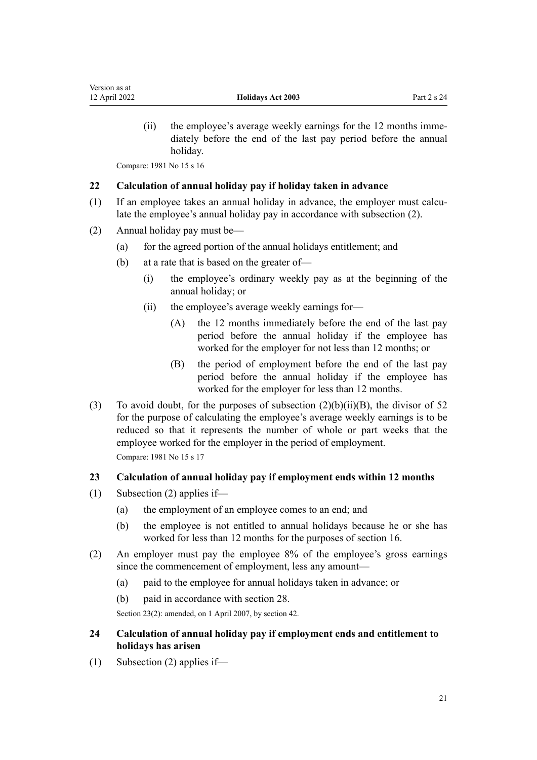(ii) the employee's average weekly earnings for the 12 months immediately before the end of the last pay period before the annual holiday.

Compare: 1981 No 15 s 16

### 22 Calculation of annual holiday pay if holiday taken in advance

(1) If an employee takes an annual holiday in advance, the employer must calculate the employee's annual holiday pay in accordance with subsection (2).

(2) Annual holiday pay must be—

(a) for the agreed portion of the annual holidays entitlement; and

(b) at a rate that is based on the greater of—

(i) the employee's ordinary weekly pay as at the beginning of the annual holiday; or

(ii) the employee's average weekly earnings for—

(A) the 12 months immediately before the end of the last pay period before the annual holiday if the employee has worked for the employer for not less than 12 months; or

(B) the period of employment before the end of the last pay period before the annual holiday if the employee has worked for the employer for less than 12 months.

(3) To avoid doubt, for the purposes of subsection (2)(b)(ii)(B), the divisor of 52 for the purpose of calculating the employee's average weekly earnings is to be reduced so that it represents the number of whole or part weeks that the employee worked for the employer in the period of employment.

Compare: 1981 No 15 s 17

### 23 Calculation of annual holiday pay if employment ends within 12 months

(1) Subsection (2) applies if—

(a) the employment of an employee comes to an end; and

(b) the employee is not entitled to annual holidays because he or she has worked for less than 12 months for the purposes of section 16.

(2) An employer must pay the employee 8% of the employee's gross earnings since the commencement of employment, less any amount—

(a) paid to the employee for annual holidays taken in advance; or

(b) paid in accordance with section 28.

Section 23(2): amended, on 1 April 2007, by section 42.

### 24 Calculation of annual holiday pay if employment ends and entitlement to holidays has arisen

(1) Subsection (2) applies if—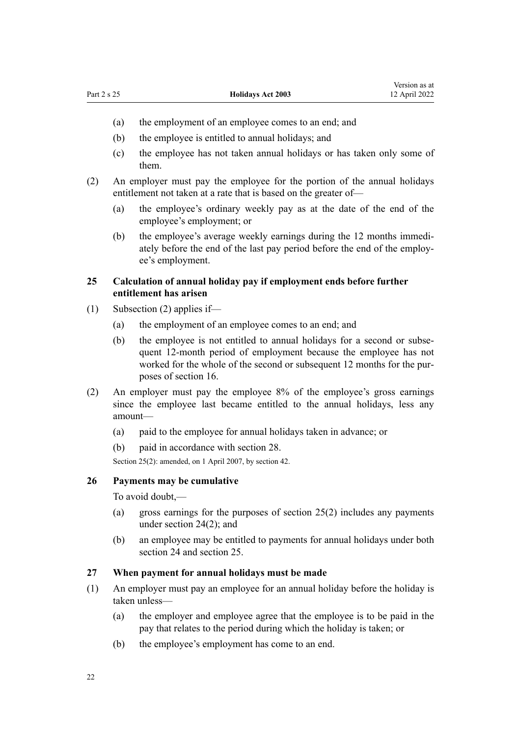(a) the employment of an employee comes to an end; and

(b) the employee is entitled to annual holidays; and

(c) the employee has not taken annual holidays or has taken only some of them.

(2) An employer must pay the employee for the portion of the annual holidays entitlement not taken at a rate that is based on the greater of—

(a) the employee's ordinary weekly pay as at the date of the end of the employee's employment; or

(b) the employee's average weekly earnings during the 12 months immediately before the end of the last pay period before the end of the employee's employment.

### 25 Calculation of annual holiday pay if employment ends before further entitlement has arisen

(1) Subsection (2) applies if—

(a) the employment of an employee comes to an end; and

(b) the employee is not entitled to annual holidays for a second or subsequent 12-month period of employment because the employee has not worked for the whole of the second or subsequent 12 months for the purposes of section 16.

(2) An employer must pay the employee 8% of the employee's gross earnings since the employee last became entitled to the annual holidays, less any amount—

(a) paid to the employee for annual holidays taken in advance; or

(b) paid in accordance with section 28.

Section 25(2): amended, on 1 April 2007, by section 42.

### 26 Payments may be cumulative

To avoid doubt,—

(a) gross earnings for the purposes of section 25(2) includes any payments under section 24(2); and

(b) an employee may be entitled to payments for annual holidays under both section 24 and section 25.

### 27 When payment for annual holidays must be made

(1) An employer must pay an employee for an annual holiday before the holiday is taken unless—

(a) the employer and employee agree that the employee is to be paid in the pay that relates to the period during which the holiday is taken; or

(b) the employee's employment has come to an end.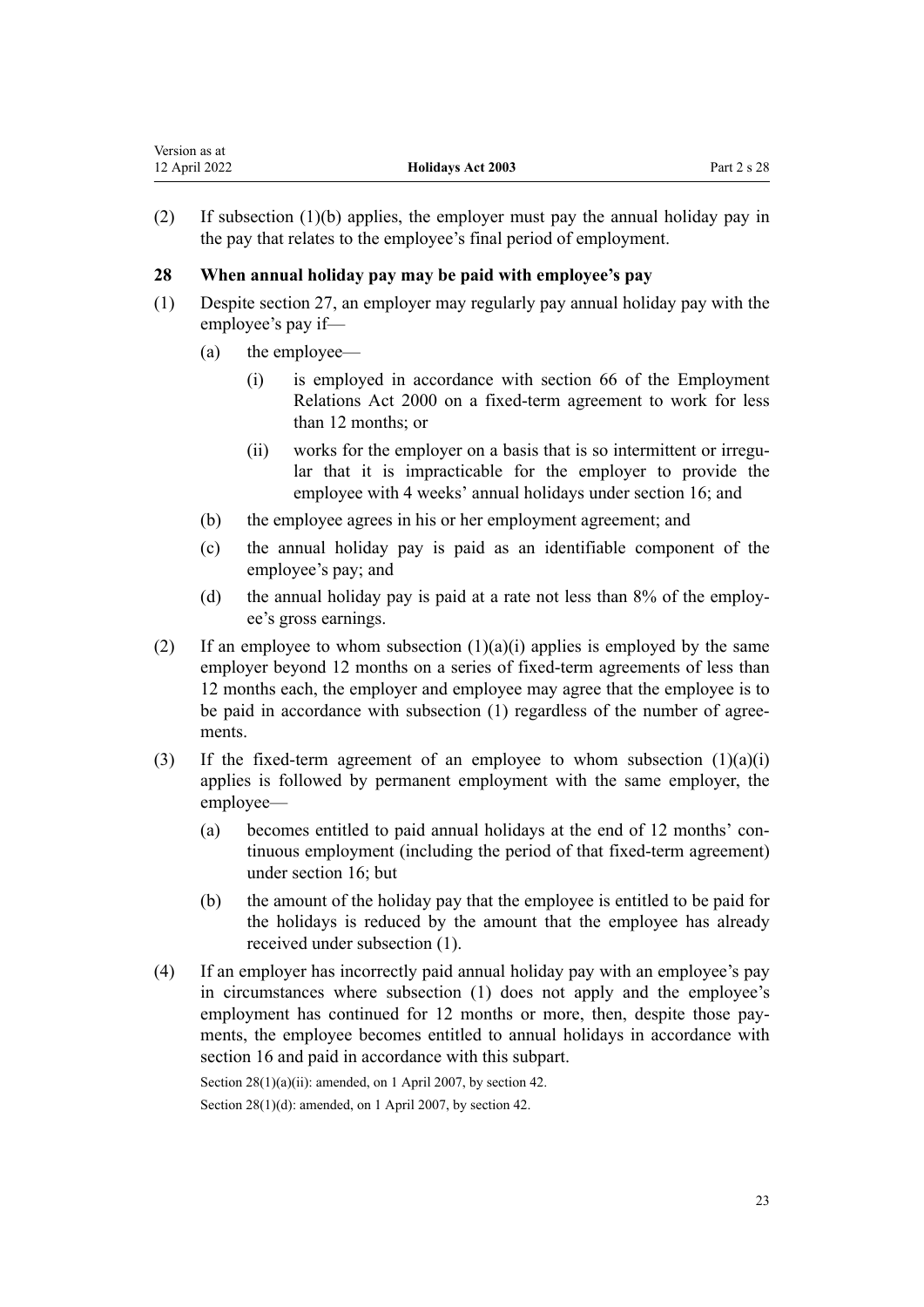(2) If subsection (1)(b) applies, the employer must pay the annual holiday pay in the pay that relates to the employee's final period of employment.

### 28 When annual holiday pay may be paid with employee's pay

(1) Despite section 27, an employer may regularly pay annual holiday pay with the employee's pay if—

   (a) the employee—

      (i) is employed in accordance with section 66 of the Employment Relations Act 2000 on a fixed-term agreement to work for less than 12 months; or

      (ii) works for the employer on a basis that is so intermittent or irregular that it is impracticable for the employer to provide the employee with 4 weeks' annual holidays under section 16; and

   (b) the employee agrees in his or her employment agreement; and

   (c) the annual holiday pay is paid as an identifiable component of the employee's pay; and

   (d) the annual holiday pay is paid at a rate not less than 8% of the employee's gross earnings.

(2) If an employee to whom subsection (1)(a)(i) applies is employed by the same employer beyond 12 months on a series of fixed-term agreements of less than 12 months each, the employer and employee may agree that the employee is to be paid in accordance with subsection (1) regardless of the number of agreements.

(3) If the fixed-term agreement of an employee to whom subsection (1)(a)(i) applies is followed by permanent employment with the same employer, the employee—

   (a) becomes entitled to paid annual holidays at the end of 12 months' continuous employment (including the period of that fixed-term agreement) under section 16; but

   (b) the amount of the holiday pay that the employee is entitled to be paid for the holidays is reduced by the amount that the employee has already received under subsection (1).

(4) If an employer has incorrectly paid annual holiday pay with an employee's pay in circumstances where subsection (1) does not apply and the employee's employment has continued for 12 months or more, then, despite those payments, the employee becomes entitled to annual holidays in accordance with section 16 and paid in accordance with this subpart.

Section 28(1)(a)(ii): amended, on 1 April 2007, by section 42.

Section 28(1)(d): amended, on 1 April 2007, by section 42.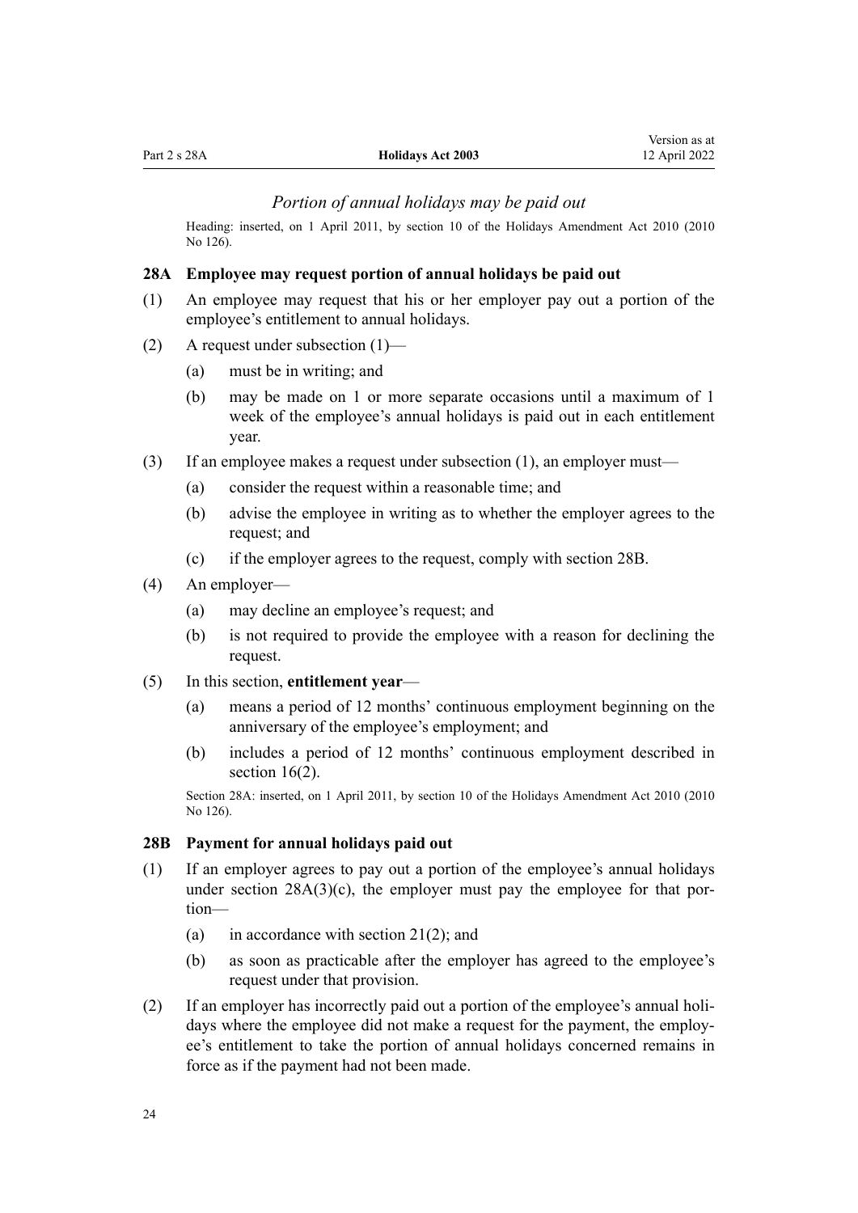*Portion of annual holidays may be paid out*

Heading: inserted, on 1 April 2011, by section 10 of the Holidays Amendment Act 2010 (2010 No 126).

**28A Employee may request portion of annual holidays be paid out**

(1) An employee may request that his or her employer pay out a portion of the employee's entitlement to annual holidays.

(2) A request under subsection (1)—

- (a) must be in writing; and
- (b) may be made on 1 or more separate occasions until a maximum of 1 week of the employee's annual holidays is paid out in each entitlement year.

(3) If an employee makes a request under subsection (1), an employer must—

- (a) consider the request within a reasonable time; and
- (b) advise the employee in writing as to whether the employer agrees to the request; and
- (c) if the employer agrees to the request, comply with section 28B.

(4) An employer—

- (a) may decline an employee's request; and
- (b) is not required to provide the employee with a reason for declining the request.

(5) In this section, **entitlement year**—

- (a) means a period of 12 months' continuous employment beginning on the anniversary of the employee's employment; and
- (b) includes a period of 12 months' continuous employment described in section 16(2).

Section 28A: inserted, on 1 April 2011, by section 10 of the Holidays Amendment Act 2010 (2010 No 126).

**28B Payment for annual holidays paid out**

(1) If an employer agrees to pay out a portion of the employee's annual holidays under section 28A(3)(c), the employer must pay the employee for that portion—

- (a) in accordance with section 21(2); and
- (b) as soon as practicable after the employer has agreed to the employee's request under that provision.

(2) If an employer has incorrectly paid out a portion of the employee's annual holidays where the employee did not make a request for the payment, the employee's entitlement to take the portion of annual holidays concerned remains in force as if the payment had not been made.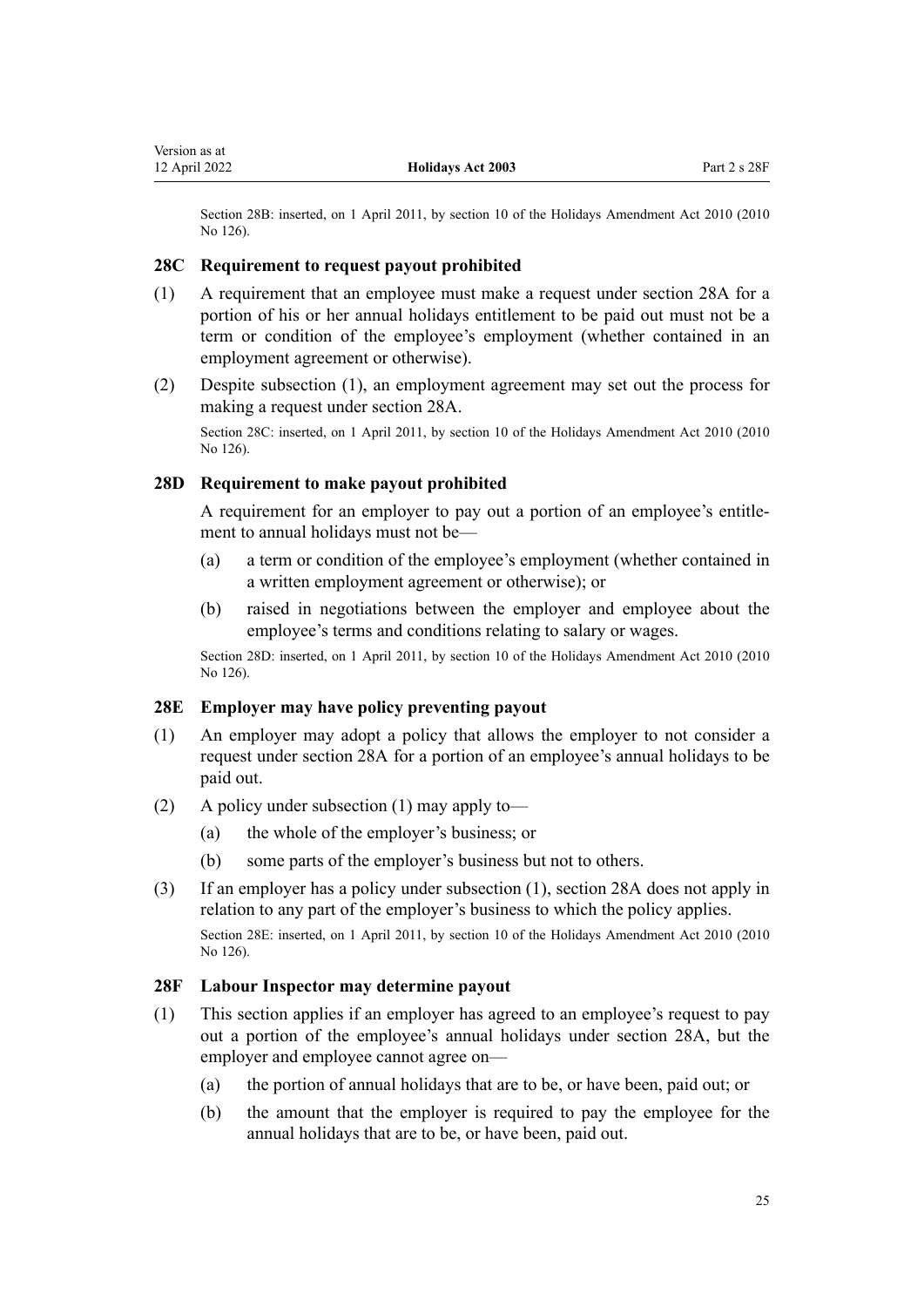Section 28B: inserted, on 1 April 2011, by section 10 of the Holidays Amendment Act 2010 (2010 No 126).

### 28C Requirement to request payout prohibited

(1) A requirement that an employee must make a request under section 28A for a portion of his or her annual holidays entitlement to be paid out must not be a term or condition of the employee's employment (whether contained in an employment agreement or otherwise).

(2) Despite subsection (1), an employment agreement may set out the process for making a request under section 28A.

Section 28C: inserted, on 1 April 2011, by section 10 of the Holidays Amendment Act 2010 (2010 No 126).

### 28D Requirement to make payout prohibited

A requirement for an employer to pay out a portion of an employee's entitlement to annual holidays must not be—

(a) a term or condition of the employee's employment (whether contained in a written employment agreement or otherwise); or

(b) raised in negotiations between the employer and employee about the employee's terms and conditions relating to salary or wages.

Section 28D: inserted, on 1 April 2011, by section 10 of the Holidays Amendment Act 2010 (2010 No 126).

### 28E Employer may have policy preventing payout

(1) An employer may adopt a policy that allows the employer to not consider a request under section 28A for a portion of an employee's annual holidays to be paid out.

(2) A policy under subsection (1) may apply to—

(a) the whole of the employer's business; or

(b) some parts of the employer's business but not to others.

(3) If an employer has a policy under subsection (1), section 28A does not apply in relation to any part of the employer's business to which the policy applies.

Section 28E: inserted, on 1 April 2011, by section 10 of the Holidays Amendment Act 2010 (2010 No 126).

### 28F Labour Inspector may determine payout

(1) This section applies if an employer has agreed to an employee's request to pay out a portion of the employee's annual holidays under section 28A, but the employer and employee cannot agree on—

(a) the portion of annual holidays that are to be, or have been, paid out; or

(b) the amount that the employer is required to pay the employee for the annual holidays that are to be, or have been, paid out.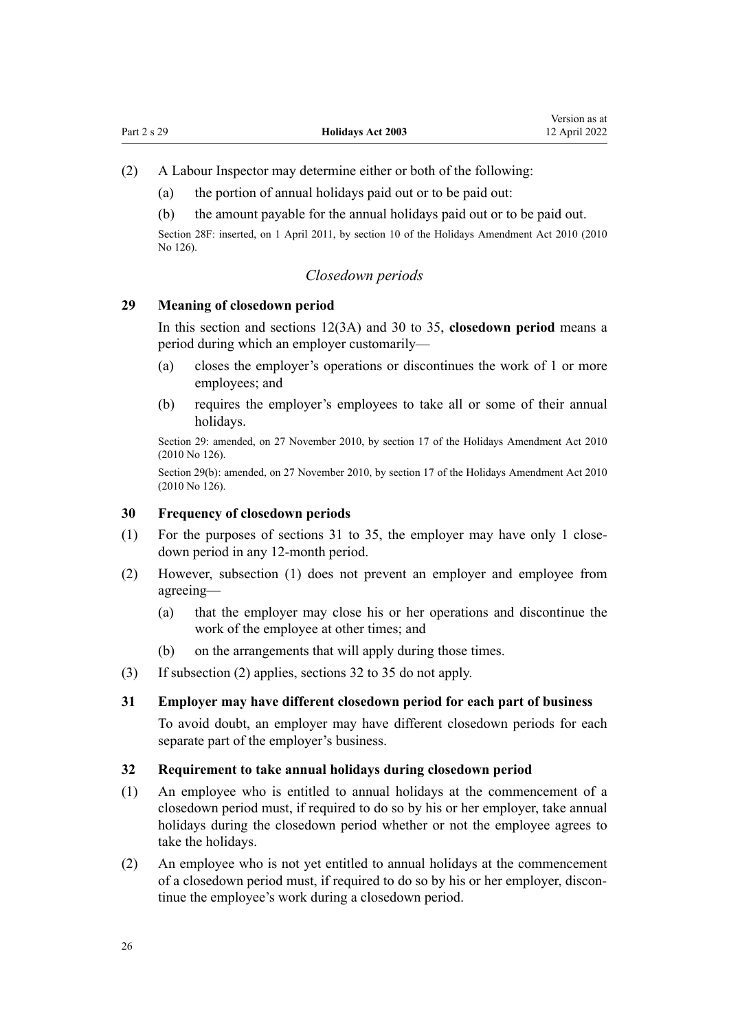(2) A Labour Inspector may determine either or both of the following:

(a) the portion of annual holidays paid out or to be paid out:

(b) the amount payable for the annual holidays paid out or to be paid out.

Section 28F: inserted, on 1 April 2011, by section 10 of the Holidays Amendment Act 2010 (2010 No 126).

### *Closedown periods*

#### 29 Meaning of closedown period

In this section and sections 12(3A) and 30 to 35, **closedown period** means a period during which an employer customarily—

(a) closes the employer's operations or discontinues the work of 1 or more employees; and

(b) requires the employer's employees to take all or some of their annual holidays.

Section 29: amended, on 27 November 2010, by section 17 of the Holidays Amendment Act 2010 (2010 No 126).

Section 29(b): amended, on 27 November 2010, by section 17 of the Holidays Amendment Act 2010 (2010 No 126).

#### 30 Frequency of closedown periods

(1) For the purposes of sections 31 to 35, the employer may have only 1 closedown period in any 12-month period.

(2) However, subsection (1) does not prevent an employer and employee from agreeing—

(a) that the employer may close his or her operations and discontinue the work of the employee at other times; and

(b) on the arrangements that will apply during those times.

(3) If subsection (2) applies, sections 32 to 35 do not apply.

#### 31 Employer may have different closedown period for each part of business

To avoid doubt, an employer may have different closedown periods for each separate part of the employer's business.

#### 32 Requirement to take annual holidays during closedown period

(1) An employee who is entitled to annual holidays at the commencement of a closedown period must, if required to do so by his or her employer, take annual holidays during the closedown period whether or not the employee agrees to take the holidays.

(2) An employee who is not yet entitled to annual holidays at the commencement of a closedown period must, if required to do so by his or her employer, discontinue the employee's work during a closedown period.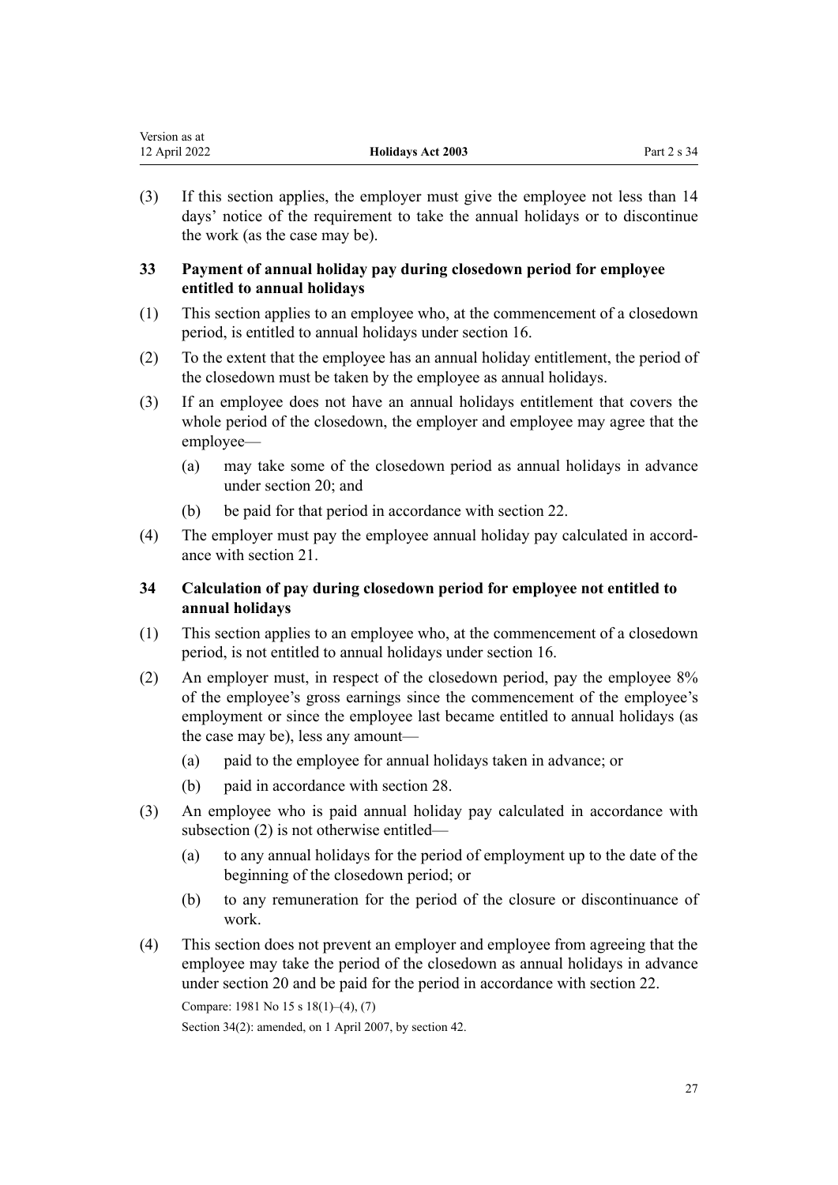(3) If this section applies, the employer must give the employee not less than 14 days' notice of the requirement to take the annual holidays or to discontinue the work (as the case may be).

### 33 Payment of annual holiday pay during closedown period for employee entitled to annual holidays

(1) This section applies to an employee who, at the commencement of a closedown period, is entitled to annual holidays under section 16.

(2) To the extent that the employee has an annual holiday entitlement, the period of the closedown must be taken by the employee as annual holidays.

(3) If an employee does not have an annual holidays entitlement that covers the whole period of the closedown, the employer and employee may agree that the employee—

- (a) may take some of the closedown period as annual holidays in advance under section 20; and
- (b) be paid for that period in accordance with section 22.

(4) The employer must pay the employee annual holiday pay calculated in accordance with section 21.

### 34 Calculation of pay during closedown period for employee not entitled to annual holidays

(1) This section applies to an employee who, at the commencement of a closedown period, is not entitled to annual holidays under section 16.

(2) An employer must, in respect of the closedown period, pay the employee 8% of the employee's gross earnings since the commencement of the employee's employment or since the employee last became entitled to annual holidays (as the case may be), less any amount—

- (a) paid to the employee for annual holidays taken in advance; or
- (b) paid in accordance with section 28.

(3) An employee who is paid annual holiday pay calculated in accordance with subsection (2) is not otherwise entitled—

- (a) to any annual holidays for the period of employment up to the date of the beginning of the closedown period; or
- (b) to any remuneration for the period of the closure or discontinuance of work.

(4) This section does not prevent an employer and employee from agreeing that the employee may take the period of the closedown as annual holidays in advance under section 20 and be paid for the period in accordance with section 22.

Compare: 1981 No 15 s 18(1)–(4), (7)

Section 34(2): amended, on 1 April 2007, by section 42.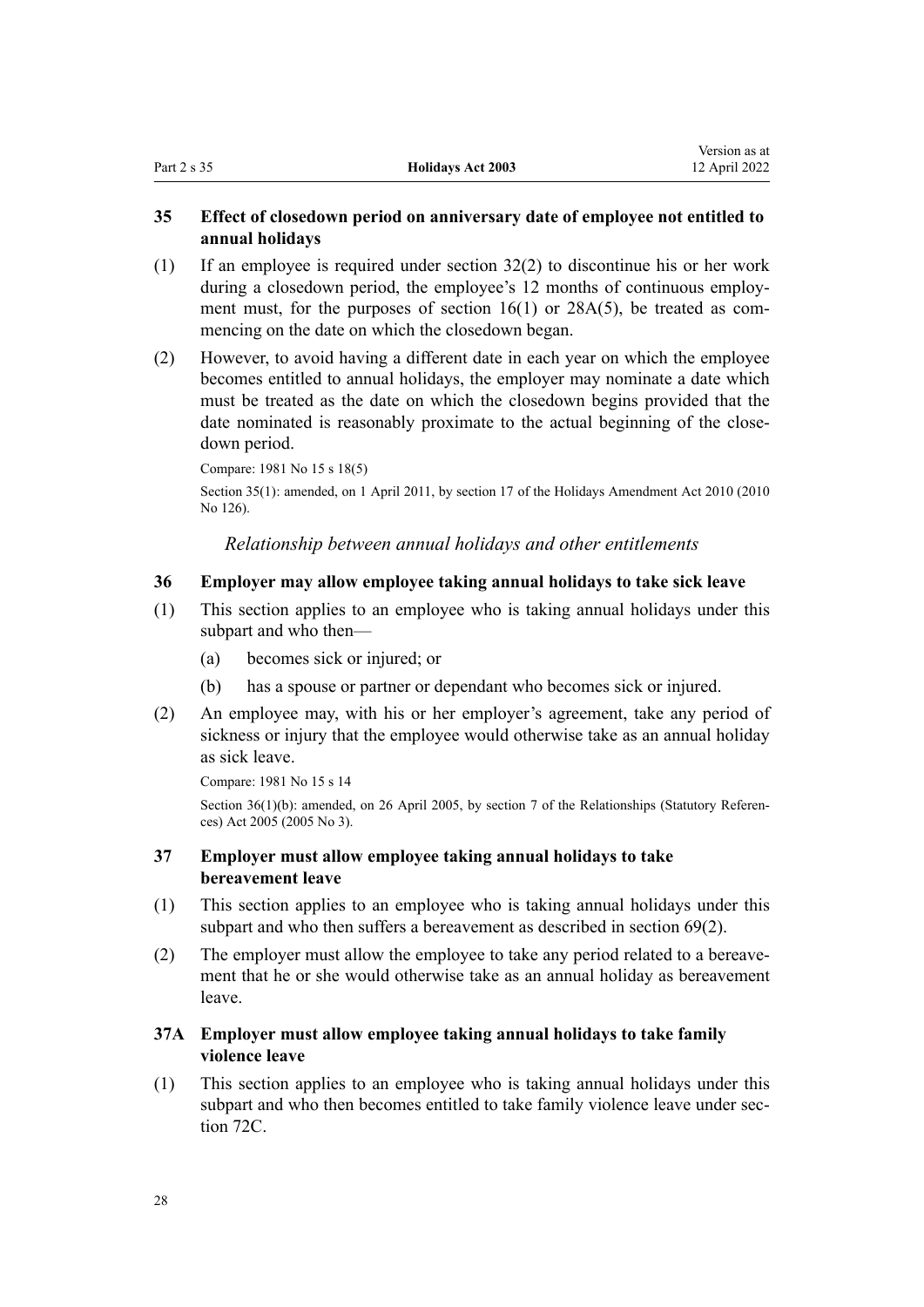### 35 Effect of closedown period on anniversary date of employee not entitled to annual holidays

(1) If an employee is required under section 32(2) to discontinue his or her work during a closedown period, the employee's 12 months of continuous employment must, for the purposes of section 16(1) or 28A(5), be treated as commencing on the date on which the closedown began.

(2) However, to avoid having a different date in each year on which the employee becomes entitled to annual holidays, the employer may nominate a date which must be treated as the date on which the closedown begins provided that the date nominated is reasonably proximate to the actual beginning of the closedown period.

Compare: 1981 No 15 s 18(5)

Section 35(1): amended, on 1 April 2011, by section 17 of the Holidays Amendment Act 2010 (2010 No 126).

*Relationship between annual holidays and other entitlements*

### 36 Employer may allow employee taking annual holidays to take sick leave

(1) This section applies to an employee who is taking annual holidays under this subpart and who then—

  (a) becomes sick or injured; or

  (b) has a spouse or partner or dependant who becomes sick or injured.

(2) An employee may, with his or her employer's agreement, take any period of sickness or injury that the employee would otherwise take as an annual holiday as sick leave.

Compare: 1981 No 15 s 14

Section 36(1)(b): amended, on 26 April 2005, by section 7 of the Relationships (Statutory References) Act 2005 (2005 No 3).

### 37 Employer must allow employee taking annual holidays to take bereavement leave

(1) This section applies to an employee who is taking annual holidays under this subpart and who then suffers a bereavement as described in section 69(2).

(2) The employer must allow the employee to take any period related to a bereavement that he or she would otherwise take as an annual holiday as bereavement leave.

### 37A Employer must allow employee taking annual holidays to take family violence leave

(1) This section applies to an employee who is taking annual holidays under this subpart and who then becomes entitled to take family violence leave under section 72C.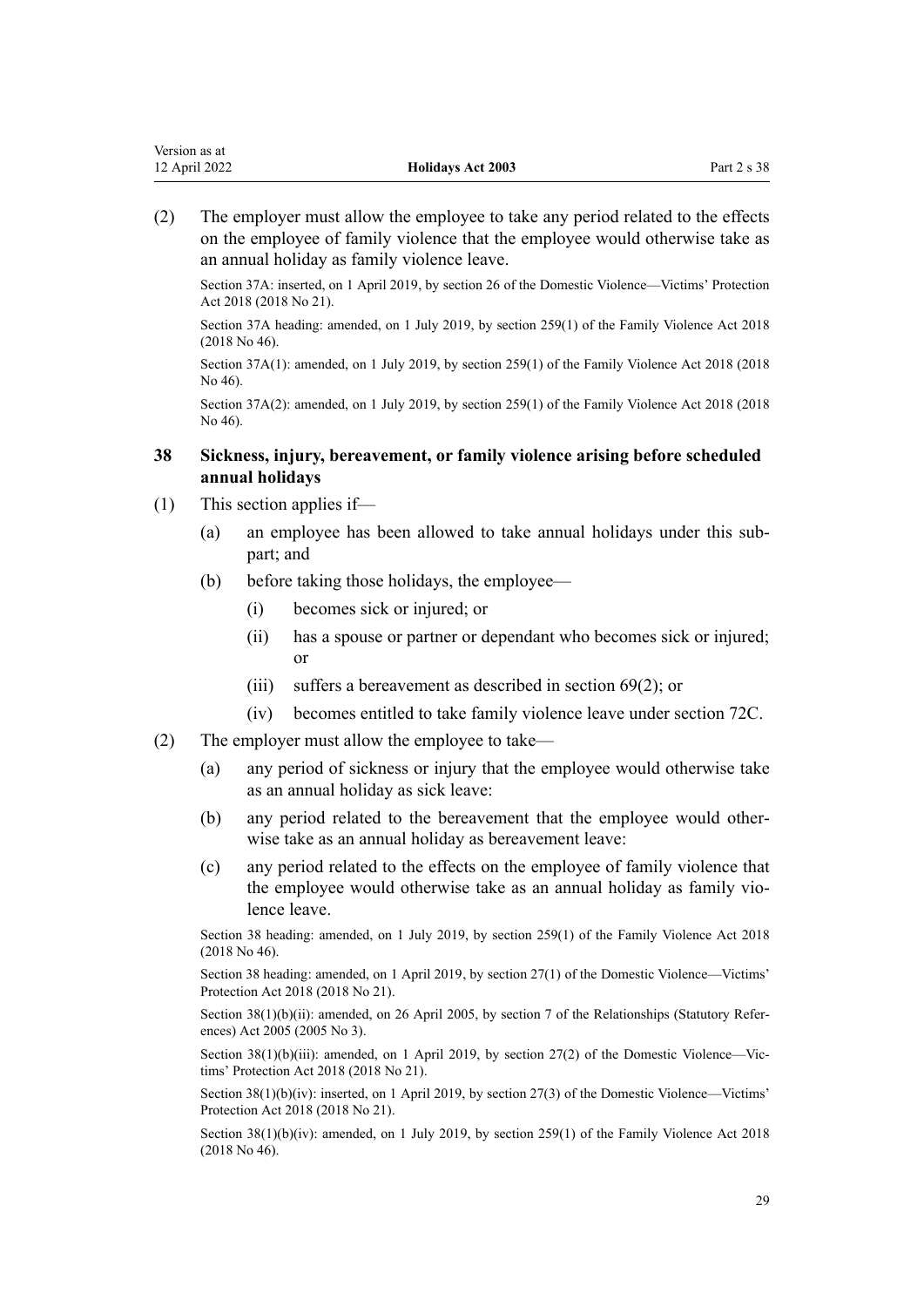(2) The employer must allow the employee to take any period related to the effects on the employee of family violence that the employee would otherwise take as an annual holiday as family violence leave.

Section 37A: inserted, on 1 April 2019, by section 26 of the Domestic Violence—Victims' Protection Act 2018 (2018 No 21).

Section 37A heading: amended, on 1 July 2019, by section 259(1) of the Family Violence Act 2018 (2018 No 46).

Section 37A(1): amended, on 1 July 2019, by section 259(1) of the Family Violence Act 2018 (2018 No 46).

Section 37A(2): amended, on 1 July 2019, by section 259(1) of the Family Violence Act 2018 (2018 No 46).

### 38 Sickness, injury, bereavement, or family violence arising before scheduled annual holidays

(1) This section applies if—

- (a) an employee has been allowed to take annual holidays under this subpart; and
- (b) before taking those holidays, the employee—
  - (i) becomes sick or injured; or
  - (ii) has a spouse or partner or dependant who becomes sick or injured; or
  - (iii) suffers a bereavement as described in section 69(2); or
  - (iv) becomes entitled to take family violence leave under section 72C.

(2) The employer must allow the employee to take—

- (a) any period of sickness or injury that the employee would otherwise take as an annual holiday as sick leave:
- (b) any period related to the bereavement that the employee would otherwise take as an annual holiday as bereavement leave:
- (c) any period related to the effects on the employee of family violence that the employee would otherwise take as an annual holiday as family violence leave.

Section 38 heading: amended, on 1 July 2019, by section 259(1) of the Family Violence Act 2018 (2018 No 46).

Section 38 heading: amended, on 1 April 2019, by section 27(1) of the Domestic Violence—Victims' Protection Act 2018 (2018 No 21).

Section 38(1)(b)(ii): amended, on 26 April 2005, by section 7 of the Relationships (Statutory References) Act 2005 (2005 No 3).

Section 38(1)(b)(iii): amended, on 1 April 2019, by section 27(2) of the Domestic Violence—Victims' Protection Act 2018 (2018 No 21).

Section 38(1)(b)(iv): inserted, on 1 April 2019, by section 27(3) of the Domestic Violence—Victims' Protection Act 2018 (2018 No 21).

Section 38(1)(b)(iv): amended, on 1 July 2019, by section 259(1) of the Family Violence Act 2018 (2018 No 46).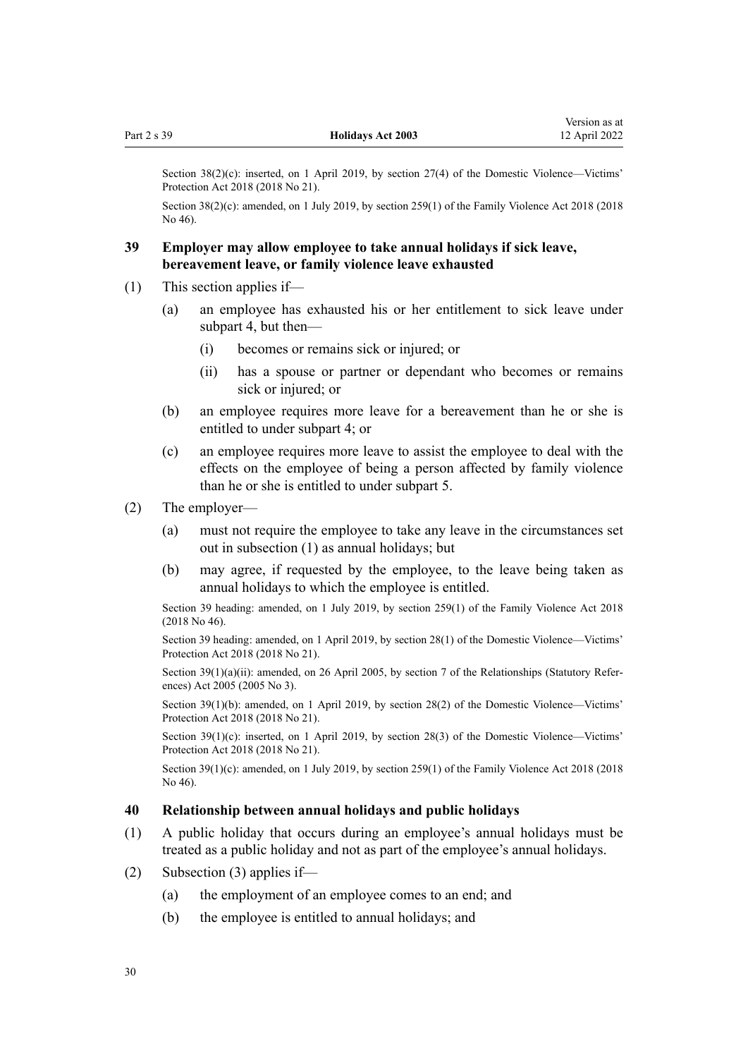Section 38(2)(c): inserted, on 1 April 2019, by section 27(4) of the Domestic Violence—Victims' Protection Act 2018 (2018 No 21).

Section 38(2)(c): amended, on 1 July 2019, by section 259(1) of the Family Violence Act 2018 (2018 No 46).

### 39 Employer may allow employee to take annual holidays if sick leave, bereavement leave, or family violence leave exhausted

(1) This section applies if—

   (a) an employee has exhausted his or her entitlement to sick leave under subpart 4, but then—

      (i) becomes or remains sick or injured; or

      (ii) has a spouse or partner or dependant who becomes or remains sick or injured; or

   (b) an employee requires more leave for a bereavement than he or she is entitled to under subpart 4; or

   (c) an employee requires more leave to assist the employee to deal with the effects on the employee of being a person affected by family violence than he or she is entitled to under subpart 5.

(2) The employer—

   (a) must not require the employee to take any leave in the circumstances set out in subsection (1) as annual holidays; but

   (b) may agree, if requested by the employee, to the leave being taken as annual holidays to which the employee is entitled.

Section 39 heading: amended, on 1 July 2019, by section 259(1) of the Family Violence Act 2018 (2018 No 46).

Section 39 heading: amended, on 1 April 2019, by section 28(1) of the Domestic Violence—Victims' Protection Act 2018 (2018 No 21).

Section 39(1)(a)(ii): amended, on 26 April 2005, by section 7 of the Relationships (Statutory References) Act 2005 (2005 No 3).

Section 39(1)(b): amended, on 1 April 2019, by section 28(2) of the Domestic Violence—Victims' Protection Act 2018 (2018 No 21).

Section 39(1)(c): inserted, on 1 April 2019, by section 28(3) of the Domestic Violence—Victims' Protection Act 2018 (2018 No 21).

Section 39(1)(c): amended, on 1 July 2019, by section 259(1) of the Family Violence Act 2018 (2018 No 46).

### 40 Relationship between annual holidays and public holidays

(1) A public holiday that occurs during an employee's annual holidays must be treated as a public holiday and not as part of the employee's annual holidays.

(2) Subsection (3) applies if—

   (a) the employment of an employee comes to an end; and

   (b) the employee is entitled to annual holidays; and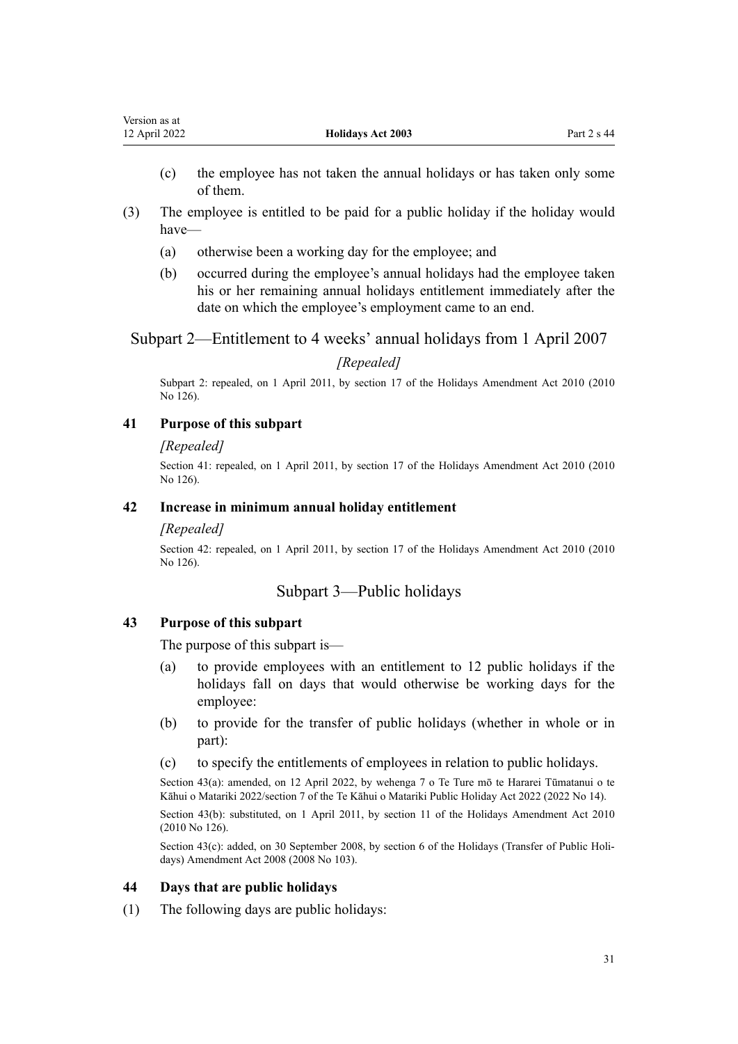(c) the employee has not taken the annual holidays or has taken only some of them.

(3) The employee is entitled to be paid for a public holiday if the holiday would have—

(a) otherwise been a working day for the employee; and

(b) occurred during the employee's annual holidays had the employee taken his or her remaining annual holidays entitlement immediately after the date on which the employee's employment came to an end.

## Subpart 2—Entitlement to 4 weeks' annual holidays from 1 April 2007

*[Repealed]*

Subpart 2: repealed, on 1 April 2011, by section 17 of the Holidays Amendment Act 2010 (2010 No 126).

### 41 Purpose of this subpart

*[Repealed]*

Section 41: repealed, on 1 April 2011, by section 17 of the Holidays Amendment Act 2010 (2010 No 126).

### 42 Increase in minimum annual holiday entitlement

*[Repealed]*

Section 42: repealed, on 1 April 2011, by section 17 of the Holidays Amendment Act 2010 (2010 No 126).

## Subpart 3—Public holidays

### 43 Purpose of this subpart

The purpose of this subpart is—

(a) to provide employees with an entitlement to 12 public holidays if the holidays fall on days that would otherwise be working days for the employee:

(b) to provide for the transfer of public holidays (whether in whole or in part):

(c) to specify the entitlements of employees in relation to public holidays.

Section 43(a): amended, on 12 April 2022, by wehenga 7 o Te Ture mō te Hararei Tūmatanui o te Kāhui o Matariki 2022/section 7 of the Te Kāhui o Matariki Public Holiday Act 2022 (2022 No 14).

Section 43(b): substituted, on 1 April 2011, by section 11 of the Holidays Amendment Act 2010 (2010 No 126).

Section 43(c): added, on 30 September 2008, by section 6 of the Holidays (Transfer of Public Holidays) Amendment Act 2008 (2008 No 103).

### 44 Days that are public holidays

(1) The following days are public holidays: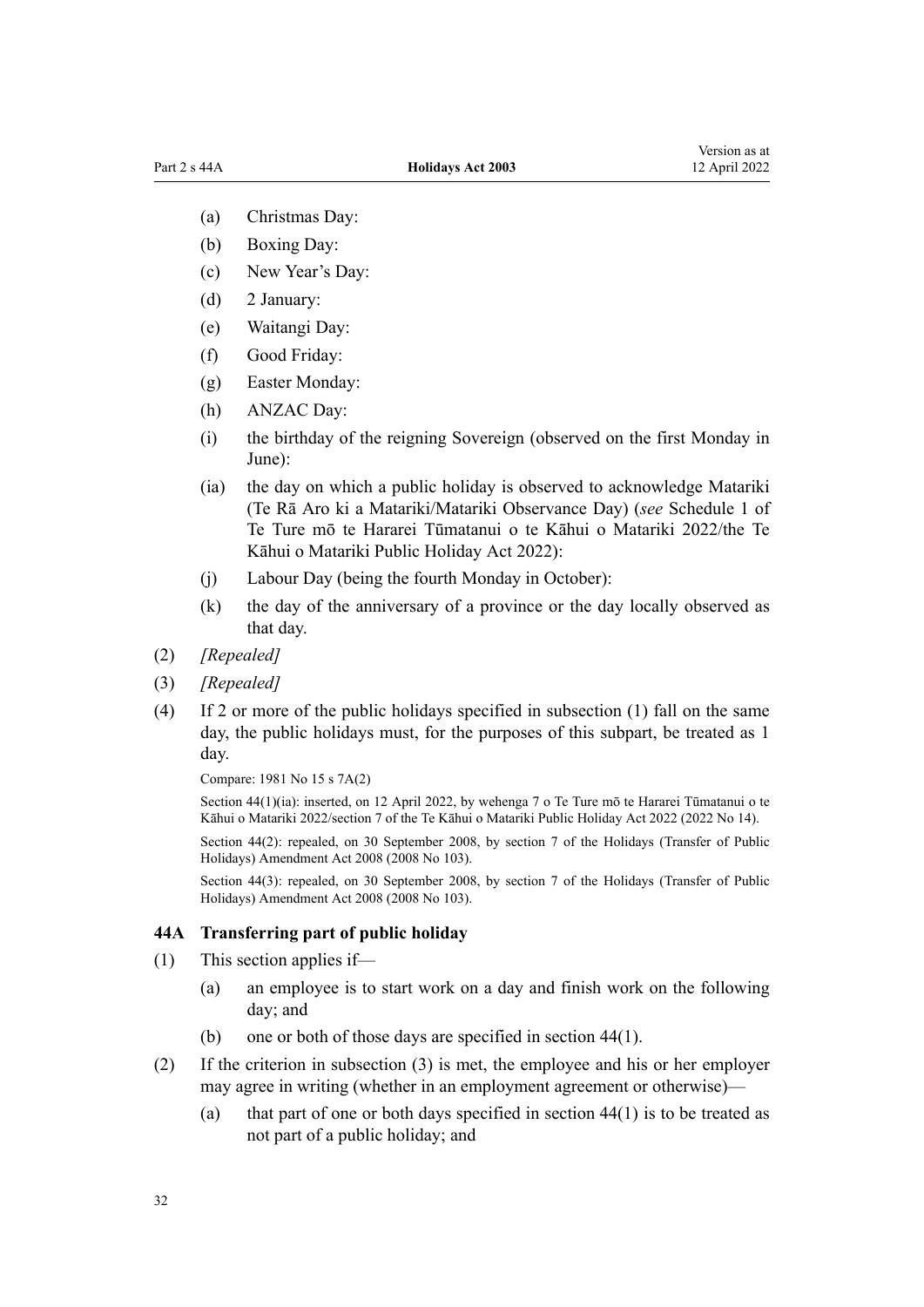(a) Christmas Day:

(b) Boxing Day:

(c) New Year's Day:

(d) 2 January:

(e) Waitangi Day:

(f) Good Friday:

(g) Easter Monday:

(h) ANZAC Day:

(i) the birthday of the reigning Sovereign (observed on the first Monday in June):

(ia) the day on which a public holiday is observed to acknowledge Matariki (Te Rā Aro ki a Matariki/Matariki Observance Day) (*see* Schedule 1 of Te Ture mō te Hararei Tūmatanui o te Kāhui o Matariki 2022/the Te Kāhui o Matariki Public Holiday Act 2022):

(j) Labour Day (being the fourth Monday in October):

(k) the day of the anniversary of a province or the day locally observed as that day.

(2) *[Repealed]*

(3) *[Repealed]*

(4) If 2 or more of the public holidays specified in subsection (1) fall on the same day, the public holidays must, for the purposes of this subpart, be treated as 1 day.

Compare: 1981 No 15 s 7A(2)

Section 44(1)(ia): inserted, on 12 April 2022, by wehenga 7 o Te Ture mō te Hararei Tūmatanui o te Kāhui o Matariki 2022/section 7 of the Te Kāhui o Matariki Public Holiday Act 2022 (2022 No 14).

Section 44(2): repealed, on 30 September 2008, by section 7 of the Holidays (Transfer of Public Holidays) Amendment Act 2008 (2008 No 103).

Section 44(3): repealed, on 30 September 2008, by section 7 of the Holidays (Transfer of Public Holidays) Amendment Act 2008 (2008 No 103).

### 44A Transferring part of public holiday

(1) This section applies if—

(a) an employee is to start work on a day and finish work on the following day; and

(b) one or both of those days are specified in section 44(1).

(2) If the criterion in subsection (3) is met, the employee and his or her employer may agree in writing (whether in an employment agreement or otherwise)—

(a) that part of one or both days specified in section 44(1) is to be treated as not part of a public holiday; and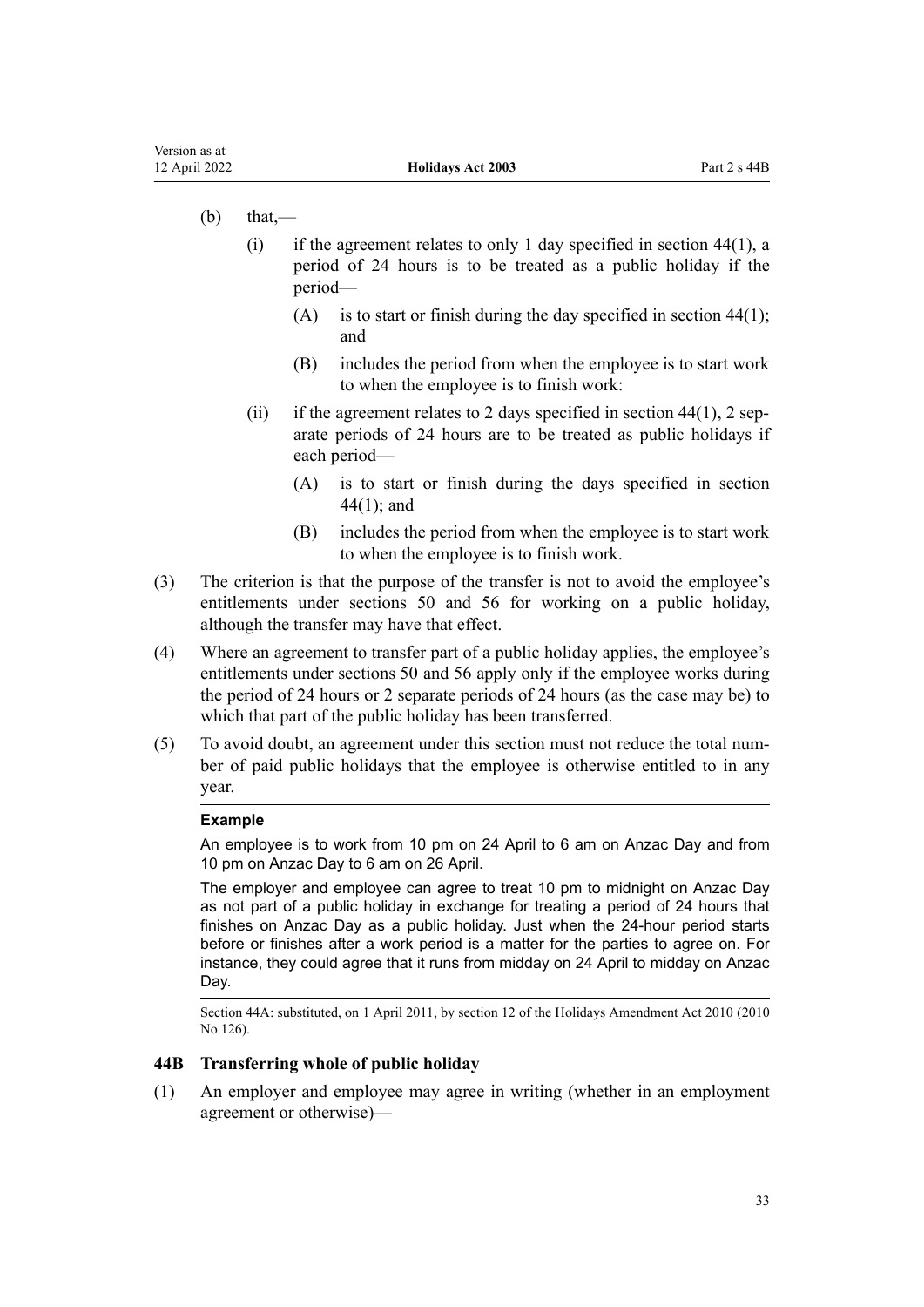(b) that,—

(i) if the agreement relates to only 1 day specified in section 44(1), a period of 24 hours is to be treated as a public holiday if the period—

(A) is to start or finish during the day specified in section 44(1); and

(B) includes the period from when the employee is to start work to when the employee is to finish work:

(ii) if the agreement relates to 2 days specified in section 44(1), 2 separate periods of 24 hours are to be treated as public holidays if each period—

(A) is to start or finish during the days specified in section 44(1); and

(B) includes the period from when the employee is to start work to when the employee is to finish work.

(3) The criterion is that the purpose of the transfer is not to avoid the employee's entitlements under sections 50 and 56 for working on a public holiday, although the transfer may have that effect.

(4) Where an agreement to transfer part of a public holiday applies, the employee's entitlements under sections 50 and 56 apply only if the employee works during the period of 24 hours or 2 separate periods of 24 hours (as the case may be) to which that part of the public holiday has been transferred.

(5) To avoid doubt, an agreement under this section must not reduce the total number of paid public holidays that the employee is otherwise entitled to in any year.

---

**Example**

An employee is to work from 10 pm on 24 April to 6 am on Anzac Day and from 10 pm on Anzac Day to 6 am on 26 April.

The employer and employee can agree to treat 10 pm to midnight on Anzac Day as not part of a public holiday in exchange for treating a period of 24 hours that finishes on Anzac Day as a public holiday. Just when the 24-hour period starts before or finishes after a work period is a matter for the parties to agree on. For instance, they could agree that it runs from midday on 24 April to midday on Anzac Day.

---

Section 44A: substituted, on 1 April 2011, by section 12 of the Holidays Amendment Act 2010 (2010 No 126).

### 44B Transferring whole of public holiday

(1) An employer and employee may agree in writing (whether in an employment agreement or otherwise)—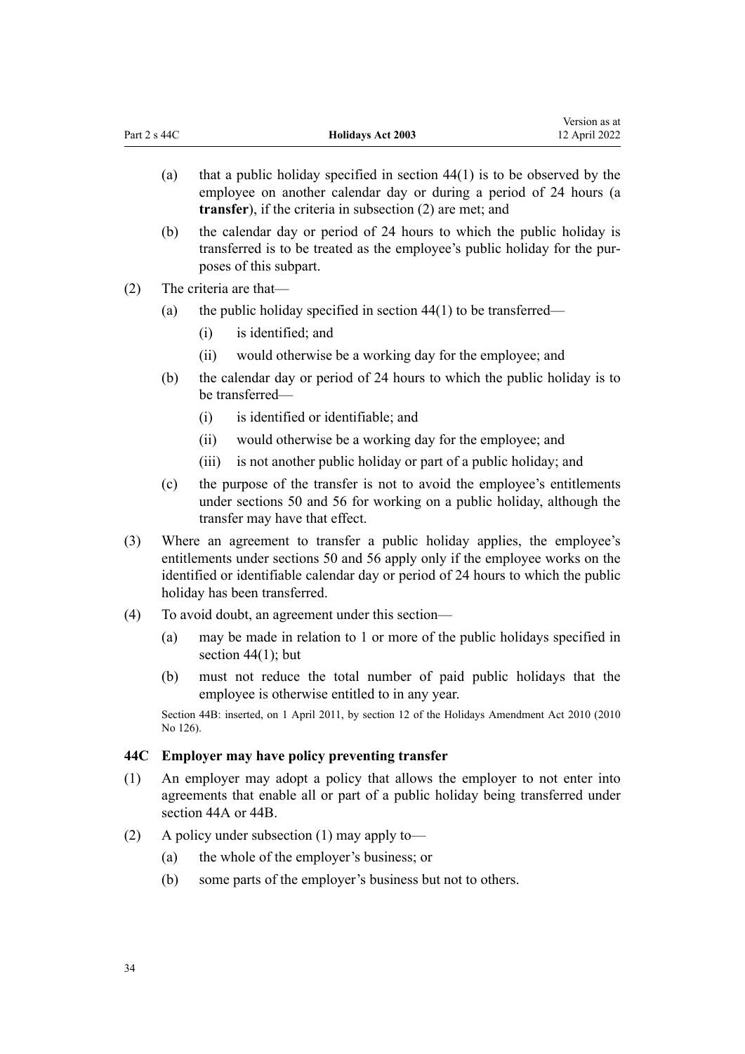(a) that a public holiday specified in section 44(1) is to be observed by the employee on another calendar day or during a period of 24 hours (a **transfer**), if the criteria in subsection (2) are met; and

(b) the calendar day or period of 24 hours to which the public holiday is transferred is to be treated as the employee's public holiday for the purposes of this subpart.

(2) The criteria are that—

(a) the public holiday specified in section 44(1) to be transferred—

(i) is identified; and

(ii) would otherwise be a working day for the employee; and

(b) the calendar day or period of 24 hours to which the public holiday is to be transferred—

(i) is identified or identifiable; and

(ii) would otherwise be a working day for the employee; and

(iii) is not another public holiday or part of a public holiday; and

(c) the purpose of the transfer is not to avoid the employee's entitlements under sections 50 and 56 for working on a public holiday, although the transfer may have that effect.

(3) Where an agreement to transfer a public holiday applies, the employee's entitlements under sections 50 and 56 apply only if the employee works on the identified or identifiable calendar day or period of 24 hours to which the public holiday has been transferred.

(4) To avoid doubt, an agreement under this section—

(a) may be made in relation to 1 or more of the public holidays specified in section 44(1); but

(b) must not reduce the total number of paid public holidays that the employee is otherwise entitled to in any year.

Section 44B: inserted, on 1 April 2011, by section 12 of the Holidays Amendment Act 2010 (2010 No 126).

### 44C Employer may have policy preventing transfer

(1) An employer may adopt a policy that allows the employer to not enter into agreements that enable all or part of a public holiday being transferred under section 44A or 44B.

(2) A policy under subsection (1) may apply to—

(a) the whole of the employer's business; or

(b) some parts of the employer's business but not to others.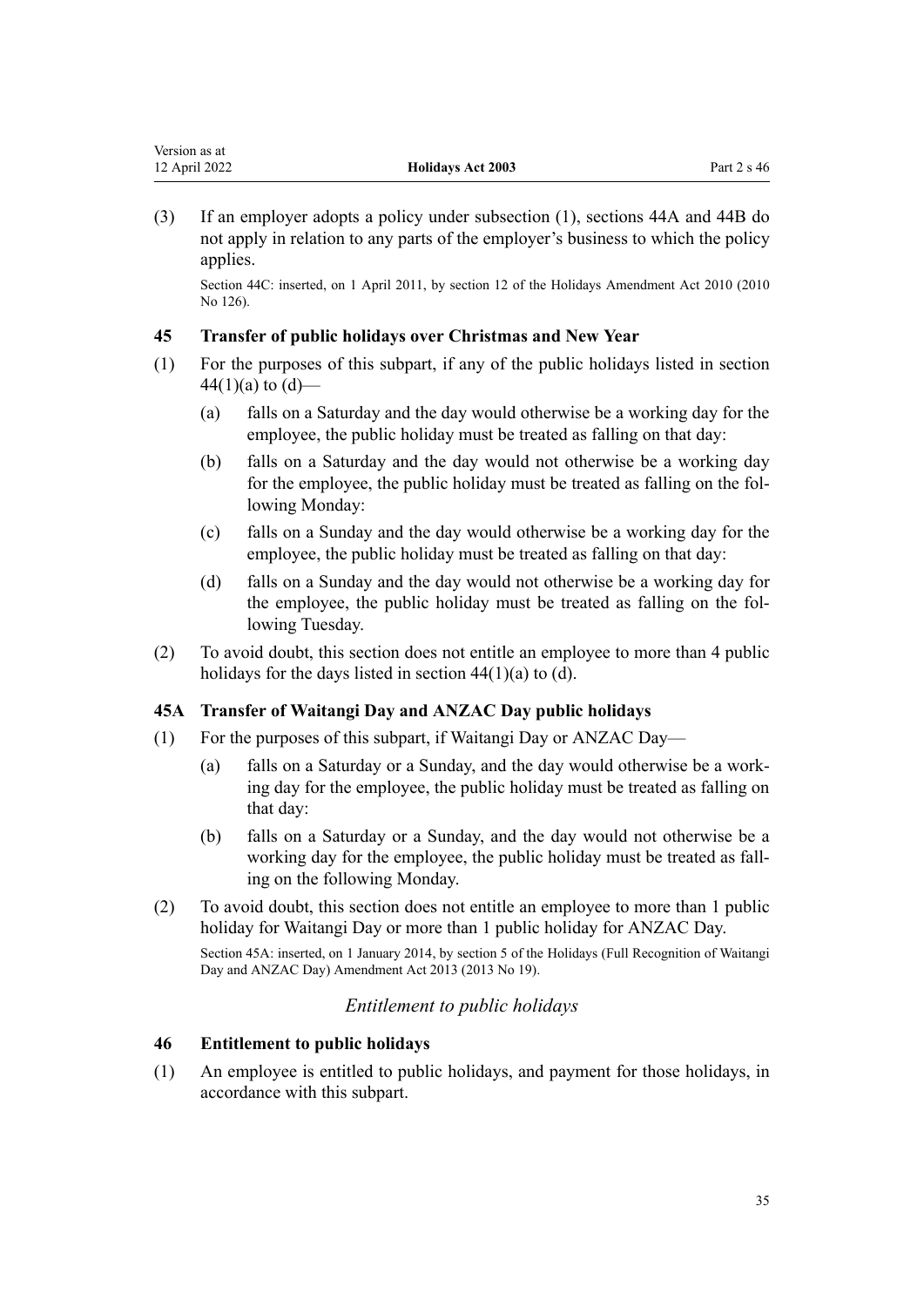(3) If an employer adopts a policy under subsection (1), sections 44A and 44B do not apply in relation to any parts of the employer's business to which the policy applies.

Section 44C: inserted, on 1 April 2011, by section 12 of the Holidays Amendment Act 2010 (2010 No 126).

### 45 Transfer of public holidays over Christmas and New Year

(1) For the purposes of this subpart, if any of the public holidays listed in section 44(1)(a) to (d)—

(a) falls on a Saturday and the day would otherwise be a working day for the employee, the public holiday must be treated as falling on that day:

(b) falls on a Saturday and the day would not otherwise be a working day for the employee, the public holiday must be treated as falling on the following Monday:

(c) falls on a Sunday and the day would otherwise be a working day for the employee, the public holiday must be treated as falling on that day:

(d) falls on a Sunday and the day would not otherwise be a working day for the employee, the public holiday must be treated as falling on the following Tuesday.

(2) To avoid doubt, this section does not entitle an employee to more than 4 public holidays for the days listed in section 44(1)(a) to (d).

### 45A Transfer of Waitangi Day and ANZAC Day public holidays

(1) For the purposes of this subpart, if Waitangi Day or ANZAC Day—

(a) falls on a Saturday or a Sunday, and the day would otherwise be a working day for the employee, the public holiday must be treated as falling on that day:

(b) falls on a Saturday or a Sunday, and the day would not otherwise be a working day for the employee, the public holiday must be treated as falling on the following Monday.

(2) To avoid doubt, this section does not entitle an employee to more than 1 public holiday for Waitangi Day or more than 1 public holiday for ANZAC Day.

Section 45A: inserted, on 1 January 2014, by section 5 of the Holidays (Full Recognition of Waitangi Day and ANZAC Day) Amendment Act 2013 (2013 No 19).

*Entitlement to public holidays*

### 46 Entitlement to public holidays

(1) An employee is entitled to public holidays, and payment for those holidays, in accordance with this subpart.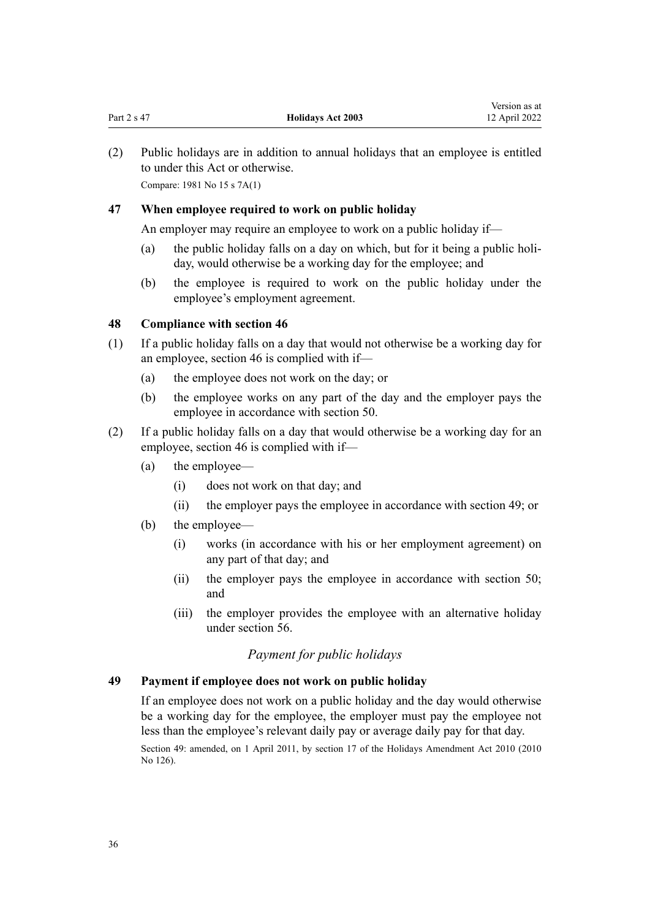(2) Public holidays are in addition to annual holidays that an employee is entitled to under this Act or otherwise.

Compare: 1981 No 15 s 7A(1)

### 47 When employee required to work on public holiday

An employer may require an employee to work on a public holiday if—

(a) the public holiday falls on a day on which, but for it being a public holiday, would otherwise be a working day for the employee; and

(b) the employee is required to work on the public holiday under the employee's employment agreement.

### 48 Compliance with section 46

(1) If a public holiday falls on a day that would not otherwise be a working day for an employee, section 46 is complied with if—

(a) the employee does not work on the day; or

(b) the employee works on any part of the day and the employer pays the employee in accordance with section 50.

(2) If a public holiday falls on a day that would otherwise be a working day for an employee, section 46 is complied with if—

(a) the employee—

(i) does not work on that day; and

(ii) the employer pays the employee in accordance with section 49; or

(b) the employee—

(i) works (in accordance with his or her employment agreement) on any part of that day; and

(ii) the employer pays the employee in accordance with section 50; and

(iii) the employer provides the employee with an alternative holiday under section 56.

*Payment for public holidays*

### 49 Payment if employee does not work on public holiday

If an employee does not work on a public holiday and the day would otherwise be a working day for the employee, the employer must pay the employee not less than the employee's relevant daily pay or average daily pay for that day.

Section 49: amended, on 1 April 2011, by section 17 of the Holidays Amendment Act 2010 (2010 No 126).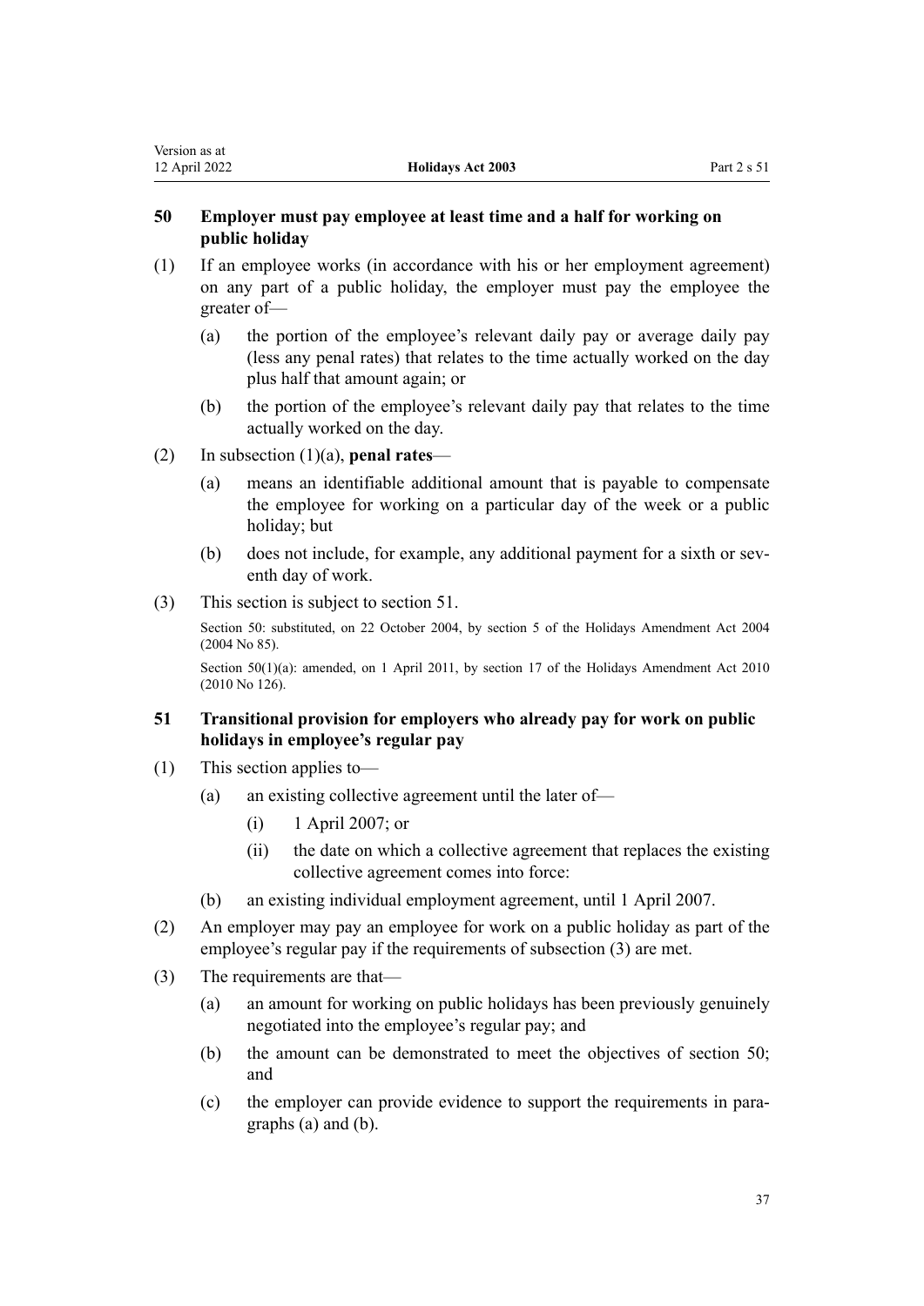## 50 Employer must pay employee at least time and a half for working on public holiday

(1) If an employee works (in accordance with his or her employment agreement) on any part of a public holiday, the employer must pay the employee the greater of—

   (a) the portion of the employee's relevant daily pay or average daily pay (less any penal rates) that relates to the time actually worked on the day plus half that amount again; or

   (b) the portion of the employee's relevant daily pay that relates to the time actually worked on the day.

(2) In subsection (1)(a), **penal rates**—

   (a) means an identifiable additional amount that is payable to compensate the employee for working on a particular day of the week or a public holiday; but

   (b) does not include, for example, any additional payment for a sixth or seventh day of work.

(3) This section is subject to section 51.

Section 50: substituted, on 22 October 2004, by section 5 of the Holidays Amendment Act 2004 (2004 No 85).

Section 50(1)(a): amended, on 1 April 2011, by section 17 of the Holidays Amendment Act 2010 (2010 No 126).

## 51 Transitional provision for employers who already pay for work on public holidays in employee's regular pay

(1) This section applies to—

   (a) an existing collective agreement until the later of—

      (i) 1 April 2007; or

      (ii) the date on which a collective agreement that replaces the existing collective agreement comes into force:

   (b) an existing individual employment agreement, until 1 April 2007.

(2) An employer may pay an employee for work on a public holiday as part of the employee's regular pay if the requirements of subsection (3) are met.

(3) The requirements are that—

   (a) an amount for working on public holidays has been previously genuinely negotiated into the employee's regular pay; and

   (b) the amount can be demonstrated to meet the objectives of section 50; and

   (c) the employer can provide evidence to support the requirements in paragraphs (a) and (b).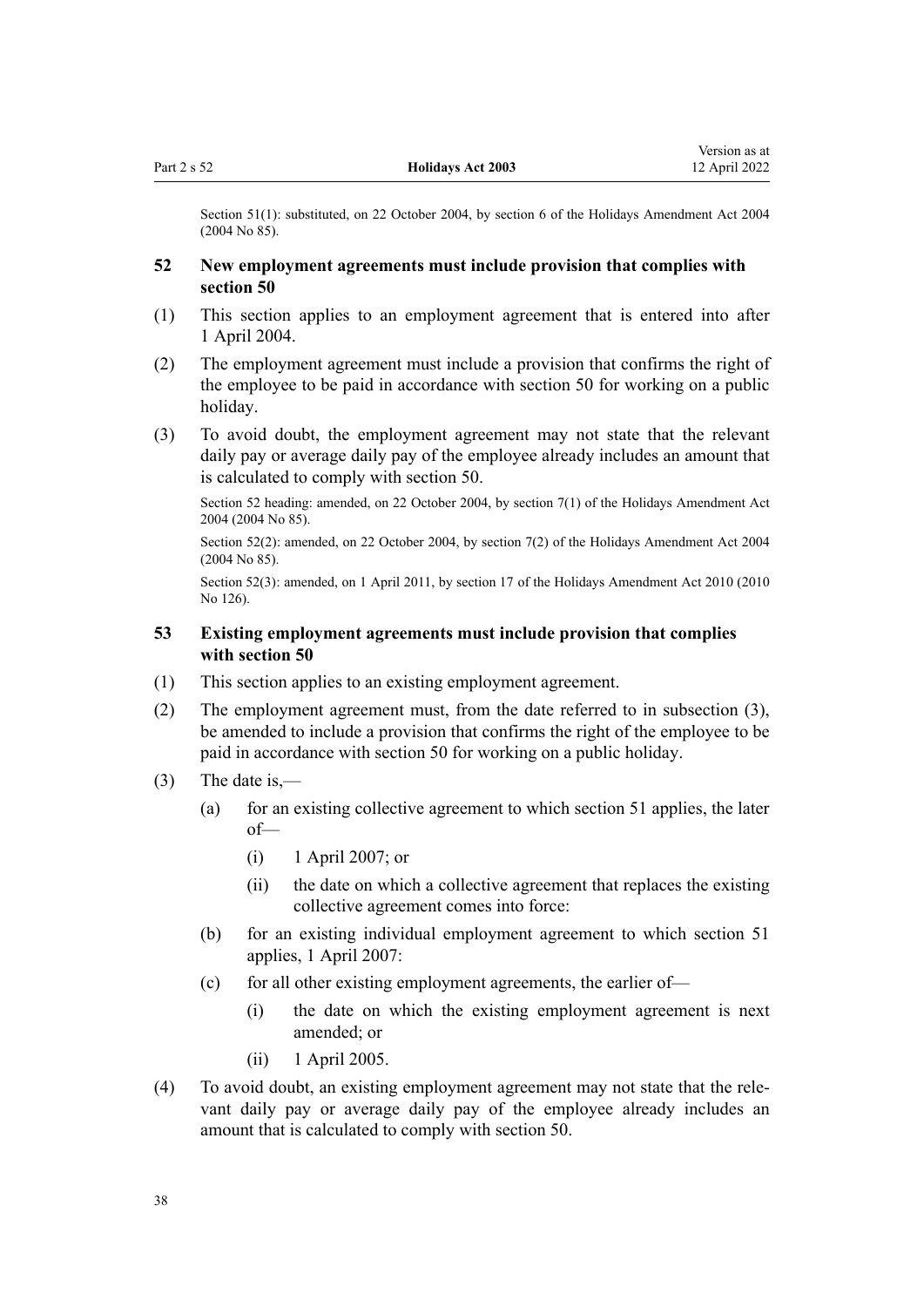Section 51(1): substituted, on 22 October 2004, by section 6 of the Holidays Amendment Act 2004 (2004 No 85).

### 52 New employment agreements must include provision that complies with section 50

(1) This section applies to an employment agreement that is entered into after 1 April 2004.

(2) The employment agreement must include a provision that confirms the right of the employee to be paid in accordance with section 50 for working on a public holiday.

(3) To avoid doubt, the employment agreement may not state that the relevant daily pay or average daily pay of the employee already includes an amount that is calculated to comply with section 50.

Section 52 heading: amended, on 22 October 2004, by section 7(1) of the Holidays Amendment Act 2004 (2004 No 85).

Section 52(2): amended, on 22 October 2004, by section 7(2) of the Holidays Amendment Act 2004 (2004 No 85).

Section 52(3): amended, on 1 April 2011, by section 17 of the Holidays Amendment Act 2010 (2010 No 126).

### 53 Existing employment agreements must include provision that complies with section 50

(1) This section applies to an existing employment agreement.

(2) The employment agreement must, from the date referred to in subsection (3), be amended to include a provision that confirms the right of the employee to be paid in accordance with section 50 for working on a public holiday.

(3) The date is,—

(a) for an existing collective agreement to which section 51 applies, the later of—

(i) 1 April 2007; or

(ii) the date on which a collective agreement that replaces the existing collective agreement comes into force:

(b) for an existing individual employment agreement to which section 51 applies, 1 April 2007:

(c) for all other existing employment agreements, the earlier of—

(i) the date on which the existing employment agreement is next amended; or

(ii) 1 April 2005.

(4) To avoid doubt, an existing employment agreement may not state that the relevant daily pay or average daily pay of the employee already includes an amount that is calculated to comply with section 50.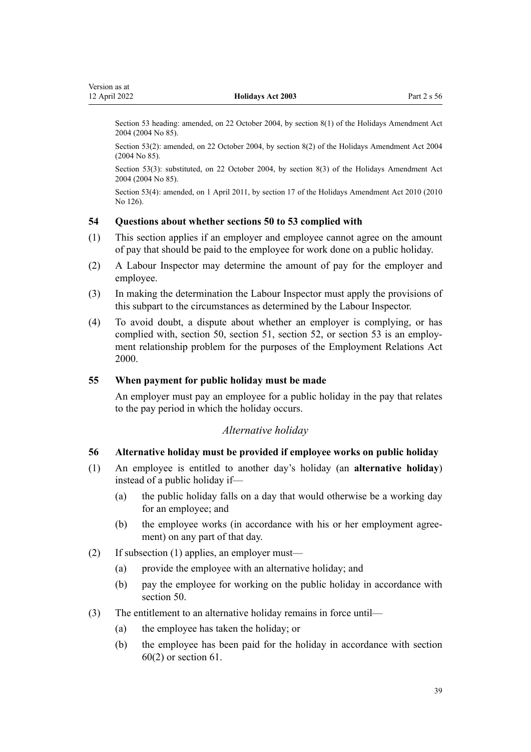Section 53 heading: amended, on 22 October 2004, by section 8(1) of the Holidays Amendment Act 2004 (2004 No 85).

Section 53(2): amended, on 22 October 2004, by section 8(2) of the Holidays Amendment Act 2004 (2004 No 85).

Section 53(3): substituted, on 22 October 2004, by section 8(3) of the Holidays Amendment Act 2004 (2004 No 85).

Section 53(4): amended, on 1 April 2011, by section 17 of the Holidays Amendment Act 2010 (2010 No 126).

### 54 Questions about whether sections 50 to 53 complied with

(1) This section applies if an employer and employee cannot agree on the amount of pay that should be paid to the employee for work done on a public holiday.

(2) A Labour Inspector may determine the amount of pay for the employer and employee.

(3) In making the determination the Labour Inspector must apply the provisions of this subpart to the circumstances as determined by the Labour Inspector.

(4) To avoid doubt, a dispute about whether an employer is complying, or has complied with, section 50, section 51, section 52, or section 53 is an employment relationship problem for the purposes of the Employment Relations Act 2000.

### 55 When payment for public holiday must be made

An employer must pay an employee for a public holiday in the pay that relates to the pay period in which the holiday occurs.

*Alternative holiday*

### 56 Alternative holiday must be provided if employee works on public holiday

(1) An employee is entitled to another day's holiday (an **alternative holiday**) instead of a public holiday if—

   (a) the public holiday falls on a day that would otherwise be a working day for an employee; and

   (b) the employee works (in accordance with his or her employment agreement) on any part of that day.

(2) If subsection (1) applies, an employer must—

   (a) provide the employee with an alternative holiday; and

   (b) pay the employee for working on the public holiday in accordance with section 50.

(3) The entitlement to an alternative holiday remains in force until—

   (a) the employee has taken the holiday; or

   (b) the employee has been paid for the holiday in accordance with section 60(2) or section 61.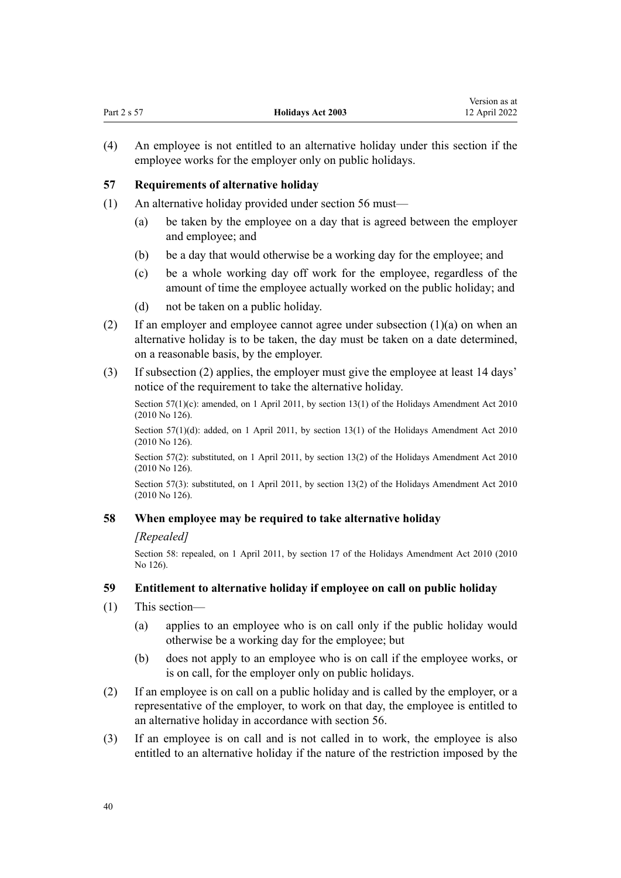(4) An employee is not entitled to an alternative holiday under this section if the employee works for the employer only on public holidays.

### 57 Requirements of alternative holiday

(1) An alternative holiday provided under section 56 must—

(a) be taken by the employee on a day that is agreed between the employer and employee; and

(b) be a day that would otherwise be a working day for the employee; and

(c) be a whole working day off work for the employee, regardless of the amount of time the employee actually worked on the public holiday; and

(d) not be taken on a public holiday.

(2) If an employer and employee cannot agree under subsection (1)(a) on when an alternative holiday is to be taken, the day must be taken on a date determined, on a reasonable basis, by the employer.

(3) If subsection (2) applies, the employer must give the employee at least 14 days' notice of the requirement to take the alternative holiday.

Section 57(1)(c): amended, on 1 April 2011, by section 13(1) of the Holidays Amendment Act 2010 (2010 No 126).

Section 57(1)(d): added, on 1 April 2011, by section 13(1) of the Holidays Amendment Act 2010 (2010 No 126).

Section 57(2): substituted, on 1 April 2011, by section 13(2) of the Holidays Amendment Act 2010 (2010 No 126).

Section 57(3): substituted, on 1 April 2011, by section 13(2) of the Holidays Amendment Act 2010 (2010 No 126).

### 58 When employee may be required to take alternative holiday

*[Repealed]*

Section 58: repealed, on 1 April 2011, by section 17 of the Holidays Amendment Act 2010 (2010 No 126).

### 59 Entitlement to alternative holiday if employee on call on public holiday

(1) This section—

(a) applies to an employee who is on call only if the public holiday would otherwise be a working day for the employee; but

(b) does not apply to an employee who is on call if the employee works, or is on call, for the employer only on public holidays.

(2) If an employee is on call on a public holiday and is called by the employer, or a representative of the employer, to work on that day, the employee is entitled to an alternative holiday in accordance with section 56.

(3) If an employee is on call and is not called in to work, the employee is also entitled to an alternative holiday if the nature of the restriction imposed by the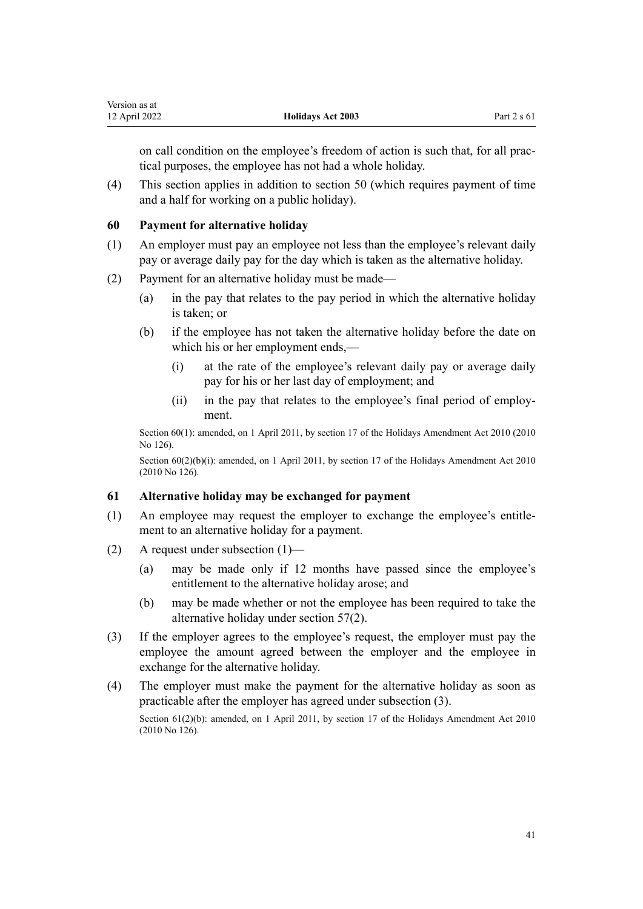on call condition on the employee's freedom of action is such that, for all practical purposes, the employee has not had a whole holiday.

(4) This section applies in addition to section 50 (which requires payment of time and a half for working on a public holiday).

### 60 Payment for alternative holiday

(1) An employer must pay an employee not less than the employee's relevant daily pay or average daily pay for the day which is taken as the alternative holiday.

(2) Payment for an alternative holiday must be made—

(a) in the pay that relates to the pay period in which the alternative holiday is taken; or

(b) if the employee has not taken the alternative holiday before the date on which his or her employment ends,—

(i) at the rate of the employee's relevant daily pay or average daily pay for his or her last day of employment; and

(ii) in the pay that relates to the employee's final period of employment.

Section 60(1): amended, on 1 April 2011, by section 17 of the Holidays Amendment Act 2010 (2010 No 126).

Section 60(2)(b)(i): amended, on 1 April 2011, by section 17 of the Holidays Amendment Act 2010 (2010 No 126).

### 61 Alternative holiday may be exchanged for payment

(1) An employee may request the employer to exchange the employee's entitlement to an alternative holiday for a payment.

(2) A request under subsection (1)—

(a) may be made only if 12 months have passed since the employee's entitlement to the alternative holiday arose; and

(b) may be made whether or not the employee has been required to take the alternative holiday under section 57(2).

(3) If the employer agrees to the employee's request, the employer must pay the employee the amount agreed between the employer and the employee in exchange for the alternative holiday.

(4) The employer must make the payment for the alternative holiday as soon as practicable after the employer has agreed under subsection (3).

Section 61(2)(b): amended, on 1 April 2011, by section 17 of the Holidays Amendment Act 2010 (2010 No 126).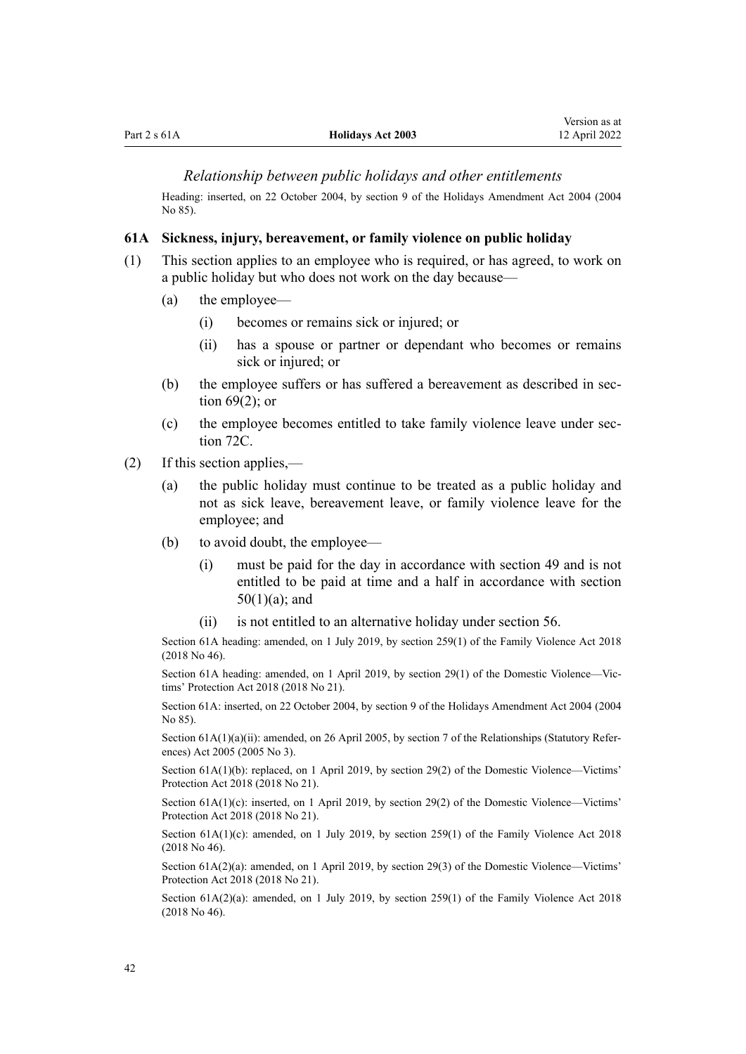*Relationship between public holidays and other entitlements*

Heading: inserted, on 22 October 2004, by section 9 of the Holidays Amendment Act 2004 (2004 No 85).

### 61A Sickness, injury, bereavement, or family violence on public holiday

(1) This section applies to an employee who is required, or has agreed, to work on a public holiday but who does not work on the day because—

- (a) the employee—
  - (i) becomes or remains sick or injured; or
  - (ii) has a spouse or partner or dependant who becomes or remains sick or injured; or
- (b) the employee suffers or has suffered a bereavement as described in section 69(2); or
- (c) the employee becomes entitled to take family violence leave under section 72C.

(2) If this section applies,—

- (a) the public holiday must continue to be treated as a public holiday and not as sick leave, bereavement leave, or family violence leave for the employee; and
- (b) to avoid doubt, the employee—
  - (i) must be paid for the day in accordance with section 49 and is not entitled to be paid at time and a half in accordance with section 50(1)(a); and
  - (ii) is not entitled to an alternative holiday under section 56.

Section 61A heading: amended, on 1 July 2019, by section 259(1) of the Family Violence Act 2018 (2018 No 46).

Section 61A heading: amended, on 1 April 2019, by section 29(1) of the Domestic Violence—Victims' Protection Act 2018 (2018 No 21).

Section 61A: inserted, on 22 October 2004, by section 9 of the Holidays Amendment Act 2004 (2004 No 85).

Section 61A(1)(a)(ii): amended, on 26 April 2005, by section 7 of the Relationships (Statutory References) Act 2005 (2005 No 3).

Section 61A(1)(b): replaced, on 1 April 2019, by section 29(2) of the Domestic Violence—Victims' Protection Act 2018 (2018 No 21).

Section 61A(1)(c): inserted, on 1 April 2019, by section 29(2) of the Domestic Violence—Victims' Protection Act 2018 (2018 No 21).

Section 61A(1)(c): amended, on 1 July 2019, by section 259(1) of the Family Violence Act 2018 (2018 No 46).

Section 61A(2)(a): amended, on 1 April 2019, by section 29(3) of the Domestic Violence—Victims' Protection Act 2018 (2018 No 21).

Section 61A(2)(a): amended, on 1 July 2019, by section 259(1) of the Family Violence Act 2018 (2018 No 46).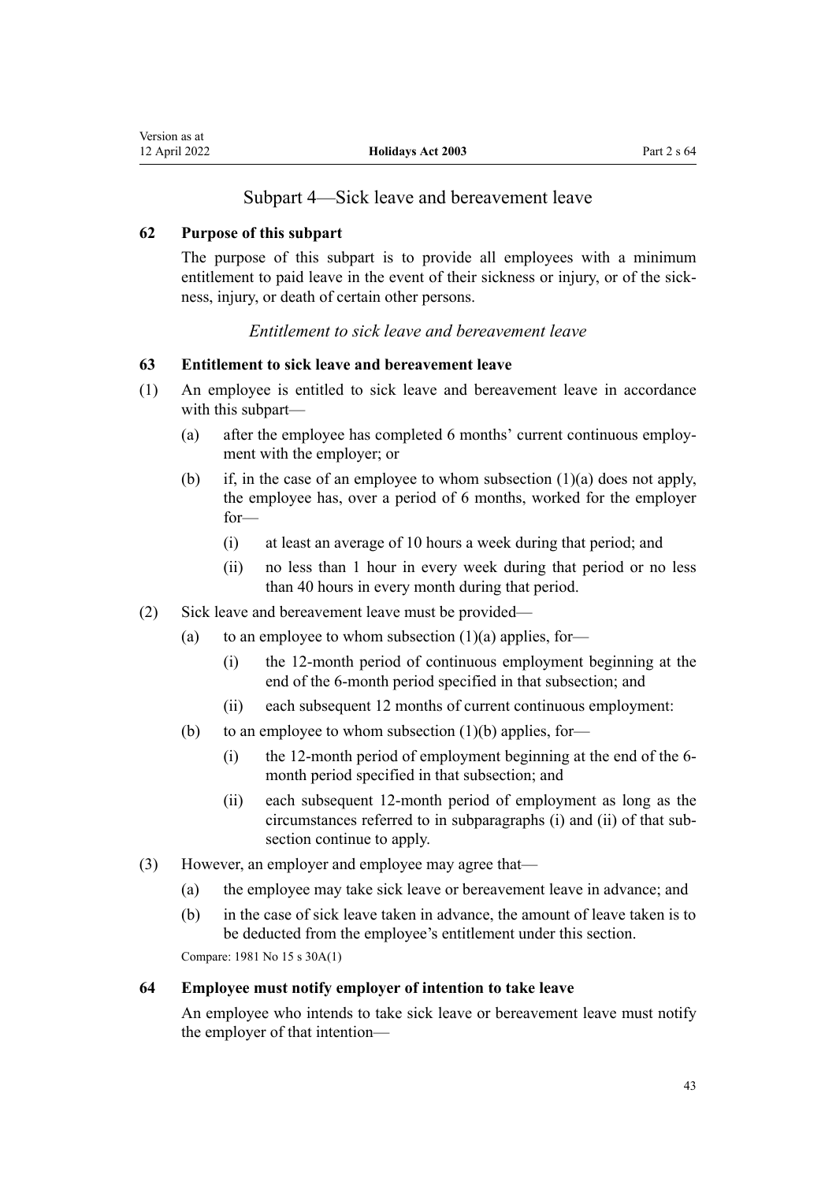## Subpart 4—Sick leave and bereavement leave

### 62 Purpose of this subpart

The purpose of this subpart is to provide all employees with a minimum entitlement to paid leave in the event of their sickness or injury, or of the sickness, injury, or death of certain other persons.

*Entitlement to sick leave and bereavement leave*

### 63 Entitlement to sick leave and bereavement leave

(1) An employee is entitled to sick leave and bereavement leave in accordance with this subpart—

- (a) after the employee has completed 6 months' current continuous employment with the employer; or
- (b) if, in the case of an employee to whom subsection (1)(a) does not apply, the employee has, over a period of 6 months, worked for the employer for—
  - (i) at least an average of 10 hours a week during that period; and
  - (ii) no less than 1 hour in every week during that period or no less than 40 hours in every month during that period.

(2) Sick leave and bereavement leave must be provided—

- (a) to an employee to whom subsection (1)(a) applies, for—
  - (i) the 12-month period of continuous employment beginning at the end of the 6-month period specified in that subsection; and
  - (ii) each subsequent 12 months of current continuous employment:
- (b) to an employee to whom subsection (1)(b) applies, for—
  - (i) the 12-month period of employment beginning at the end of the 6-month period specified in that subsection; and
  - (ii) each subsequent 12-month period of employment as long as the circumstances referred to in subparagraphs (i) and (ii) of that subsection continue to apply.

(3) However, an employer and employee may agree that—

- (a) the employee may take sick leave or bereavement leave in advance; and
- (b) in the case of sick leave taken in advance, the amount of leave taken is to be deducted from the employee's entitlement under this section.

Compare: 1981 No 15 s 30A(1)

### 64 Employee must notify employer of intention to take leave

An employee who intends to take sick leave or bereavement leave must notify the employer of that intention—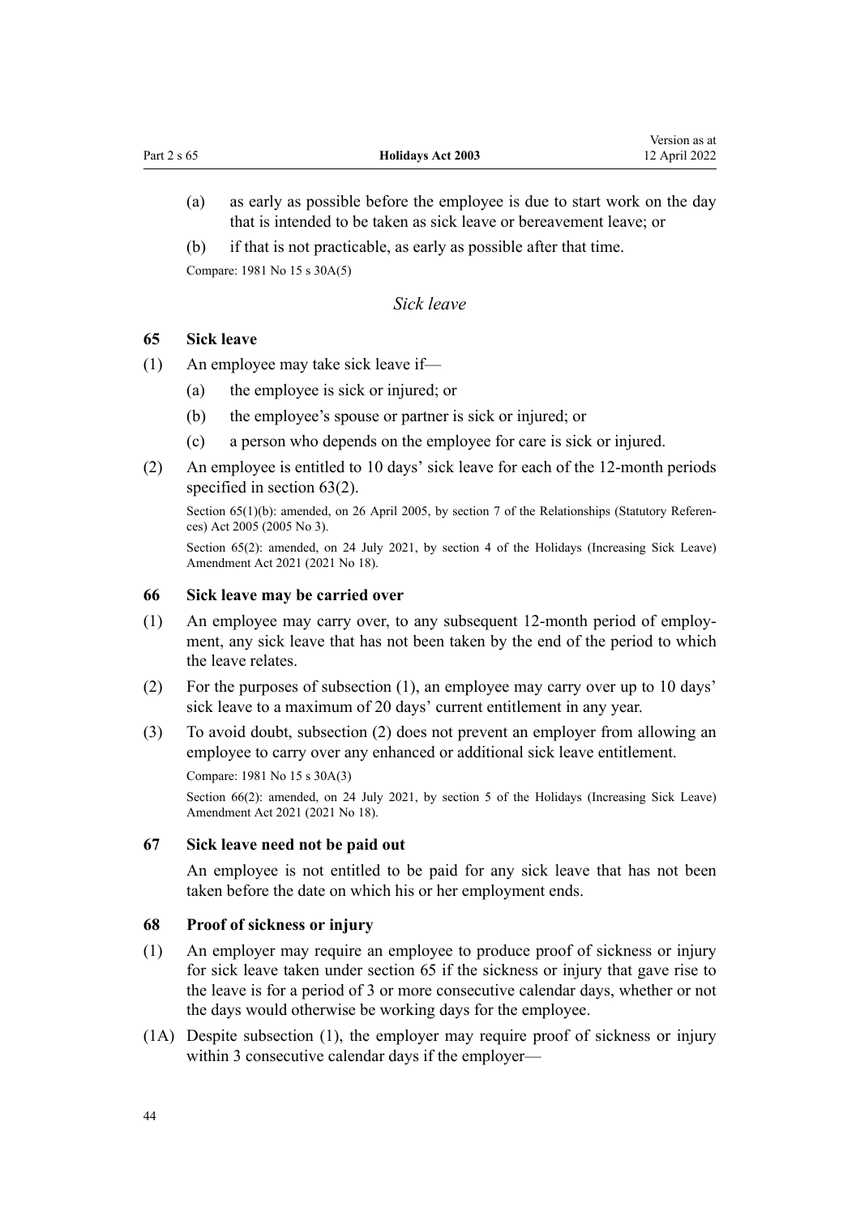(a) as early as possible before the employee is due to start work on the day that is intended to be taken as sick leave or bereavement leave; or

(b) if that is not practicable, as early as possible after that time.

Compare: 1981 No 15 s 30A(5)

*Sick leave*

### 65 Sick leave

(1) An employee may take sick leave if—

(a) the employee is sick or injured; or

(b) the employee's spouse or partner is sick or injured; or

(c) a person who depends on the employee for care is sick or injured.

(2) An employee is entitled to 10 days' sick leave for each of the 12-month periods specified in section 63(2).

Section 65(1)(b): amended, on 26 April 2005, by section 7 of the Relationships (Statutory References) Act 2005 (2005 No 3).

Section 65(2): amended, on 24 July 2021, by section 4 of the Holidays (Increasing Sick Leave) Amendment Act 2021 (2021 No 18).

### 66 Sick leave may be carried over

(1) An employee may carry over, to any subsequent 12-month period of employment, any sick leave that has not been taken by the end of the period to which the leave relates.

(2) For the purposes of subsection (1), an employee may carry over up to 10 days' sick leave to a maximum of 20 days' current entitlement in any year.

(3) To avoid doubt, subsection (2) does not prevent an employer from allowing an employee to carry over any enhanced or additional sick leave entitlement.

Compare: 1981 No 15 s 30A(3)

Section 66(2): amended, on 24 July 2021, by section 5 of the Holidays (Increasing Sick Leave) Amendment Act 2021 (2021 No 18).

### 67 Sick leave need not be paid out

An employee is not entitled to be paid for any sick leave that has not been taken before the date on which his or her employment ends.

### 68 Proof of sickness or injury

(1) An employer may require an employee to produce proof of sickness or injury for sick leave taken under section 65 if the sickness or injury that gave rise to the leave is for a period of 3 or more consecutive calendar days, whether or not the days would otherwise be working days for the employee.

(1A) Despite subsection (1), the employer may require proof of sickness or injury within 3 consecutive calendar days if the employer—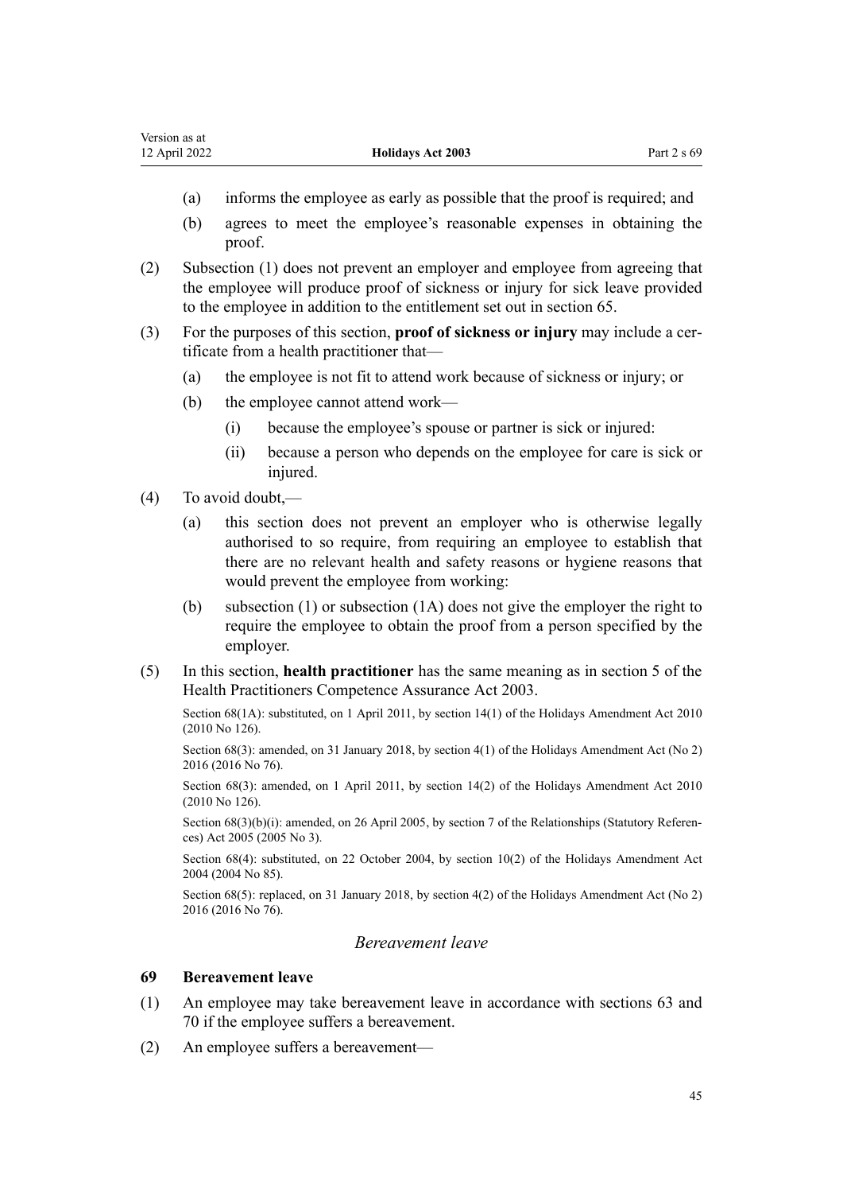(a) informs the employee as early as possible that the proof is required; and

(b) agrees to meet the employee's reasonable expenses in obtaining the proof.

(2) Subsection (1) does not prevent an employer and employee from agreeing that the employee will produce proof of sickness or injury for sick leave provided to the employee in addition to the entitlement set out in section 65.

(3) For the purposes of this section, **proof of sickness or injury** may include a certificate from a health practitioner that—

(a) the employee is not fit to attend work because of sickness or injury; or

(b) the employee cannot attend work—

(i) because the employee's spouse or partner is sick or injured:

(ii) because a person who depends on the employee for care is sick or injured.

(4) To avoid doubt,—

(a) this section does not prevent an employer who is otherwise legally authorised to so require, from requiring an employee to establish that there are no relevant health and safety reasons or hygiene reasons that would prevent the employee from working:

(b) subsection (1) or subsection (1A) does not give the employer the right to require the employee to obtain the proof from a person specified by the employer.

(5) In this section, **health practitioner** has the same meaning as in section 5 of the Health Practitioners Competence Assurance Act 2003.

Section 68(1A): substituted, on 1 April 2011, by section 14(1) of the Holidays Amendment Act 2010 (2010 No 126).

Section 68(3): amended, on 31 January 2018, by section 4(1) of the Holidays Amendment Act (No 2) 2016 (2016 No 76).

Section 68(3): amended, on 1 April 2011, by section 14(2) of the Holidays Amendment Act 2010 (2010 No 126).

Section 68(3)(b)(i): amended, on 26 April 2005, by section 7 of the Relationships (Statutory References) Act 2005 (2005 No 3).

Section 68(4): substituted, on 22 October 2004, by section 10(2) of the Holidays Amendment Act 2004 (2004 No 85).

Section 68(5): replaced, on 31 January 2018, by section 4(2) of the Holidays Amendment Act (No 2) 2016 (2016 No 76).

*Bereavement leave*

### 69 Bereavement leave

(1) An employee may take bereavement leave in accordance with sections 63 and 70 if the employee suffers a bereavement.

(2) An employee suffers a bereavement—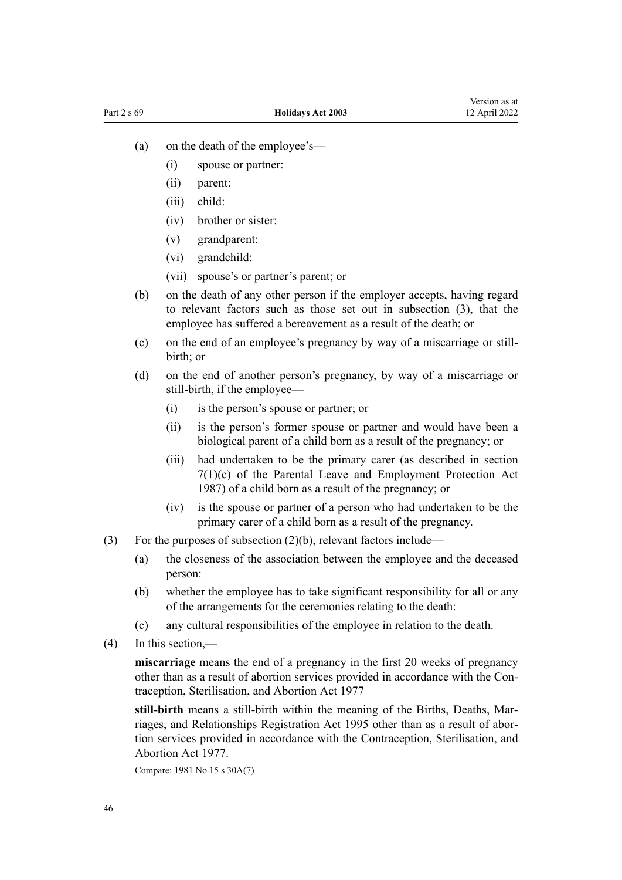(a) on the death of the employee's—

    (i) spouse or partner:

    (ii) parent:

    (iii) child:

    (iv) brother or sister:

    (v) grandparent:

    (vi) grandchild:

    (vii) spouse's or partner's parent; or

(b) on the death of any other person if the employer accepts, having regard to relevant factors such as those set out in subsection (3), that the employee has suffered a bereavement as a result of the death; or

(c) on the end of an employee's pregnancy by way of a miscarriage or still-birth; or

(d) on the end of another person's pregnancy, by way of a miscarriage or still-birth, if the employee—

    (i) is the person's spouse or partner; or

    (ii) is the person's former spouse or partner and would have been a biological parent of a child born as a result of the pregnancy; or

    (iii) had undertaken to be the primary carer (as described in section 7(1)(c) of the Parental Leave and Employment Protection Act 1987) of a child born as a result of the pregnancy; or

    (iv) is the spouse or partner of a person who had undertaken to be the primary carer of a child born as a result of the pregnancy.

(3) For the purposes of subsection (2)(b), relevant factors include—

(a) the closeness of the association between the employee and the deceased person:

(b) whether the employee has to take significant responsibility for all or any of the arrangements for the ceremonies relating to the death:

(c) any cultural responsibilities of the employee in relation to the death.

(4) In this section,—

**miscarriage** means the end of a pregnancy in the first 20 weeks of pregnancy other than as a result of abortion services provided in accordance with the Contraception, Sterilisation, and Abortion Act 1977

**still-birth** means a still-birth within the meaning of the Births, Deaths, Marriages, and Relationships Registration Act 1995 other than as a result of abortion services provided in accordance with the Contraception, Sterilisation, and Abortion Act 1977.

Compare: 1981 No 15 s 30A(7)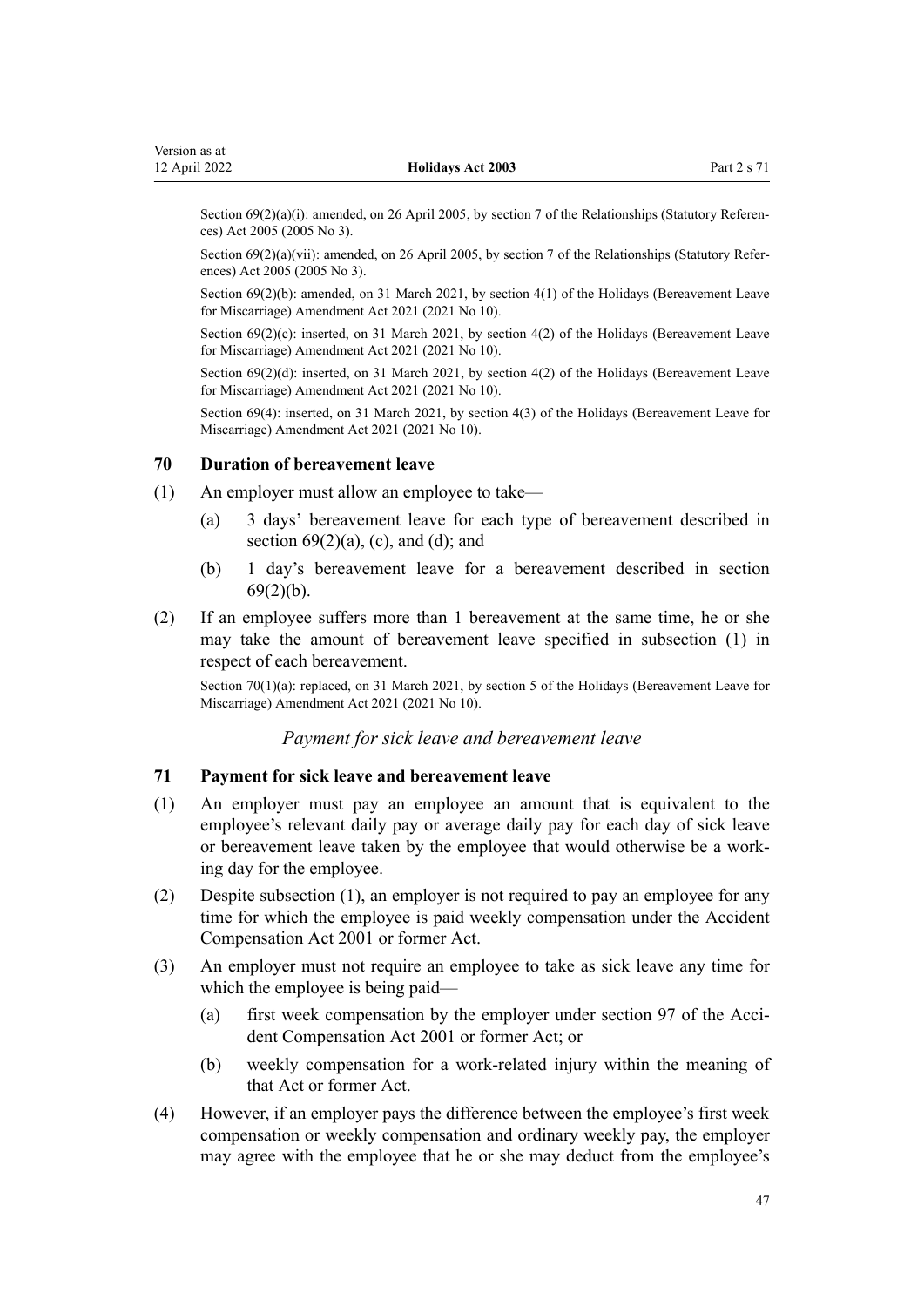Section 69(2)(a)(i): amended, on 26 April 2005, by section 7 of the Relationships (Statutory References) Act 2005 (2005 No 3).

Section 69(2)(a)(vii): amended, on 26 April 2005, by section 7 of the Relationships (Statutory References) Act 2005 (2005 No 3).

Section 69(2)(b): amended, on 31 March 2021, by section 4(1) of the Holidays (Bereavement Leave for Miscarriage) Amendment Act 2021 (2021 No 10).

Section 69(2)(c): inserted, on 31 March 2021, by section 4(2) of the Holidays (Bereavement Leave for Miscarriage) Amendment Act 2021 (2021 No 10).

Section 69(2)(d): inserted, on 31 March 2021, by section 4(2) of the Holidays (Bereavement Leave for Miscarriage) Amendment Act 2021 (2021 No 10).

Section 69(4): inserted, on 31 March 2021, by section 4(3) of the Holidays (Bereavement Leave for Miscarriage) Amendment Act 2021 (2021 No 10).

### 70 Duration of bereavement leave

(1) An employer must allow an employee to take—

- (a) 3 days' bereavement leave for each type of bereavement described in section 69(2)(a), (c), and (d); and
- (b) 1 day's bereavement leave for a bereavement described in section 69(2)(b).

(2) If an employee suffers more than 1 bereavement at the same time, he or she may take the amount of bereavement leave specified in subsection (1) in respect of each bereavement.

Section 70(1)(a): replaced, on 31 March 2021, by section 5 of the Holidays (Bereavement Leave for Miscarriage) Amendment Act 2021 (2021 No 10).

*Payment for sick leave and bereavement leave*

### 71 Payment for sick leave and bereavement leave

(1) An employer must pay an employee an amount that is equivalent to the employee's relevant daily pay or average daily pay for each day of sick leave or bereavement leave taken by the employee that would otherwise be a working day for the employee.

(2) Despite subsection (1), an employer is not required to pay an employee for any time for which the employee is paid weekly compensation under the Accident Compensation Act 2001 or former Act.

(3) An employer must not require an employee to take as sick leave any time for which the employee is being paid—

- (a) first week compensation by the employer under section 97 of the Accident Compensation Act 2001 or former Act; or
- (b) weekly compensation for a work-related injury within the meaning of that Act or former Act.

(4) However, if an employer pays the difference between the employee's first week compensation or weekly compensation and ordinary weekly pay, the employer may agree with the employee that he or she may deduct from the employee's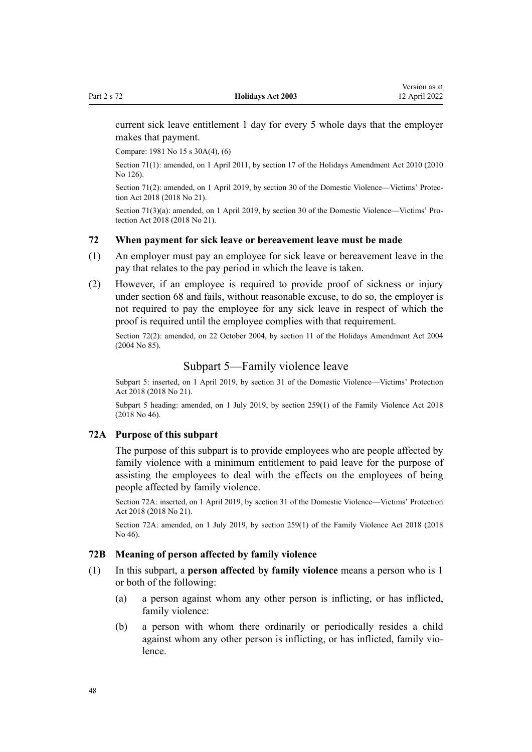current sick leave entitlement 1 day for every 5 whole days that the employer makes that payment.

Compare: 1981 No 15 s 30A(4), (6)

Section 71(1): amended, on 1 April 2011, by section 17 of the Holidays Amendment Act 2010 (2010 No 126).

Section 71(2): amended, on 1 April 2019, by section 30 of the Domestic Violence—Victims' Protection Act 2018 (2018 No 21).

Section 71(3)(a): amended, on 1 April 2019, by section 30 of the Domestic Violence—Victims' Protection Act 2018 (2018 No 21).

### 72 When payment for sick leave or bereavement leave must be made

(1) An employer must pay an employee for sick leave or bereavement leave in the pay that relates to the pay period in which the leave is taken.

(2) However, if an employee is required to provide proof of sickness or injury under section 68 and fails, without reasonable excuse, to do so, the employer is not required to pay the employee for any sick leave in respect of which the proof is required until the employee complies with that requirement.

Section 72(2): amended, on 22 October 2004, by section 11 of the Holidays Amendment Act 2004 (2004 No 85).

## Subpart 5—Family violence leave

Subpart 5: inserted, on 1 April 2019, by section 31 of the Domestic Violence—Victims' Protection Act 2018 (2018 No 21).

Subpart 5 heading: amended, on 1 July 2019, by section 259(1) of the Family Violence Act 2018 (2018 No 46).

### 72A Purpose of this subpart

The purpose of this subpart is to provide employees who are people affected by family violence with a minimum entitlement to paid leave for the purpose of assisting the employees to deal with the effects on the employees of being people affected by family violence.

Section 72A: inserted, on 1 April 2019, by section 31 of the Domestic Violence—Victims' Protection Act 2018 (2018 No 21).

Section 72A: amended, on 1 July 2019, by section 259(1) of the Family Violence Act 2018 (2018 No 46).

### 72B Meaning of person affected by family violence

(1) In this subpart, a **person affected by family violence** means a person who is 1 or both of the following:

- (a) a person against whom any other person is inflicting, or has inflicted, family violence:
- (b) a person with whom there ordinarily or periodically resides a child against whom any other person is inflicting, or has inflicted, family violence.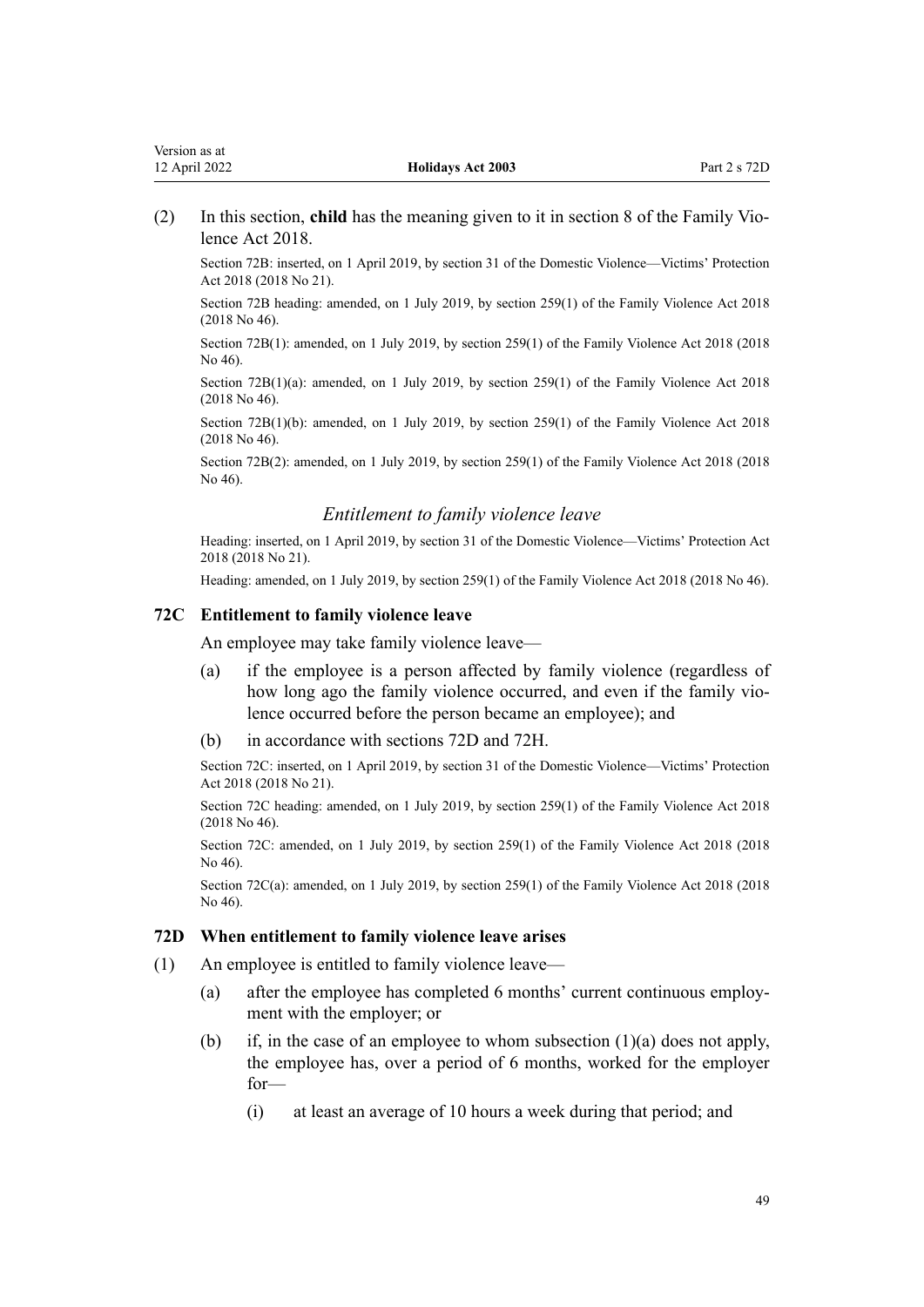(2) In this section, **child** has the meaning given to it in section 8 of the Family Violence Act 2018.

Section 72B: inserted, on 1 April 2019, by section 31 of the Domestic Violence—Victims' Protection Act 2018 (2018 No 21).

Section 72B heading: amended, on 1 July 2019, by section 259(1) of the Family Violence Act 2018 (2018 No 46).

Section 72B(1): amended, on 1 July 2019, by section 259(1) of the Family Violence Act 2018 (2018 No 46).

Section 72B(1)(a): amended, on 1 July 2019, by section 259(1) of the Family Violence Act 2018 (2018 No 46).

Section 72B(1)(b): amended, on 1 July 2019, by section 259(1) of the Family Violence Act 2018 (2018 No 46).

Section 72B(2): amended, on 1 July 2019, by section 259(1) of the Family Violence Act 2018 (2018 No 46).

### *Entitlement to family violence leave*

Heading: inserted, on 1 April 2019, by section 31 of the Domestic Violence—Victims' Protection Act 2018 (2018 No 21).

Heading: amended, on 1 July 2019, by section 259(1) of the Family Violence Act 2018 (2018 No 46).

#### 72C Entitlement to family violence leave

An employee may take family violence leave—

(a) if the employee is a person affected by family violence (regardless of how long ago the family violence occurred, and even if the family violence occurred before the person became an employee); and

(b) in accordance with sections 72D and 72H.

Section 72C: inserted, on 1 April 2019, by section 31 of the Domestic Violence—Victims' Protection Act 2018 (2018 No 21).

Section 72C heading: amended, on 1 July 2019, by section 259(1) of the Family Violence Act 2018 (2018 No 46).

Section 72C: amended, on 1 July 2019, by section 259(1) of the Family Violence Act 2018 (2018 No 46).

Section 72C(a): amended, on 1 July 2019, by section 259(1) of the Family Violence Act 2018 (2018 No 46).

#### 72D When entitlement to family violence leave arises

(1) An employee is entitled to family violence leave—

(a) after the employee has completed 6 months' current continuous employment with the employer; or

(b) if, in the case of an employee to whom subsection (1)(a) does not apply, the employee has, over a period of 6 months, worked for the employer for—

(i) at least an average of 10 hours a week during that period; and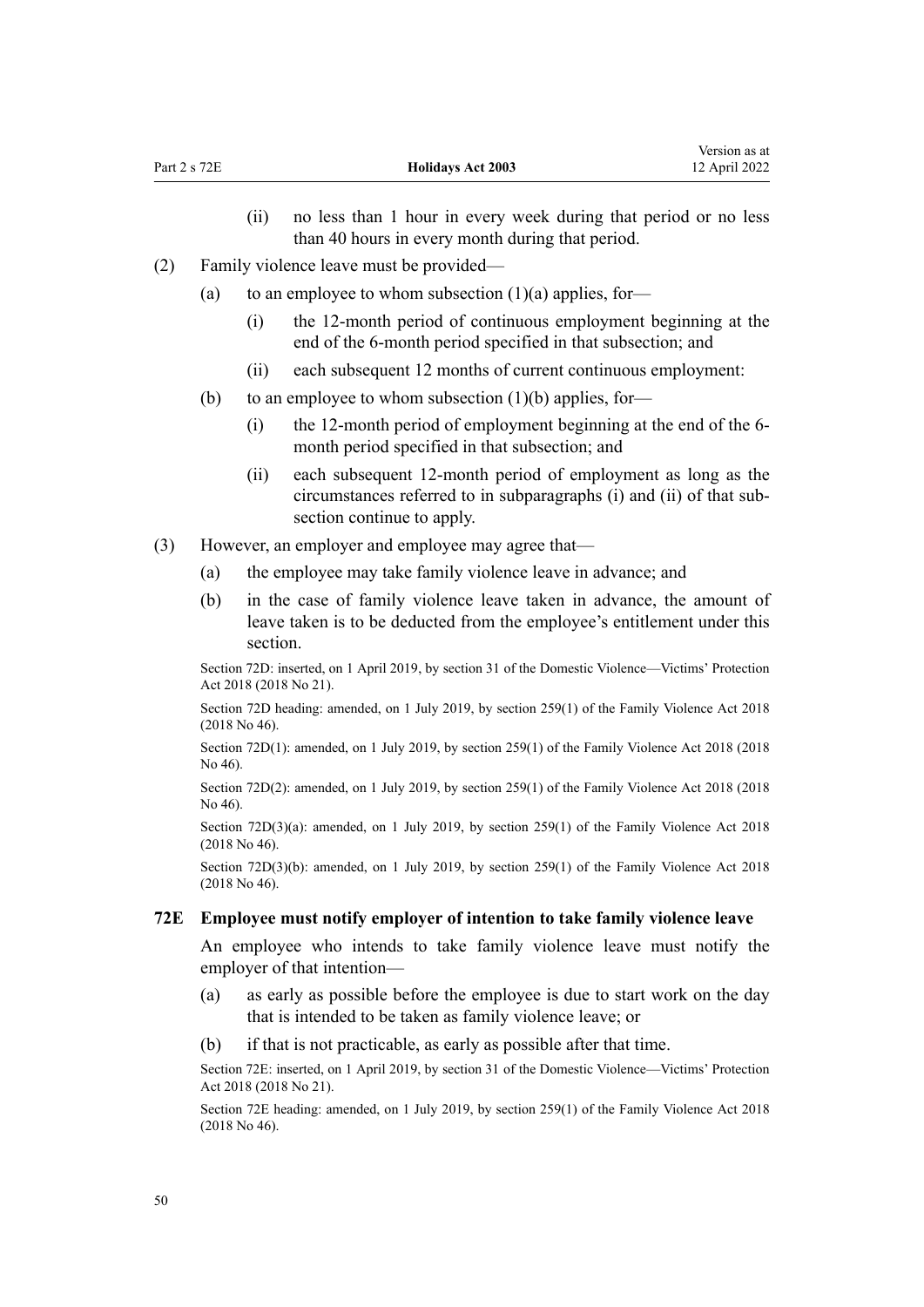(ii) no less than 1 hour in every week during that period or no less than 40 hours in every month during that period.

(2) Family violence leave must be provided—

(a) to an employee to whom subsection (1)(a) applies, for—

(i) the 12-month period of continuous employment beginning at the end of the 6-month period specified in that subsection; and

(ii) each subsequent 12 months of current continuous employment:

(b) to an employee to whom subsection (1)(b) applies, for—

(i) the 12-month period of employment beginning at the end of the 6-month period specified in that subsection; and

(ii) each subsequent 12-month period of employment as long as the circumstances referred to in subparagraphs (i) and (ii) of that subsection continue to apply.

(3) However, an employer and employee may agree that—

(a) the employee may take family violence leave in advance; and

(b) in the case of family violence leave taken in advance, the amount of leave taken is to be deducted from the employee's entitlement under this section.

Section 72D: inserted, on 1 April 2019, by section 31 of the Domestic Violence—Victims' Protection Act 2018 (2018 No 21).

Section 72D heading: amended, on 1 July 2019, by section 259(1) of the Family Violence Act 2018 (2018 No 46).

Section 72D(1): amended, on 1 July 2019, by section 259(1) of the Family Violence Act 2018 (2018 No 46).

Section 72D(2): amended, on 1 July 2019, by section 259(1) of the Family Violence Act 2018 (2018 No 46).

Section 72D(3)(a): amended, on 1 July 2019, by section 259(1) of the Family Violence Act 2018 (2018 No 46).

Section 72D(3)(b): amended, on 1 July 2019, by section 259(1) of the Family Violence Act 2018 (2018 No 46).

### 72E Employee must notify employer of intention to take family violence leave

An employee who intends to take family violence leave must notify the employer of that intention—

(a) as early as possible before the employee is due to start work on the day that is intended to be taken as family violence leave; or

(b) if that is not practicable, as early as possible after that time.

Section 72E: inserted, on 1 April 2019, by section 31 of the Domestic Violence—Victims' Protection Act 2018 (2018 No 21).

Section 72E heading: amended, on 1 July 2019, by section 259(1) of the Family Violence Act 2018 (2018 No 46).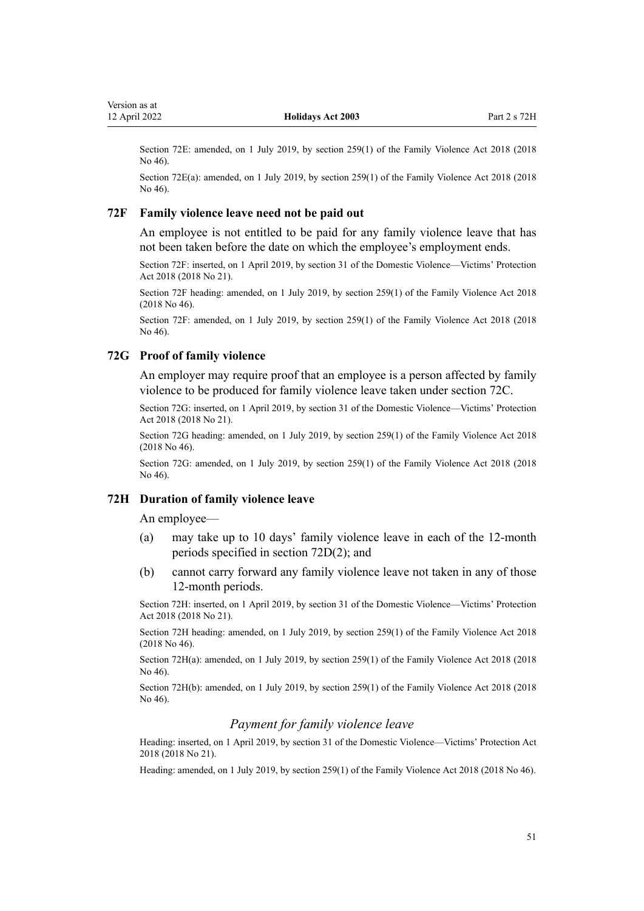Section 72E: amended, on 1 July 2019, by section 259(1) of the Family Violence Act 2018 (2018 No 46).

Section 72E(a): amended, on 1 July 2019, by section 259(1) of the Family Violence Act 2018 (2018 No 46).

### 72F Family violence leave need not be paid out

An employee is not entitled to be paid for any family violence leave that has not been taken before the date on which the employee's employment ends.

Section 72F: inserted, on 1 April 2019, by section 31 of the Domestic Violence—Victims' Protection Act 2018 (2018 No 21).

Section 72F heading: amended, on 1 July 2019, by section 259(1) of the Family Violence Act 2018 (2018 No 46).

Section 72F: amended, on 1 July 2019, by section 259(1) of the Family Violence Act 2018 (2018 No 46).

### 72G Proof of family violence

An employer may require proof that an employee is a person affected by family violence to be produced for family violence leave taken under section 72C.

Section 72G: inserted, on 1 April 2019, by section 31 of the Domestic Violence—Victims' Protection Act 2018 (2018 No 21).

Section 72G heading: amended, on 1 July 2019, by section 259(1) of the Family Violence Act 2018 (2018 No 46).

Section 72G: amended, on 1 July 2019, by section 259(1) of the Family Violence Act 2018 (2018 No 46).

### 72H Duration of family violence leave

An employee—

(a) may take up to 10 days' family violence leave in each of the 12-month periods specified in section 72D(2); and

(b) cannot carry forward any family violence leave not taken in any of those 12-month periods.

Section 72H: inserted, on 1 April 2019, by section 31 of the Domestic Violence—Victims' Protection Act 2018 (2018 No 21).

Section 72H heading: amended, on 1 July 2019, by section 259(1) of the Family Violence Act 2018 (2018 No 46).

Section 72H(a): amended, on 1 July 2019, by section 259(1) of the Family Violence Act 2018 (2018 No 46).

Section 72H(b): amended, on 1 July 2019, by section 259(1) of the Family Violence Act 2018 (2018 No 46).

#### *Payment for family violence leave*

Heading: inserted, on 1 April 2019, by section 31 of the Domestic Violence—Victims' Protection Act 2018 (2018 No 21).

Heading: amended, on 1 July 2019, by section 259(1) of the Family Violence Act 2018 (2018 No 46).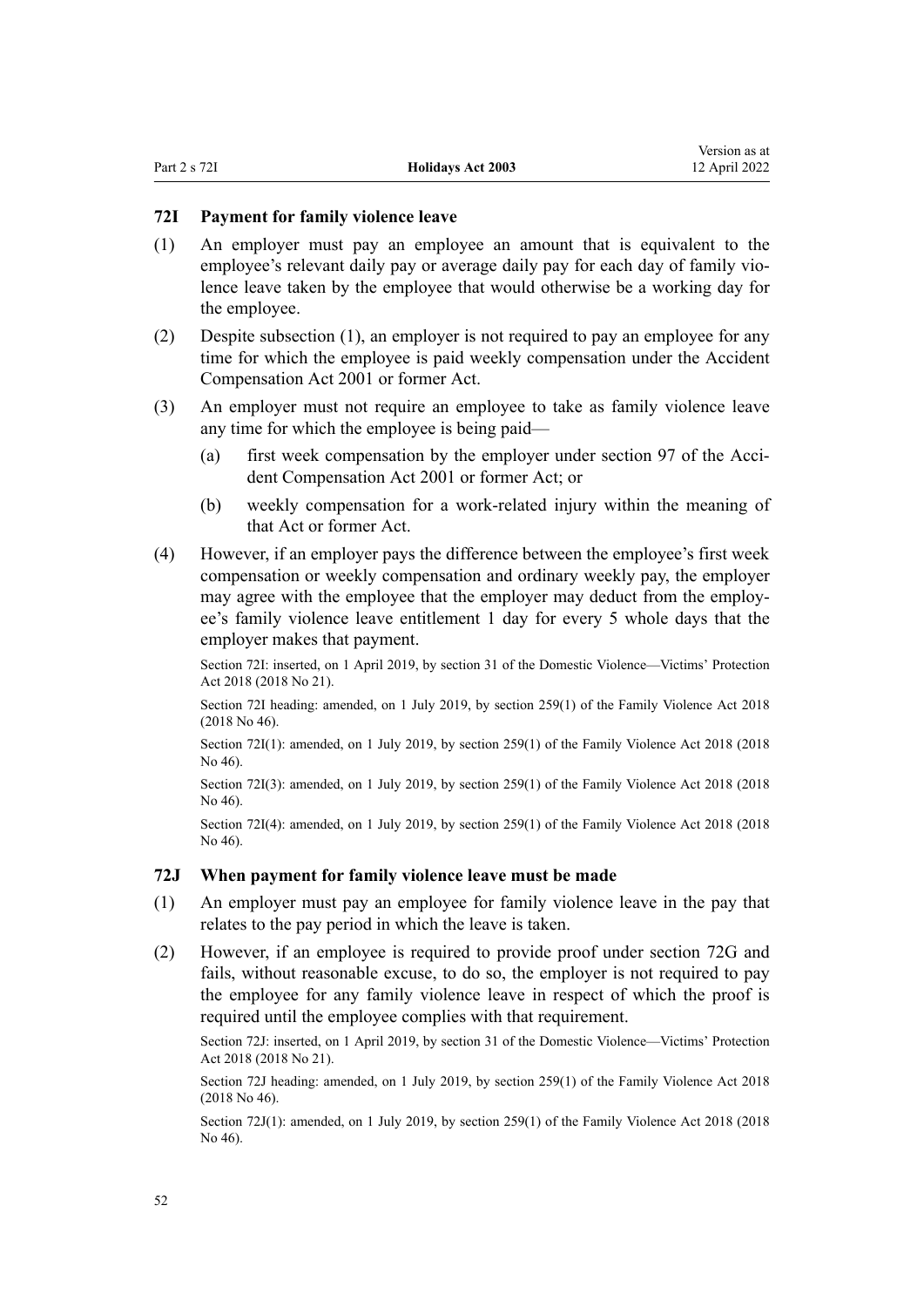### 72I Payment for family violence leave

(1) An employer must pay an employee an amount that is equivalent to the employee's relevant daily pay or average daily pay for each day of family violence leave taken by the employee that would otherwise be a working day for the employee.

(2) Despite subsection (1), an employer is not required to pay an employee for any time for which the employee is paid weekly compensation under the Accident Compensation Act 2001 or former Act.

(3) An employer must not require an employee to take as family violence leave any time for which the employee is being paid—

(a) first week compensation by the employer under section 97 of the Accident Compensation Act 2001 or former Act; or

(b) weekly compensation for a work-related injury within the meaning of that Act or former Act.

(4) However, if an employer pays the difference between the employee's first week compensation or weekly compensation and ordinary weekly pay, the employer may agree with the employee that the employer may deduct from the employee's family violence leave entitlement 1 day for every 5 whole days that the employer makes that payment.

Section 72I: inserted, on 1 April 2019, by section 31 of the Domestic Violence—Victims' Protection Act 2018 (2018 No 21).

Section 72I heading: amended, on 1 July 2019, by section 259(1) of the Family Violence Act 2018 (2018 No 46).

Section 72I(1): amended, on 1 July 2019, by section 259(1) of the Family Violence Act 2018 (2018 No 46).

Section 72I(3): amended, on 1 July 2019, by section 259(1) of the Family Violence Act 2018 (2018 No 46).

Section 72I(4): amended, on 1 July 2019, by section 259(1) of the Family Violence Act 2018 (2018 No 46).

### 72J When payment for family violence leave must be made

(1) An employer must pay an employee for family violence leave in the pay that relates to the pay period in which the leave is taken.

(2) However, if an employee is required to provide proof under section 72G and fails, without reasonable excuse, to do so, the employer is not required to pay the employee for any family violence leave in respect of which the proof is required until the employee complies with that requirement.

Section 72J: inserted, on 1 April 2019, by section 31 of the Domestic Violence—Victims' Protection Act 2018 (2018 No 21).

Section 72J heading: amended, on 1 July 2019, by section 259(1) of the Family Violence Act 2018 (2018 No 46).

Section 72J(1): amended, on 1 July 2019, by section 259(1) of the Family Violence Act 2018 (2018 No 46).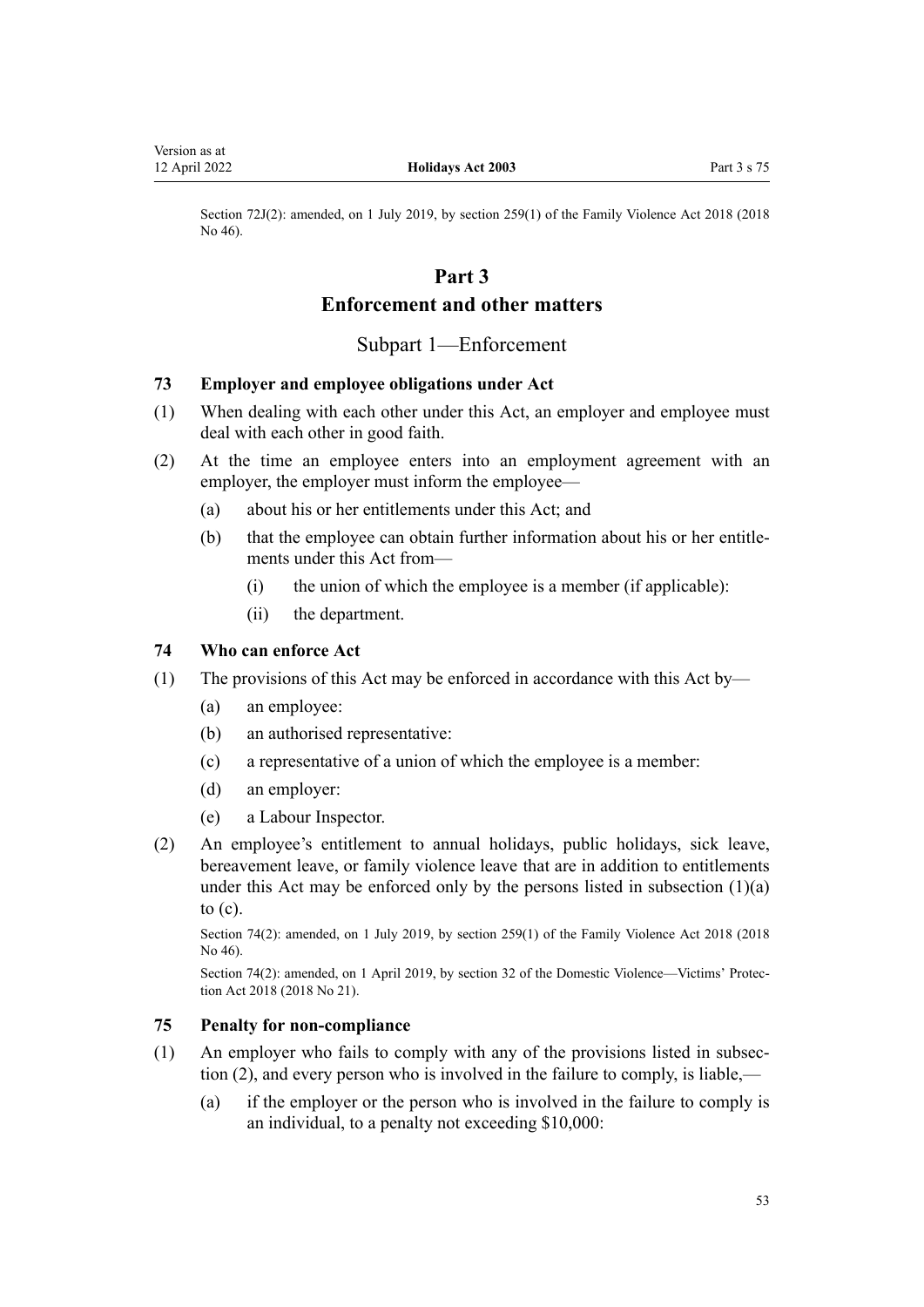Section 72J(2): amended, on 1 July 2019, by section 259(1) of the Family Violence Act 2018 (2018 No 46).

# Part 3
# Enforcement and other matters

## Subpart 1—Enforcement

### 73 Employer and employee obligations under Act

(1) When dealing with each other under this Act, an employer and employee must deal with each other in good faith.

(2) At the time an employee enters into an employment agreement with an employer, the employer must inform the employee—

  (a) about his or her entitlements under this Act; and

  (b) that the employee can obtain further information about his or her entitlements under this Act from—

    (i) the union of which the employee is a member (if applicable):

    (ii) the department.

### 74 Who can enforce Act

(1) The provisions of this Act may be enforced in accordance with this Act by—

  (a) an employee:

  (b) an authorised representative:

  (c) a representative of a union of which the employee is a member:

  (d) an employer:

  (e) a Labour Inspector.

(2) An employee's entitlement to annual holidays, public holidays, sick leave, bereavement leave, or family violence leave that are in addition to entitlements under this Act may be enforced only by the persons listed in subsection (1)(a) to (c).

Section 74(2): amended, on 1 July 2019, by section 259(1) of the Family Violence Act 2018 (2018 No 46).

Section 74(2): amended, on 1 April 2019, by section 32 of the Domestic Violence—Victims' Protection Act 2018 (2018 No 21).

### 75 Penalty for non-compliance

(1) An employer who fails to comply with any of the provisions listed in subsection (2), and every person who is involved in the failure to comply, is liable,—

  (a) if the employer or the person who is involved in the failure to comply is an individual, to a penalty not exceeding $10,000: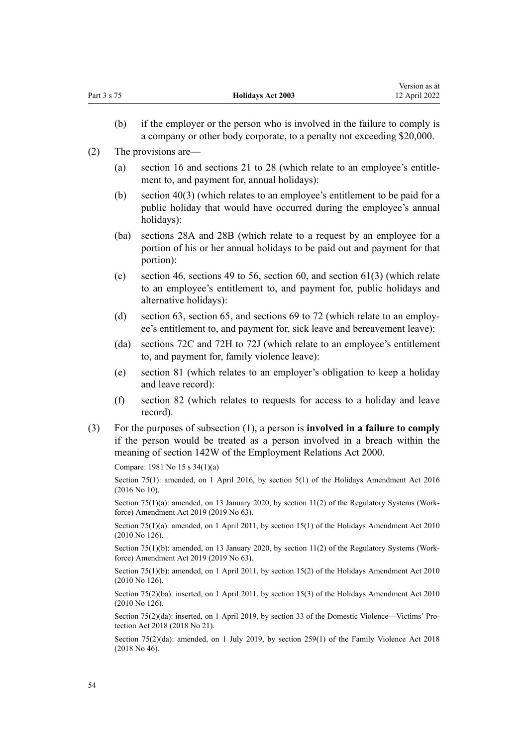(b) if the employer or the person who is involved in the failure to comply is a company or other body corporate, to a penalty not exceeding $20,000.

(2) The provisions are—

(a) section 16 and sections 21 to 28 (which relate to an employee's entitlement to, and payment for, annual holidays):

(b) section 40(3) (which relates to an employee's entitlement to be paid for a public holiday that would have occurred during the employee's annual holidays):

(ba) sections 28A and 28B (which relate to a request by an employee for a portion of his or her annual holidays to be paid out and payment for that portion):

(c) section 46, sections 49 to 56, section 60, and section 61(3) (which relate to an employee's entitlement to, and payment for, public holidays and alternative holidays):

(d) section 63, section 65, and sections 69 to 72 (which relate to an employee's entitlement to, and payment for, sick leave and bereavement leave):

(da) sections 72C and 72H to 72J (which relate to an employee's entitlement to, and payment for, family violence leave):

(e) section 81 (which relates to an employer's obligation to keep a holiday and leave record):

(f) section 82 (which relates to requests for access to a holiday and leave record).

(3) For the purposes of subsection (1), a person is **involved in a failure to comply** if the person would be treated as a person involved in a breach within the meaning of section 142W of the Employment Relations Act 2000.

Compare: 1981 No 15 s 34(1)(a)

Section 75(1): amended, on 1 April 2016, by section 5(1) of the Holidays Amendment Act 2016 (2016 No 10).

Section 75(1)(a): amended, on 13 January 2020, by section 11(2) of the Regulatory Systems (Workforce) Amendment Act 2019 (2019 No 63).

Section 75(1)(a): amended, on 1 April 2011, by section 15(1) of the Holidays Amendment Act 2010 (2010 No 126).

Section 75(1)(b): amended, on 13 January 2020, by section 11(2) of the Regulatory Systems (Workforce) Amendment Act 2019 (2019 No 63).

Section 75(1)(b): amended, on 1 April 2011, by section 15(2) of the Holidays Amendment Act 2010 (2010 No 126).

Section 75(2)(ba): inserted, on 1 April 2011, by section 15(3) of the Holidays Amendment Act 2010 (2010 No 126).

Section 75(2)(da): inserted, on 1 April 2019, by section 33 of the Domestic Violence—Victims' Protection Act 2018 (2018 No 21).

Section 75(2)(da): amended, on 1 July 2019, by section 259(1) of the Family Violence Act 2018 (2018 No 46).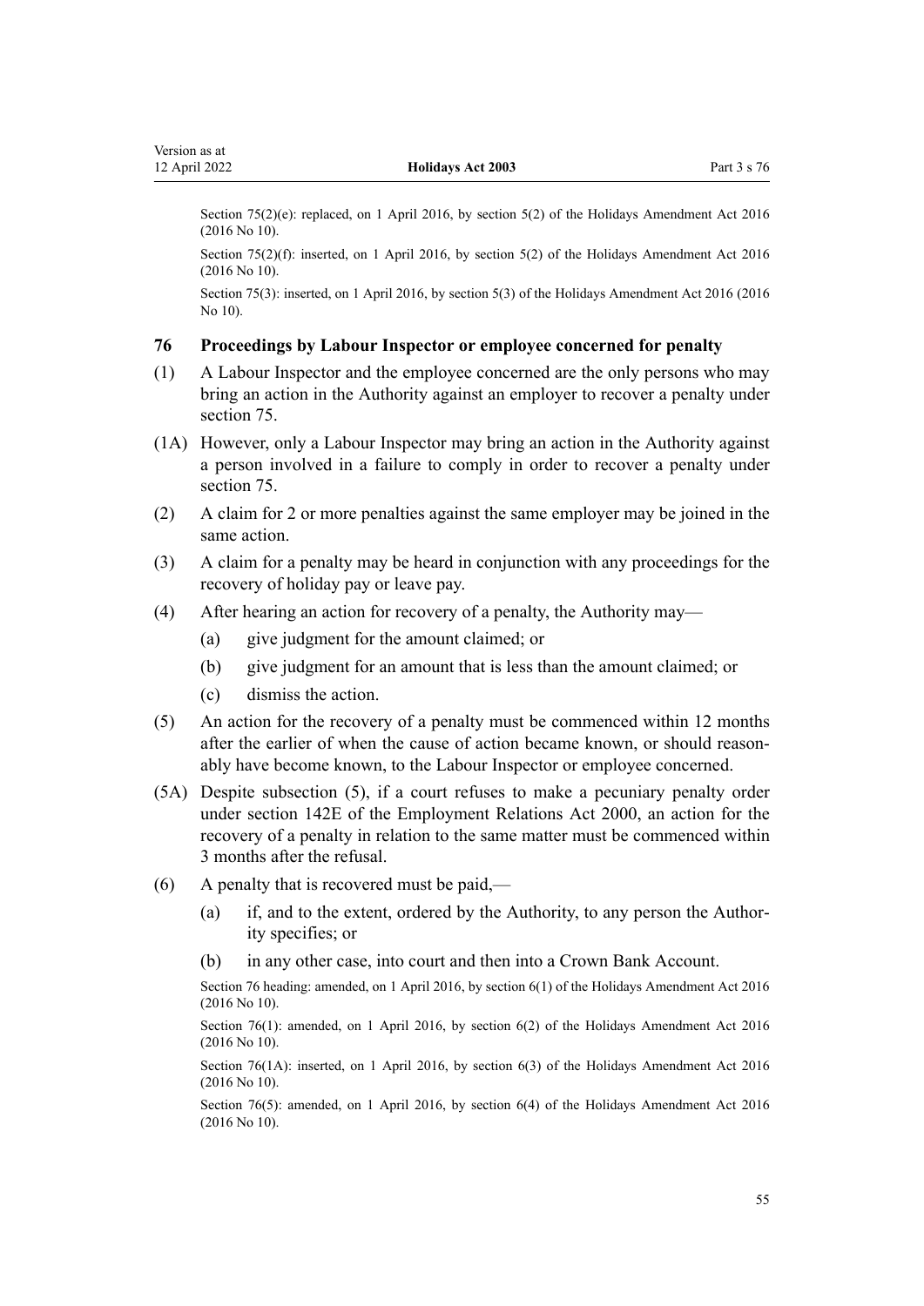Section 75(2)(e): replaced, on 1 April 2016, by section 5(2) of the Holidays Amendment Act 2016 (2016 No 10).

Section 75(2)(f): inserted, on 1 April 2016, by section 5(2) of the Holidays Amendment Act 2016 (2016 No 10).

Section 75(3): inserted, on 1 April 2016, by section 5(3) of the Holidays Amendment Act 2016 (2016 No 10).

### 76 Proceedings by Labour Inspector or employee concerned for penalty

(1) A Labour Inspector and the employee concerned are the only persons who may bring an action in the Authority against an employer to recover a penalty under section 75.

(1A) However, only a Labour Inspector may bring an action in the Authority against a person involved in a failure to comply in order to recover a penalty under section 75.

(2) A claim for 2 or more penalties against the same employer may be joined in the same action.

(3) A claim for a penalty may be heard in conjunction with any proceedings for the recovery of holiday pay or leave pay.

(4) After hearing an action for recovery of a penalty, the Authority may—

- (a) give judgment for the amount claimed; or
- (b) give judgment for an amount that is less than the amount claimed; or
- (c) dismiss the action.

(5) An action for the recovery of a penalty must be commenced within 12 months after the earlier of when the cause of action became known, or should reasonably have become known, to the Labour Inspector or employee concerned.

(5A) Despite subsection (5), if a court refuses to make a pecuniary penalty order under section 142E of the Employment Relations Act 2000, an action for the recovery of a penalty in relation to the same matter must be commenced within 3 months after the refusal.

(6) A penalty that is recovered must be paid,—

- (a) if, and to the extent, ordered by the Authority, to any person the Authority specifies; or
- (b) in any other case, into court and then into a Crown Bank Account.

Section 76 heading: amended, on 1 April 2016, by section 6(1) of the Holidays Amendment Act 2016 (2016 No 10).

Section 76(1): amended, on 1 April 2016, by section 6(2) of the Holidays Amendment Act 2016 (2016 No 10).

Section 76(1A): inserted, on 1 April 2016, by section 6(3) of the Holidays Amendment Act 2016 (2016 No 10).

Section 76(5): amended, on 1 April 2016, by section 6(4) of the Holidays Amendment Act 2016 (2016 No 10).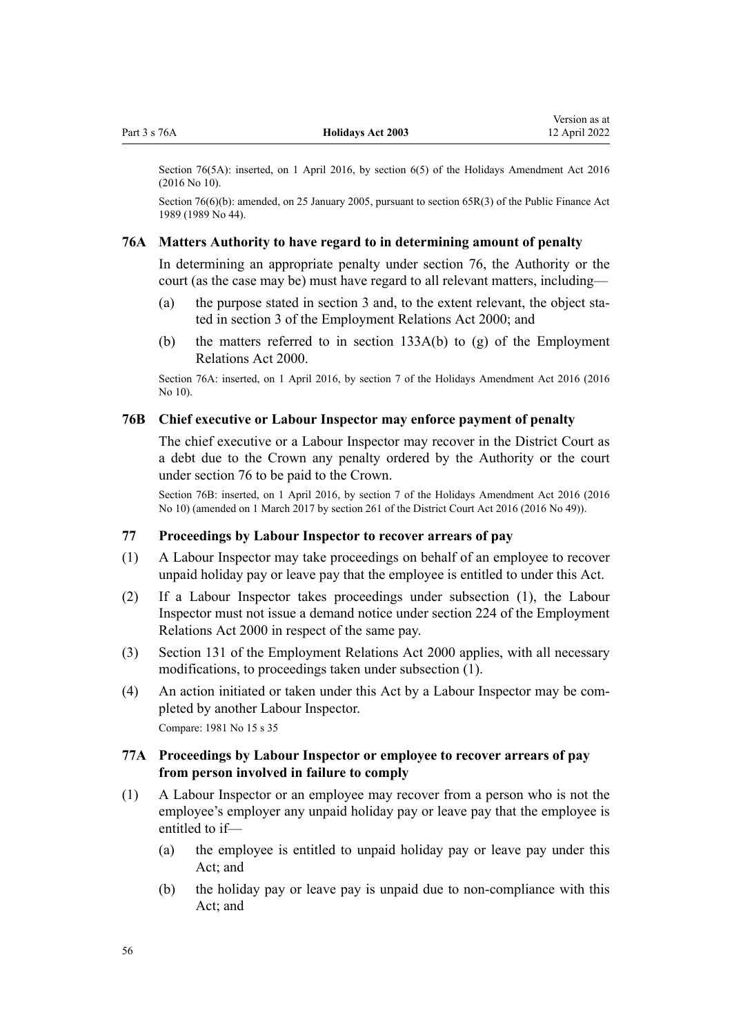Section 76(5A): inserted, on 1 April 2016, by section 6(5) of the Holidays Amendment Act 2016 (2016 No 10).

Section 76(6)(b): amended, on 25 January 2005, pursuant to section 65R(3) of the Public Finance Act 1989 (1989 No 44).

### 76A Matters Authority to have regard to in determining amount of penalty

In determining an appropriate penalty under section 76, the Authority or the court (as the case may be) must have regard to all relevant matters, including—

(a) the purpose stated in section 3 and, to the extent relevant, the object stated in section 3 of the Employment Relations Act 2000; and

(b) the matters referred to in section 133A(b) to (g) of the Employment Relations Act 2000.

Section 76A: inserted, on 1 April 2016, by section 7 of the Holidays Amendment Act 2016 (2016 No 10).

### 76B Chief executive or Labour Inspector may enforce payment of penalty

The chief executive or a Labour Inspector may recover in the District Court as a debt due to the Crown any penalty ordered by the Authority or the court under section 76 to be paid to the Crown.

Section 76B: inserted, on 1 April 2016, by section 7 of the Holidays Amendment Act 2016 (2016 No 10) (amended on 1 March 2017 by section 261 of the District Court Act 2016 (2016 No 49)).

### 77 Proceedings by Labour Inspector to recover arrears of pay

(1) A Labour Inspector may take proceedings on behalf of an employee to recover unpaid holiday pay or leave pay that the employee is entitled to under this Act.

(2) If a Labour Inspector takes proceedings under subsection (1), the Labour Inspector must not issue a demand notice under section 224 of the Employment Relations Act 2000 in respect of the same pay.

(3) Section 131 of the Employment Relations Act 2000 applies, with all necessary modifications, to proceedings taken under subsection (1).

(4) An action initiated or taken under this Act by a Labour Inspector may be completed by another Labour Inspector.

Compare: 1981 No 15 s 35

### 77A Proceedings by Labour Inspector or employee to recover arrears of pay from person involved in failure to comply

(1) A Labour Inspector or an employee may recover from a person who is not the employee's employer any unpaid holiday pay or leave pay that the employee is entitled to if—

(a) the employee is entitled to unpaid holiday pay or leave pay under this Act; and

(b) the holiday pay or leave pay is unpaid due to non-compliance with this Act; and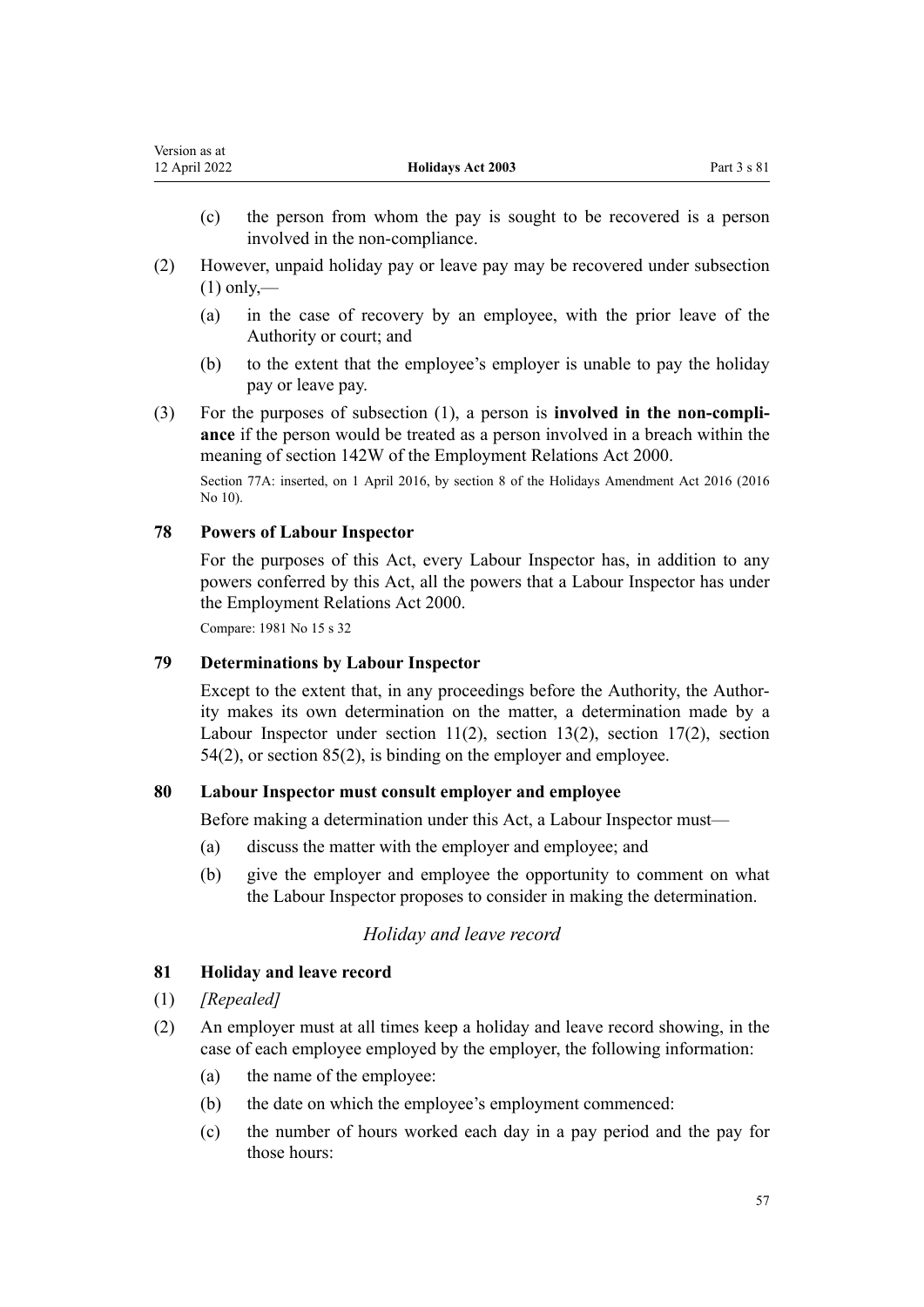(c) the person from whom the pay is sought to be recovered is a person involved in the non-compliance.

(2) However, unpaid holiday pay or leave pay may be recovered under subsection (1) only,—

(a) in the case of recovery by an employee, with the prior leave of the Authority or court; and

(b) to the extent that the employee's employer is unable to pay the holiday pay or leave pay.

(3) For the purposes of subsection (1), a person is **involved in the non-compliance** if the person would be treated as a person involved in a breach within the meaning of section 142W of the Employment Relations Act 2000.

Section 77A: inserted, on 1 April 2016, by section 8 of the Holidays Amendment Act 2016 (2016 No 10).

### 78 Powers of Labour Inspector

For the purposes of this Act, every Labour Inspector has, in addition to any powers conferred by this Act, all the powers that a Labour Inspector has under the Employment Relations Act 2000.

Compare: 1981 No 15 s 32

### 79 Determinations by Labour Inspector

Except to the extent that, in any proceedings before the Authority, the Authority makes its own determination on the matter, a determination made by a Labour Inspector under section 11(2), section 13(2), section 17(2), section 54(2), or section 85(2), is binding on the employer and employee.

### 80 Labour Inspector must consult employer and employee

Before making a determination under this Act, a Labour Inspector must—

(a) discuss the matter with the employer and employee; and

(b) give the employer and employee the opportunity to comment on what the Labour Inspector proposes to consider in making the determination.

## *Holiday and leave record*

### 81 Holiday and leave record

(1) *[Repealed]*

(2) An employer must at all times keep a holiday and leave record showing, in the case of each employee employed by the employer, the following information:

(a) the name of the employee:

(b) the date on which the employee's employment commenced:

(c) the number of hours worked each day in a pay period and the pay for those hours: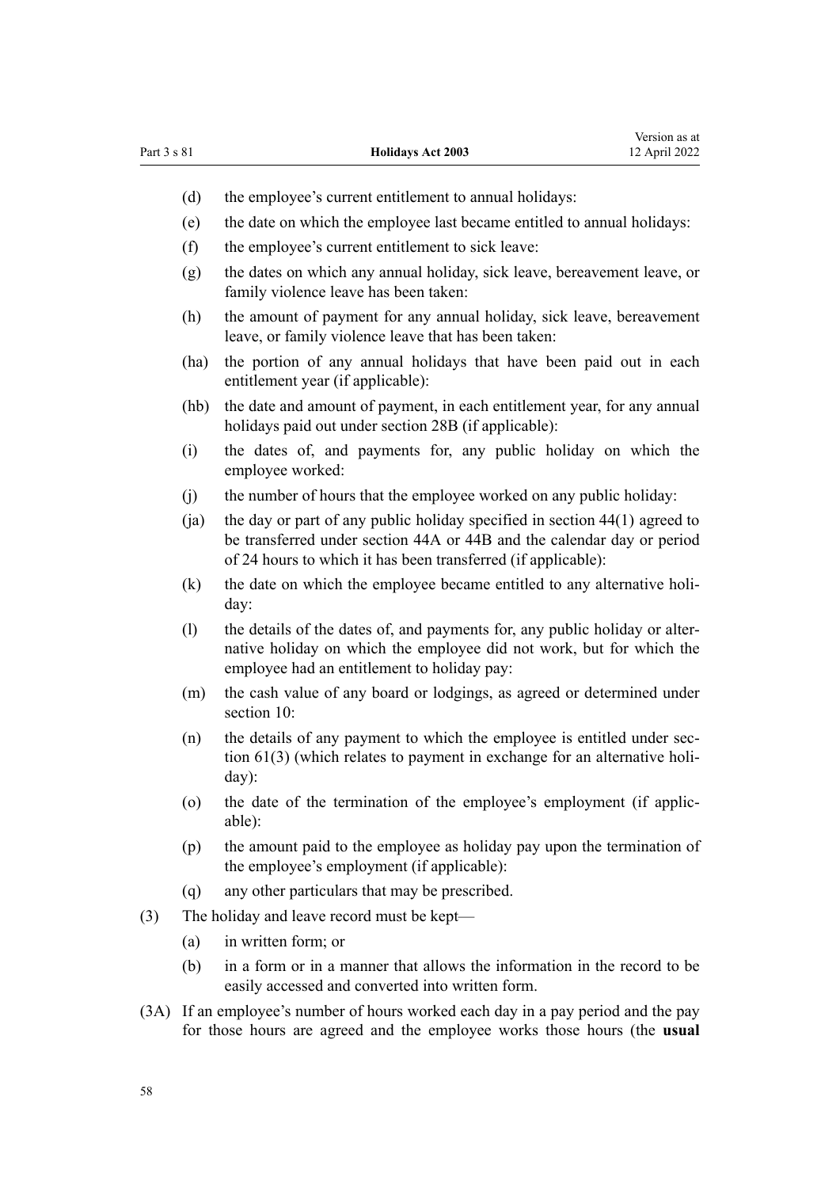(d) the employee's current entitlement to annual holidays:

(e) the date on which the employee last became entitled to annual holidays:

(f) the employee's current entitlement to sick leave:

(g) the dates on which any annual holiday, sick leave, bereavement leave, or family violence leave has been taken:

(h) the amount of payment for any annual holiday, sick leave, bereavement leave, or family violence leave that has been taken:

(ha) the portion of any annual holidays that have been paid out in each entitlement year (if applicable):

(hb) the date and amount of payment, in each entitlement year, for any annual holidays paid out under section 28B (if applicable):

(i) the dates of, and payments for, any public holiday on which the employee worked:

(j) the number of hours that the employee worked on any public holiday:

(ja) the day or part of any public holiday specified in section 44(1) agreed to be transferred under section 44A or 44B and the calendar day or period of 24 hours to which it has been transferred (if applicable):

(k) the date on which the employee became entitled to any alternative holiday:

(l) the details of the dates of, and payments for, any public holiday or alternative holiday on which the employee did not work, but for which the employee had an entitlement to holiday pay:

(m) the cash value of any board or lodgings, as agreed or determined under section 10:

(n) the details of any payment to which the employee is entitled under section 61(3) (which relates to payment in exchange for an alternative holiday):

(o) the date of the termination of the employee's employment (if applicable):

(p) the amount paid to the employee as holiday pay upon the termination of the employee's employment (if applicable):

(q) any other particulars that may be prescribed.

(3) The holiday and leave record must be kept—

(a) in written form; or

(b) in a form or in a manner that allows the information in the record to be easily accessed and converted into written form.

(3A) If an employee's number of hours worked each day in a pay period and the pay for those hours are agreed and the employee works those hours (the **usual**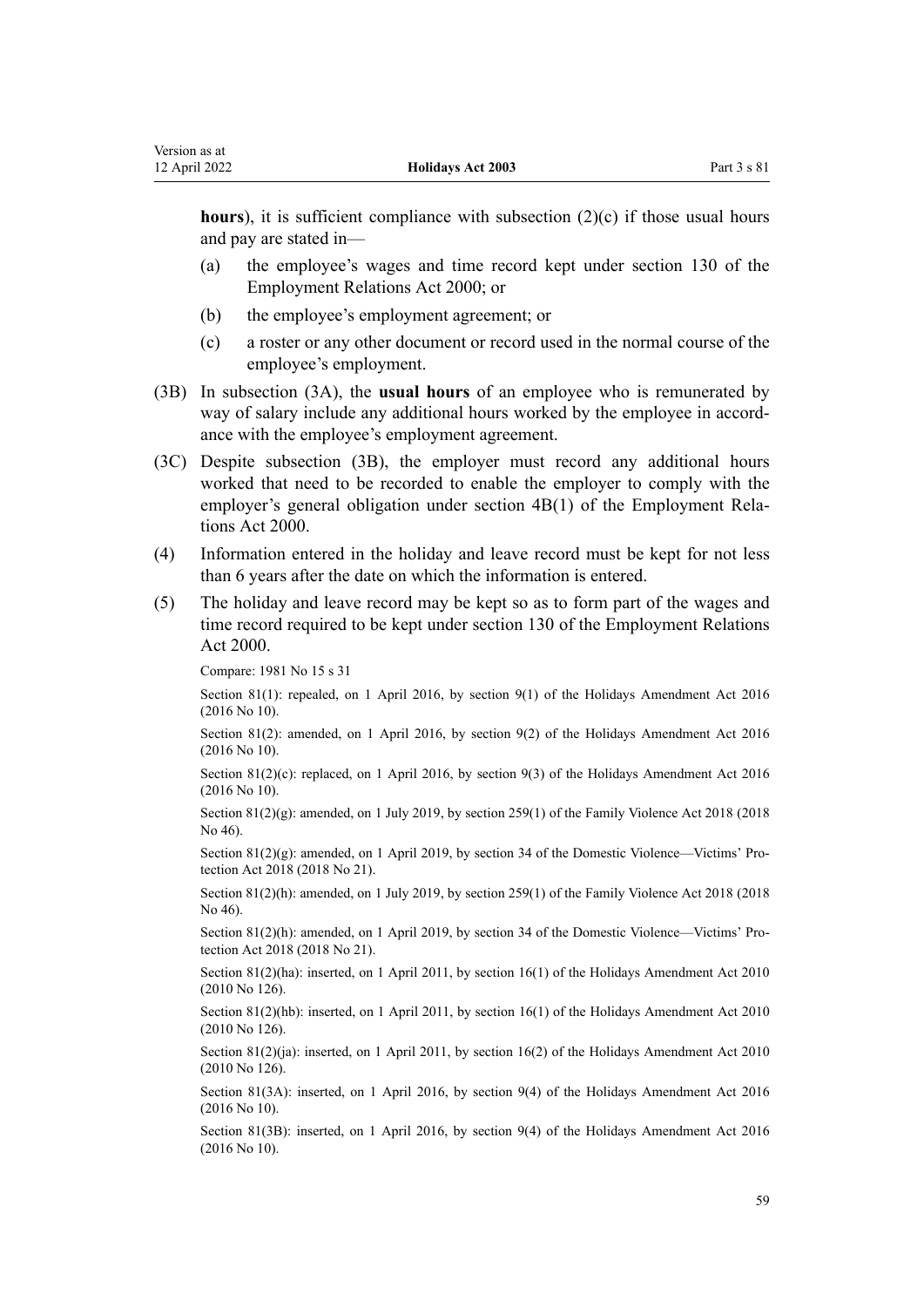**hours**), it is sufficient compliance with subsection (2)(c) if those usual hours and pay are stated in—

- (a) the employee's wages and time record kept under section 130 of the Employment Relations Act 2000; or
- (b) the employee's employment agreement; or
- (c) a roster or any other document or record used in the normal course of the employee's employment.

(3B) In subsection (3A), the **usual hours** of an employee who is remunerated by way of salary include any additional hours worked by the employee in accordance with the employee's employment agreement.

(3C) Despite subsection (3B), the employer must record any additional hours worked that need to be recorded to enable the employer to comply with the employer's general obligation under section 4B(1) of the Employment Relations Act 2000.

(4) Information entered in the holiday and leave record must be kept for not less than 6 years after the date on which the information is entered.

(5) The holiday and leave record may be kept so as to form part of the wages and time record required to be kept under section 130 of the Employment Relations Act 2000.

Compare: 1981 No 15 s 31

Section 81(1): repealed, on 1 April 2016, by section 9(1) of the Holidays Amendment Act 2016 (2016 No 10).

Section 81(2): amended, on 1 April 2016, by section 9(2) of the Holidays Amendment Act 2016 (2016 No 10).

Section 81(2)(c): replaced, on 1 April 2016, by section 9(3) of the Holidays Amendment Act 2016 (2016 No 10).

Section 81(2)(g): amended, on 1 July 2019, by section 259(1) of the Family Violence Act 2018 (2018 No 46).

Section 81(2)(g): amended, on 1 April 2019, by section 34 of the Domestic Violence—Victims' Protection Act 2018 (2018 No 21).

Section 81(2)(h): amended, on 1 July 2019, by section 259(1) of the Family Violence Act 2018 (2018 No 46).

Section 81(2)(h): amended, on 1 April 2019, by section 34 of the Domestic Violence—Victims' Protection Act 2018 (2018 No 21).

Section 81(2)(ha): inserted, on 1 April 2011, by section 16(1) of the Holidays Amendment Act 2010 (2010 No 126).

Section 81(2)(hb): inserted, on 1 April 2011, by section 16(1) of the Holidays Amendment Act 2010 (2010 No 126).

Section 81(2)(ja): inserted, on 1 April 2011, by section 16(2) of the Holidays Amendment Act 2010 (2010 No 126).

Section 81(3A): inserted, on 1 April 2016, by section 9(4) of the Holidays Amendment Act 2016 (2016 No 10).

Section 81(3B): inserted, on 1 April 2016, by section 9(4) of the Holidays Amendment Act 2016 (2016 No 10).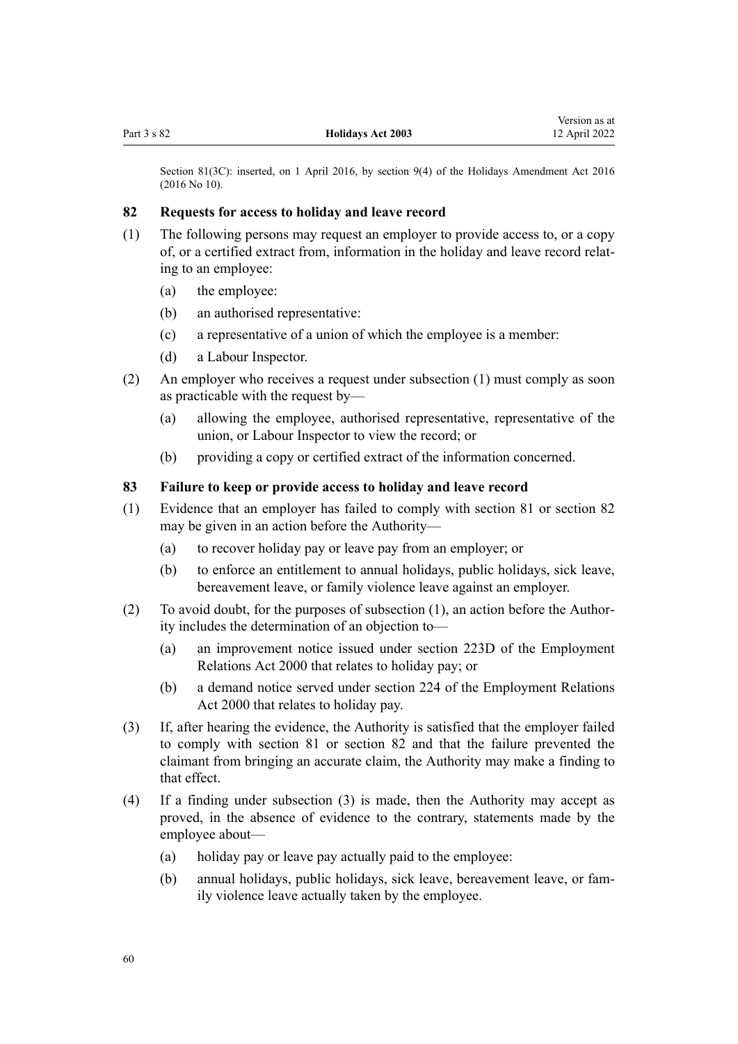Section 81(3C): inserted, on 1 April 2016, by section 9(4) of the Holidays Amendment Act 2016 (2016 No 10).

### 82 Requests for access to holiday and leave record

(1) The following persons may request an employer to provide access to, or a copy of, or a certified extract from, information in the holiday and leave record relating to an employee:

- (a) the employee:
- (b) an authorised representative:
- (c) a representative of a union of which the employee is a member:
- (d) a Labour Inspector.

(2) An employer who receives a request under subsection (1) must comply as soon as practicable with the request by—

- (a) allowing the employee, authorised representative, representative of the union, or Labour Inspector to view the record; or
- (b) providing a copy or certified extract of the information concerned.

### 83 Failure to keep or provide access to holiday and leave record

(1) Evidence that an employer has failed to comply with section 81 or section 82 may be given in an action before the Authority—

- (a) to recover holiday pay or leave pay from an employer; or
- (b) to enforce an entitlement to annual holidays, public holidays, sick leave, bereavement leave, or family violence leave against an employer.

(2) To avoid doubt, for the purposes of subsection (1), an action before the Authority includes the determination of an objection to—

- (a) an improvement notice issued under section 223D of the Employment Relations Act 2000 that relates to holiday pay; or
- (b) a demand notice served under section 224 of the Employment Relations Act 2000 that relates to holiday pay.

(3) If, after hearing the evidence, the Authority is satisfied that the employer failed to comply with section 81 or section 82 and that the failure prevented the claimant from bringing an accurate claim, the Authority may make a finding to that effect.

(4) If a finding under subsection (3) is made, then the Authority may accept as proved, in the absence of evidence to the contrary, statements made by the employee about—

- (a) holiday pay or leave pay actually paid to the employee:
- (b) annual holidays, public holidays, sick leave, bereavement leave, or family violence leave actually taken by the employee.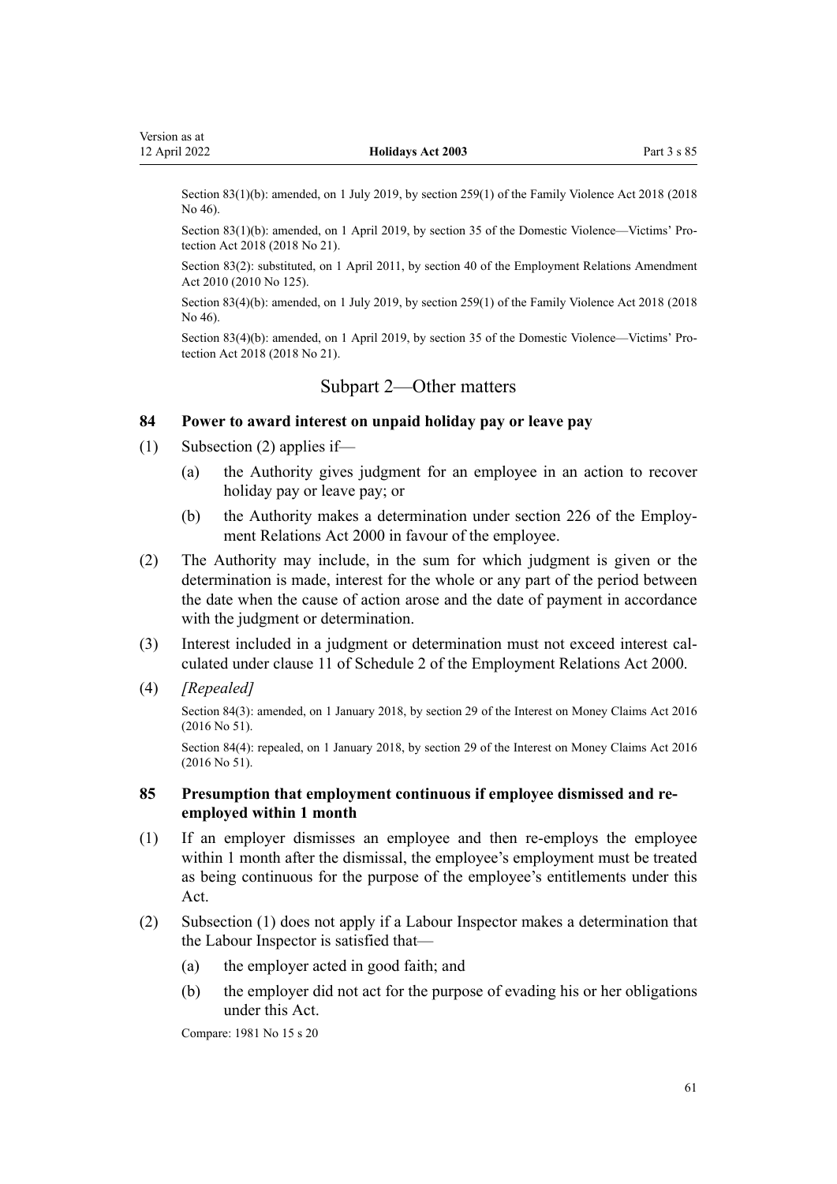Section 83(1)(b): amended, on 1 July 2019, by section 259(1) of the Family Violence Act 2018 (2018 No 46).

Section 83(1)(b): amended, on 1 April 2019, by section 35 of the Domestic Violence—Victims' Protection Act 2018 (2018 No 21).

Section 83(2): substituted, on 1 April 2011, by section 40 of the Employment Relations Amendment Act 2010 (2010 No 125).

Section 83(4)(b): amended, on 1 July 2019, by section 259(1) of the Family Violence Act 2018 (2018 No 46).

Section 83(4)(b): amended, on 1 April 2019, by section 35 of the Domestic Violence—Victims' Protection Act 2018 (2018 No 21).

## Subpart 2—Other matters

### 84 Power to award interest on unpaid holiday pay or leave pay

(1) Subsection (2) applies if—

(a) the Authority gives judgment for an employee in an action to recover holiday pay or leave pay; or

(b) the Authority makes a determination under section 226 of the Employment Relations Act 2000 in favour of the employee.

(2) The Authority may include, in the sum for which judgment is given or the determination is made, interest for the whole or any part of the period between the date when the cause of action arose and the date of payment in accordance with the judgment or determination.

(3) Interest included in a judgment or determination must not exceed interest calculated under clause 11 of Schedule 2 of the Employment Relations Act 2000.

(4) *[Repealed]*

Section 84(3): amended, on 1 January 2018, by section 29 of the Interest on Money Claims Act 2016 (2016 No 51).

Section 84(4): repealed, on 1 January 2018, by section 29 of the Interest on Money Claims Act 2016 (2016 No 51).

### 85 Presumption that employment continuous if employee dismissed and re-employed within 1 month

(1) If an employer dismisses an employee and then re-employs the employee within 1 month after the dismissal, the employee's employment must be treated as being continuous for the purpose of the employee's entitlements under this Act.

(2) Subsection (1) does not apply if a Labour Inspector makes a determination that the Labour Inspector is satisfied that—

(a) the employer acted in good faith; and

(b) the employer did not act for the purpose of evading his or her obligations under this Act.

Compare: 1981 No 15 s 20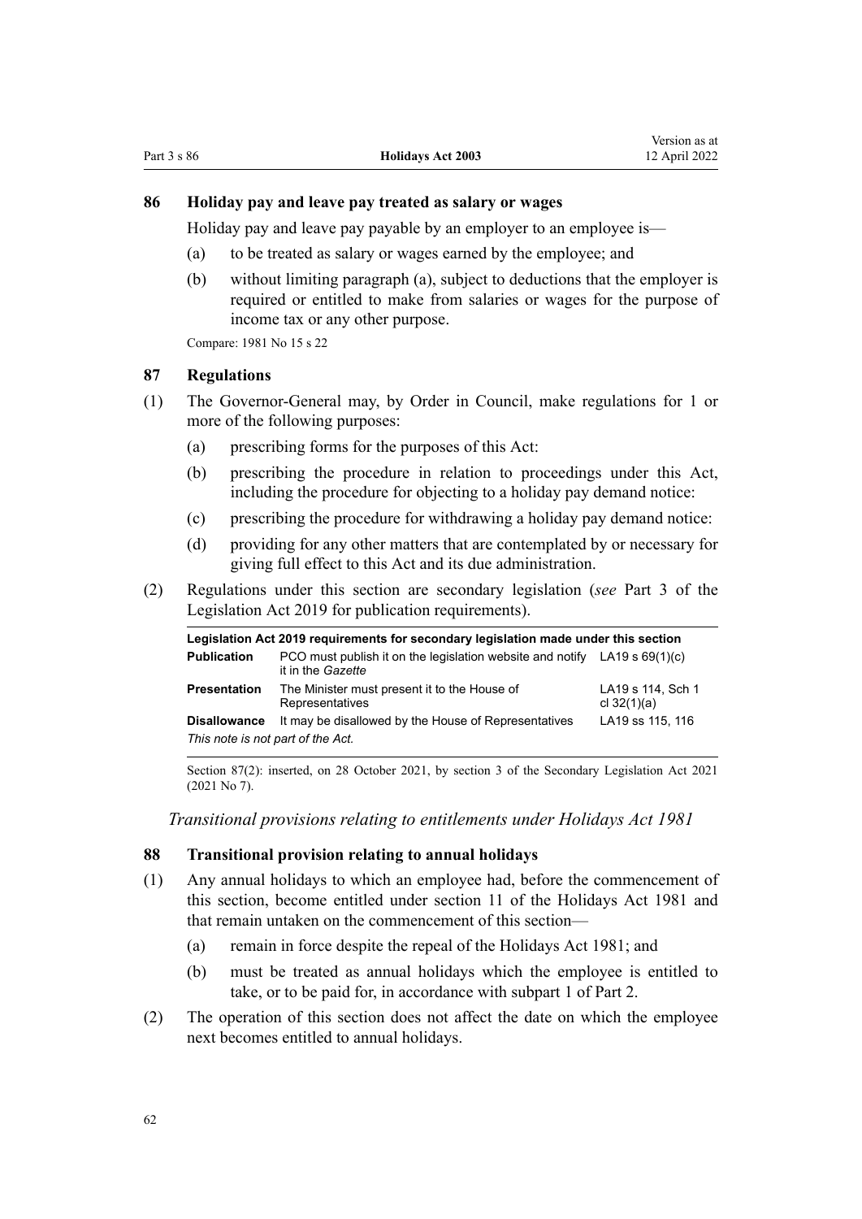## 86 Holiday pay and leave pay treated as salary or wages

Holiday pay and leave pay payable by an employer to an employee is—

(a) to be treated as salary or wages earned by the employee; and

(b) without limiting paragraph (a), subject to deductions that the employer is required or entitled to make from salaries or wages for the purpose of income tax or any other purpose.

Compare: 1981 No 15 s 22

## 87 Regulations

(1) The Governor-General may, by Order in Council, make regulations for 1 or more of the following purposes:

(a) prescribing forms for the purposes of this Act:

(b) prescribing the procedure in relation to proceedings under this Act, including the procedure for objecting to a holiday pay demand notice:

(c) prescribing the procedure for withdrawing a holiday pay demand notice:

(d) providing for any other matters that are contemplated by or necessary for giving full effect to this Act and its due administration.

(2) Regulations under this section are secondary legislation (*see* Part 3 of the Legislation Act 2019 for publication requirements).

| Legislation Act 2019 requirements for secondary legislation made under this section | | |
|---|---|---|
| **Publication** | PCO must publish it on the legislation website and notify it in the *Gazette* | LA19 s 69(1)(c) |
| **Presentation** | The Minister must present it to the House of Representatives | LA19 s 114, Sch 1 cl 32(1)(a) |
| **Disallowance** | It may be disallowed by the House of Representatives | LA19 ss 115, 116 |
| *This note is not part of the Act.* | | |

Section 87(2): inserted, on 28 October 2021, by section 3 of the Secondary Legislation Act 2021 (2021 No 7).

*Transitional provisions relating to entitlements under Holidays Act 1981*

## 88 Transitional provision relating to annual holidays

(1) Any annual holidays to which an employee had, before the commencement of this section, become entitled under section 11 of the Holidays Act 1981 and that remain untaken on the commencement of this section—

(a) remain in force despite the repeal of the Holidays Act 1981; and

(b) must be treated as annual holidays which the employee is entitled to take, or to be paid for, in accordance with subpart 1 of Part 2.

(2) The operation of this section does not affect the date on which the employee next becomes entitled to annual holidays.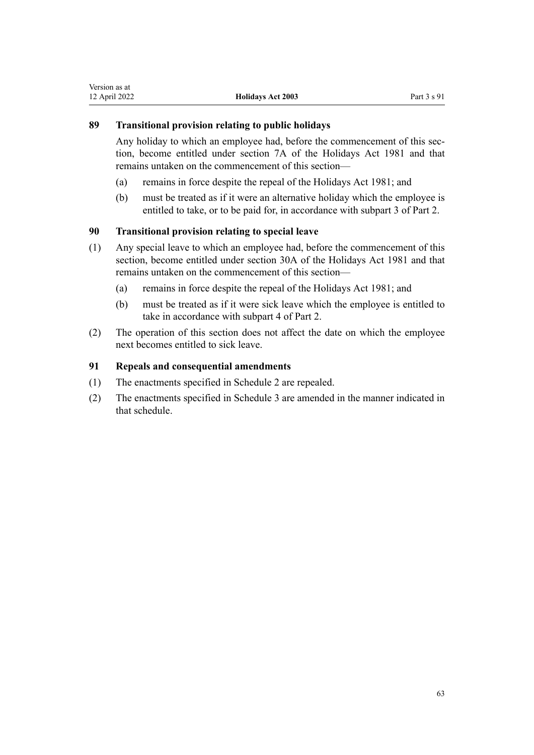### 89 Transitional provision relating to public holidays

Any holiday to which an employee had, before the commencement of this section, become entitled under section 7A of the Holidays Act 1981 and that remains untaken on the commencement of this section—

(a) remains in force despite the repeal of the Holidays Act 1981; and

(b) must be treated as if it were an alternative holiday which the employee is entitled to take, or to be paid for, in accordance with subpart 3 of Part 2.

### 90 Transitional provision relating to special leave

(1) Any special leave to which an employee had, before the commencement of this section, become entitled under section 30A of the Holidays Act 1981 and that remains untaken on the commencement of this section—

(a) remains in force despite the repeal of the Holidays Act 1981; and

(b) must be treated as if it were sick leave which the employee is entitled to take in accordance with subpart 4 of Part 2.

(2) The operation of this section does not affect the date on which the employee next becomes entitled to sick leave.

### 91 Repeals and consequential amendments

(1) The enactments specified in Schedule 2 are repealed.

(2) The enactments specified in Schedule 3 are amended in the manner indicated in that schedule.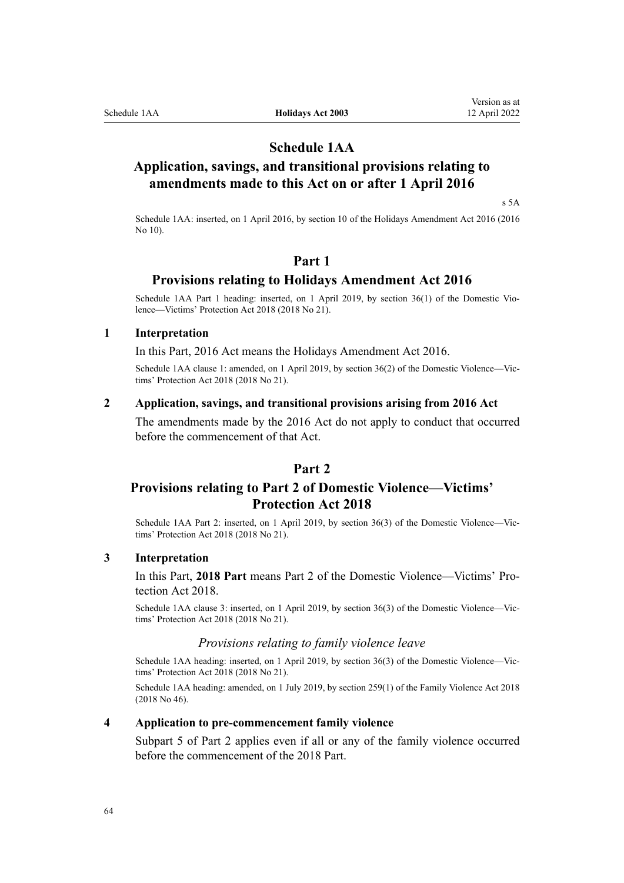# Schedule 1AA
## Application, savings, and transitional provisions relating to amendments made to this Act on or after 1 April 2016

s 5A

Schedule 1AA: inserted, on 1 April 2016, by section 10 of the Holidays Amendment Act 2016 (2016 No 10).

## Part 1
## Provisions relating to Holidays Amendment Act 2016

Schedule 1AA Part 1 heading: inserted, on 1 April 2019, by section 36(1) of the Domestic Violence—Victims' Protection Act 2018 (2018 No 21).

### 1 Interpretation

In this Part, 2016 Act means the Holidays Amendment Act 2016.

Schedule 1AA clause 1: amended, on 1 April 2019, by section 36(2) of the Domestic Violence—Victims' Protection Act 2018 (2018 No 21).

### 2 Application, savings, and transitional provisions arising from 2016 Act

The amendments made by the 2016 Act do not apply to conduct that occurred before the commencement of that Act.

## Part 2
## Provisions relating to Part 2 of Domestic Violence—Victims' Protection Act 2018

Schedule 1AA Part 2: inserted, on 1 April 2019, by section 36(3) of the Domestic Violence—Victims' Protection Act 2018 (2018 No 21).

### 3 Interpretation

In this Part, **2018 Part** means Part 2 of the Domestic Violence—Victims' Protection Act 2018.

Schedule 1AA clause 3: inserted, on 1 April 2019, by section 36(3) of the Domestic Violence—Victims' Protection Act 2018 (2018 No 21).

*Provisions relating to family violence leave*

Schedule 1AA heading: inserted, on 1 April 2019, by section 36(3) of the Domestic Violence—Victims' Protection Act 2018 (2018 No 21).

Schedule 1AA heading: amended, on 1 July 2019, by section 259(1) of the Family Violence Act 2018 (2018 No 46).

### 4 Application to pre-commencement family violence

Subpart 5 of Part 2 applies even if all or any of the family violence occurred before the commencement of the 2018 Part.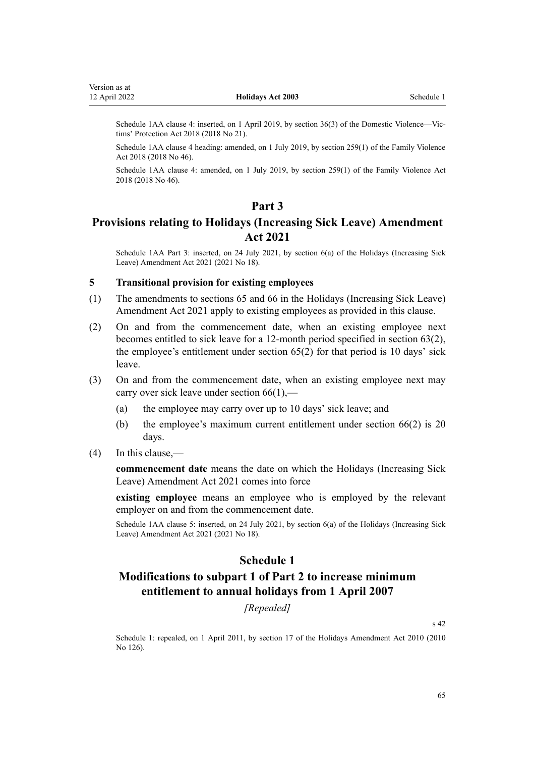Schedule 1AA clause 4: inserted, on 1 April 2019, by section 36(3) of the Domestic Violence—Victims' Protection Act 2018 (2018 No 21).

Schedule 1AA clause 4 heading: amended, on 1 July 2019, by section 259(1) of the Family Violence Act 2018 (2018 No 46).

Schedule 1AA clause 4: amended, on 1 July 2019, by section 259(1) of the Family Violence Act 2018 (2018 No 46).

## Part 3
## Provisions relating to Holidays (Increasing Sick Leave) Amendment Act 2021

Schedule 1AA Part 3: inserted, on 24 July 2021, by section 6(a) of the Holidays (Increasing Sick Leave) Amendment Act 2021 (2021 No 18).

### 5 Transitional provision for existing employees

(1) The amendments to sections 65 and 66 in the Holidays (Increasing Sick Leave) Amendment Act 2021 apply to existing employees as provided in this clause.

(2) On and from the commencement date, when an existing employee next becomes entitled to sick leave for a 12-month period specified in section 63(2), the employee's entitlement under section 65(2) for that period is 10 days' sick leave.

(3) On and from the commencement date, when an existing employee next may carry over sick leave under section 66(1),—

- (a) the employee may carry over up to 10 days' sick leave; and
- (b) the employee's maximum current entitlement under section 66(2) is 20 days.

(4) In this clause,—

**commencement date** means the date on which the Holidays (Increasing Sick Leave) Amendment Act 2021 comes into force

**existing employee** means an employee who is employed by the relevant employer on and from the commencement date.

Schedule 1AA clause 5: inserted, on 24 July 2021, by section 6(a) of the Holidays (Increasing Sick Leave) Amendment Act 2021 (2021 No 18).

## Schedule 1
## Modifications to subpart 1 of Part 2 to increase minimum entitlement to annual holidays from 1 April 2007

*[Repealed]*

s 42

Schedule 1: repealed, on 1 April 2011, by section 17 of the Holidays Amendment Act 2010 (2010 No 126).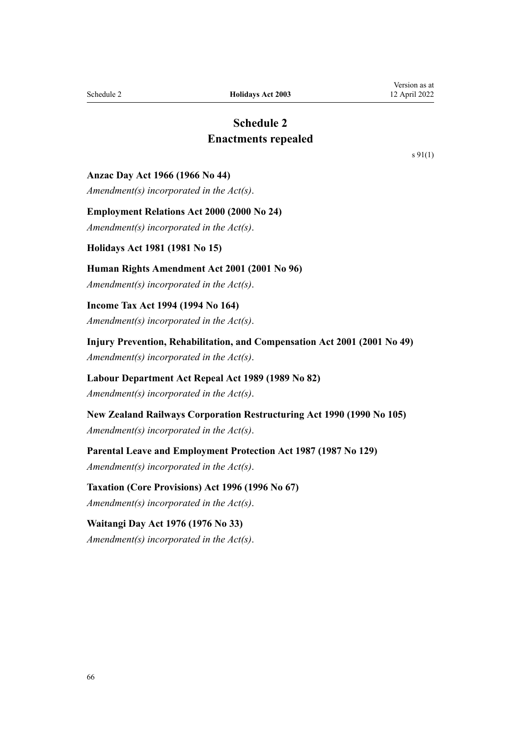# Schedule 2
## Enactments repealed

s 91(1)

**Anzac Day Act 1966 (1966 No 44)**

*Amendment(s) incorporated in the Act(s).*

**Employment Relations Act 2000 (2000 No 24)**

*Amendment(s) incorporated in the Act(s).*

**Holidays Act 1981 (1981 No 15)**

**Human Rights Amendment Act 2001 (2001 No 96)**

*Amendment(s) incorporated in the Act(s).*

**Income Tax Act 1994 (1994 No 164)**

*Amendment(s) incorporated in the Act(s).*

**Injury Prevention, Rehabilitation, and Compensation Act 2001 (2001 No 49)**

*Amendment(s) incorporated in the Act(s).*

**Labour Department Act Repeal Act 1989 (1989 No 82)**

*Amendment(s) incorporated in the Act(s).*

**New Zealand Railways Corporation Restructuring Act 1990 (1990 No 105)**

*Amendment(s) incorporated in the Act(s).*

**Parental Leave and Employment Protection Act 1987 (1987 No 129)**

*Amendment(s) incorporated in the Act(s).*

**Taxation (Core Provisions) Act 1996 (1996 No 67)**

*Amendment(s) incorporated in the Act(s).*

**Waitangi Day Act 1976 (1976 No 33)**

*Amendment(s) incorporated in the Act(s).*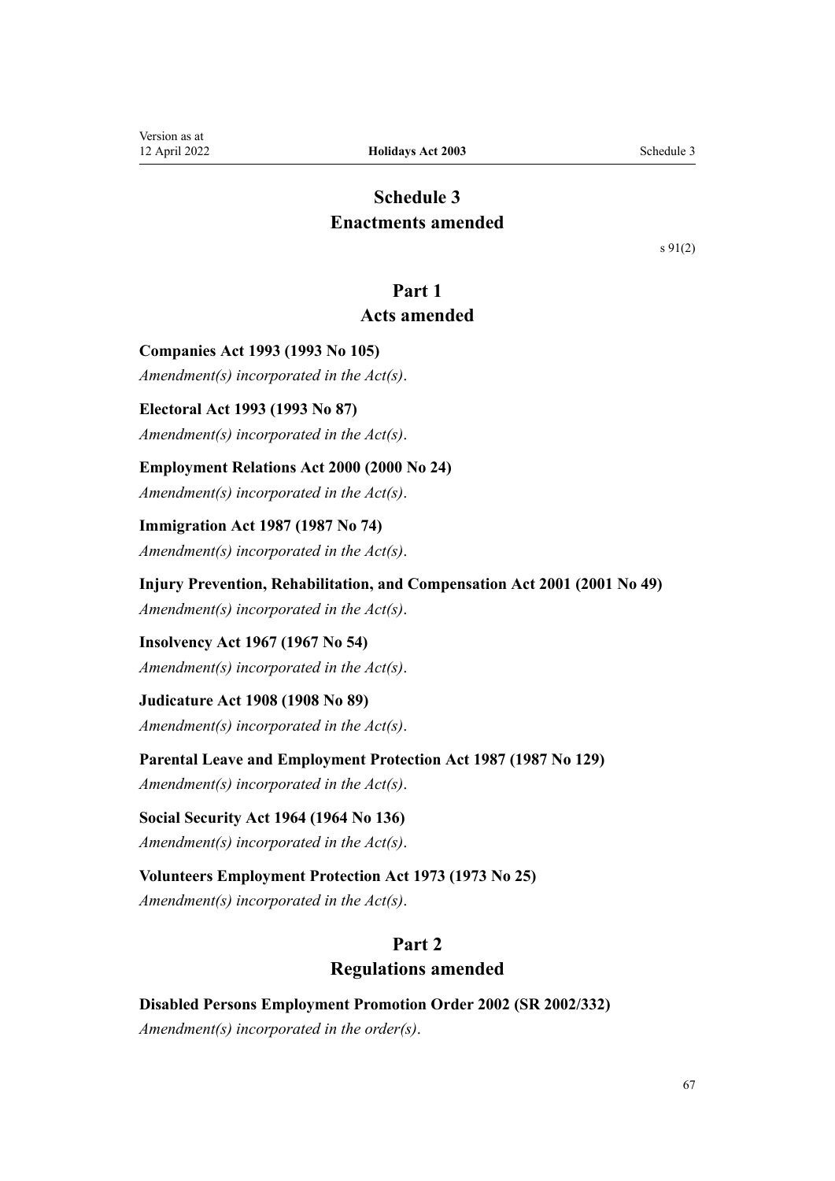# Schedule 3
# Enactments amended

s 91(2)

## Part 1
## Acts amended

**Companies Act 1993 (1993 No 105)**

*Amendment(s) incorporated in the Act(s).*

**Electoral Act 1993 (1993 No 87)**

*Amendment(s) incorporated in the Act(s).*

**Employment Relations Act 2000 (2000 No 24)**

*Amendment(s) incorporated in the Act(s).*

**Immigration Act 1987 (1987 No 74)**

*Amendment(s) incorporated in the Act(s).*

**Injury Prevention, Rehabilitation, and Compensation Act 2001 (2001 No 49)**

*Amendment(s) incorporated in the Act(s).*

**Insolvency Act 1967 (1967 No 54)**

*Amendment(s) incorporated in the Act(s).*

**Judicature Act 1908 (1908 No 89)**

*Amendment(s) incorporated in the Act(s).*

**Parental Leave and Employment Protection Act 1987 (1987 No 129)**

*Amendment(s) incorporated in the Act(s).*

**Social Security Act 1964 (1964 No 136)**

*Amendment(s) incorporated in the Act(s).*

**Volunteers Employment Protection Act 1973 (1973 No 25)**

*Amendment(s) incorporated in the Act(s).*

## Part 2
## Regulations amended

**Disabled Persons Employment Promotion Order 2002 (SR 2002/332)**

*Amendment(s) incorporated in the order(s).*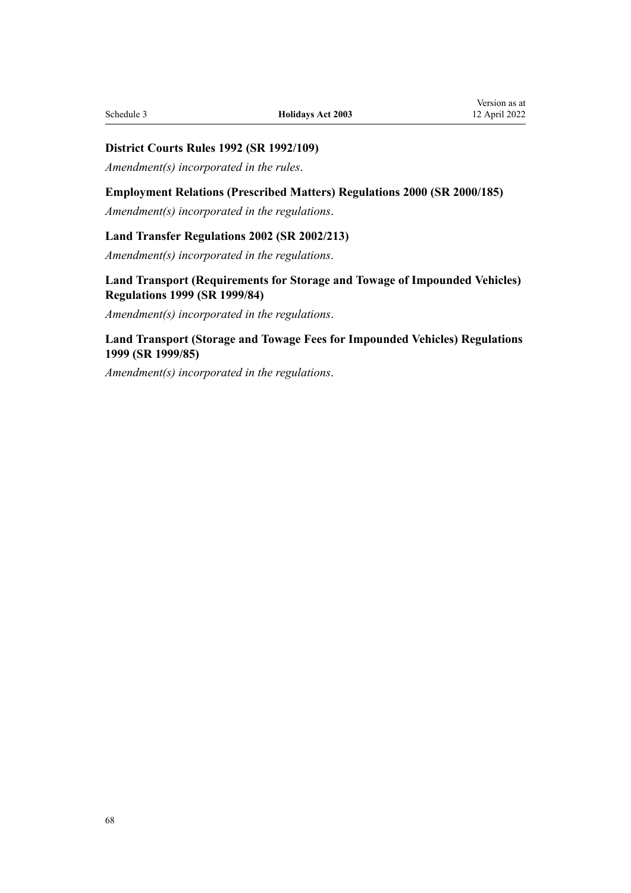**District Courts Rules 1992 (SR 1992/109)**

*Amendment(s) incorporated in the rules.*

**Employment Relations (Prescribed Matters) Regulations 2000 (SR 2000/185)**

*Amendment(s) incorporated in the regulations.*

**Land Transfer Regulations 2002 (SR 2002/213)**

*Amendment(s) incorporated in the regulations.*

**Land Transport (Requirements for Storage and Towage of Impounded Vehicles) Regulations 1999 (SR 1999/84)**

*Amendment(s) incorporated in the regulations.*

**Land Transport (Storage and Towage Fees for Impounded Vehicles) Regulations 1999 (SR 1999/85)**

*Amendment(s) incorporated in the regulations.*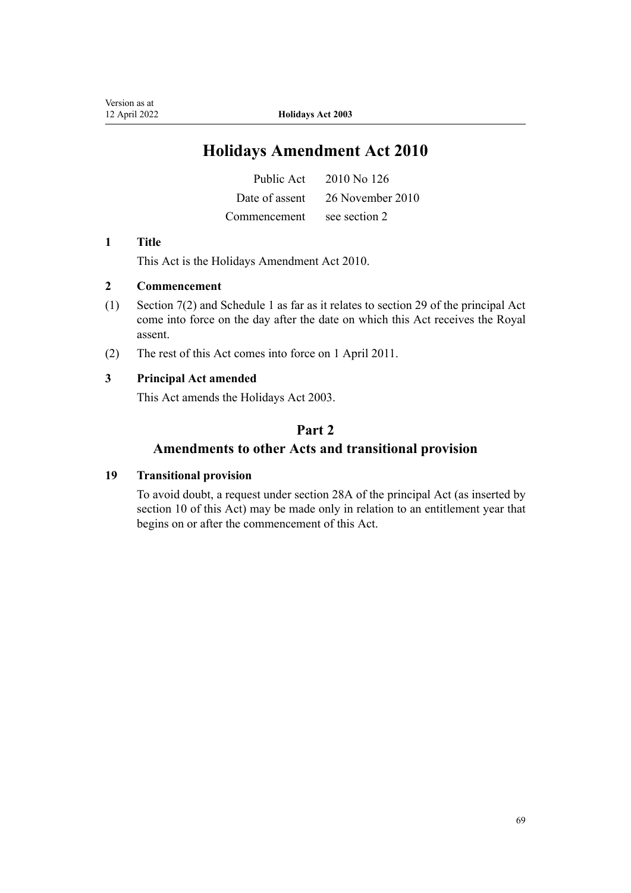# Holidays Amendment Act 2010

| | |
|---|---|
| Public Act | 2010 No 126 |
| Date of assent | 26 November 2010 |
| Commencement | see section 2 |

**1 Title**

This Act is the Holidays Amendment Act 2010.

**2 Commencement**

(1) Section 7(2) and Schedule 1 as far as it relates to section 29 of the principal Act come into force on the day after the date on which this Act receives the Royal assent.

(2) The rest of this Act comes into force on 1 April 2011.

**3 Principal Act amended**

This Act amends the Holidays Act 2003.

## Part 2
## Amendments to other Acts and transitional provision

**19 Transitional provision**

To avoid doubt, a request under section 28A of the principal Act (as inserted by section 10 of this Act) may be made only in relation to an entitlement year that begins on or after the commencement of this Act.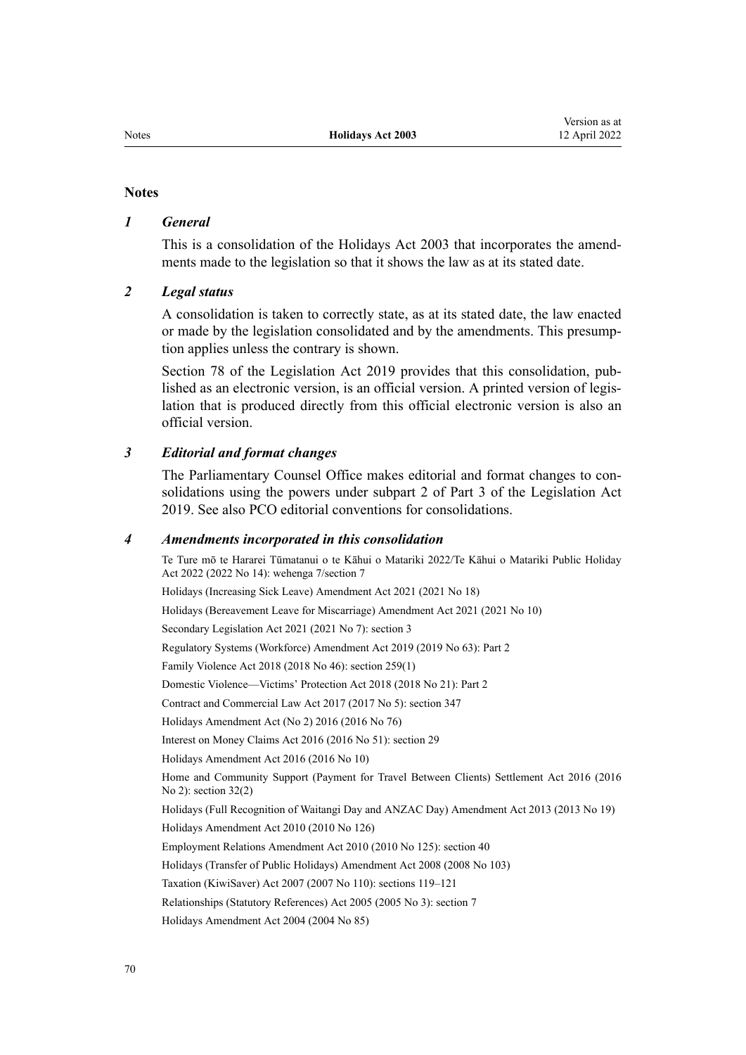## Notes

### *1 General*

This is a consolidation of the Holidays Act 2003 that incorporates the amendments made to the legislation so that it shows the law as at its stated date.

### *2 Legal status*

A consolidation is taken to correctly state, as at its stated date, the law enacted or made by the legislation consolidated and by the amendments. This presumption applies unless the contrary is shown.

Section 78 of the Legislation Act 2019 provides that this consolidation, published as an electronic version, is an official version. A printed version of legislation that is produced directly from this official electronic version is also an official version.

### *3 Editorial and format changes*

The Parliamentary Counsel Office makes editorial and format changes to consolidations using the powers under subpart 2 of Part 3 of the Legislation Act 2019. See also PCO editorial conventions for consolidations.

### *4 Amendments incorporated in this consolidation*

Te Ture mō te Hararei Tūmatanui o te Kāhui o Matariki 2022/Te Kāhui o Matariki Public Holiday Act 2022 (2022 No 14): wehenga 7/section 7

Holidays (Increasing Sick Leave) Amendment Act 2021 (2021 No 18)

Holidays (Bereavement Leave for Miscarriage) Amendment Act 2021 (2021 No 10)

Secondary Legislation Act 2021 (2021 No 7): section 3

Regulatory Systems (Workforce) Amendment Act 2019 (2019 No 63): Part 2

Family Violence Act 2018 (2018 No 46): section 259(1)

Domestic Violence—Victims' Protection Act 2018 (2018 No 21): Part 2

Contract and Commercial Law Act 2017 (2017 No 5): section 347

Holidays Amendment Act (No 2) 2016 (2016 No 76)

Interest on Money Claims Act 2016 (2016 No 51): section 29

Holidays Amendment Act 2016 (2016 No 10)

Home and Community Support (Payment for Travel Between Clients) Settlement Act 2016 (2016 No 2): section 32(2)

Holidays (Full Recognition of Waitangi Day and ANZAC Day) Amendment Act 2013 (2013 No 19)

Holidays Amendment Act 2010 (2010 No 126)

Employment Relations Amendment Act 2010 (2010 No 125): section 40

Holidays (Transfer of Public Holidays) Amendment Act 2008 (2008 No 103)

Taxation (KiwiSaver) Act 2007 (2007 No 110): sections 119–121

Relationships (Statutory References) Act 2005 (2005 No 3): section 7

Holidays Amendment Act 2004 (2004 No 85)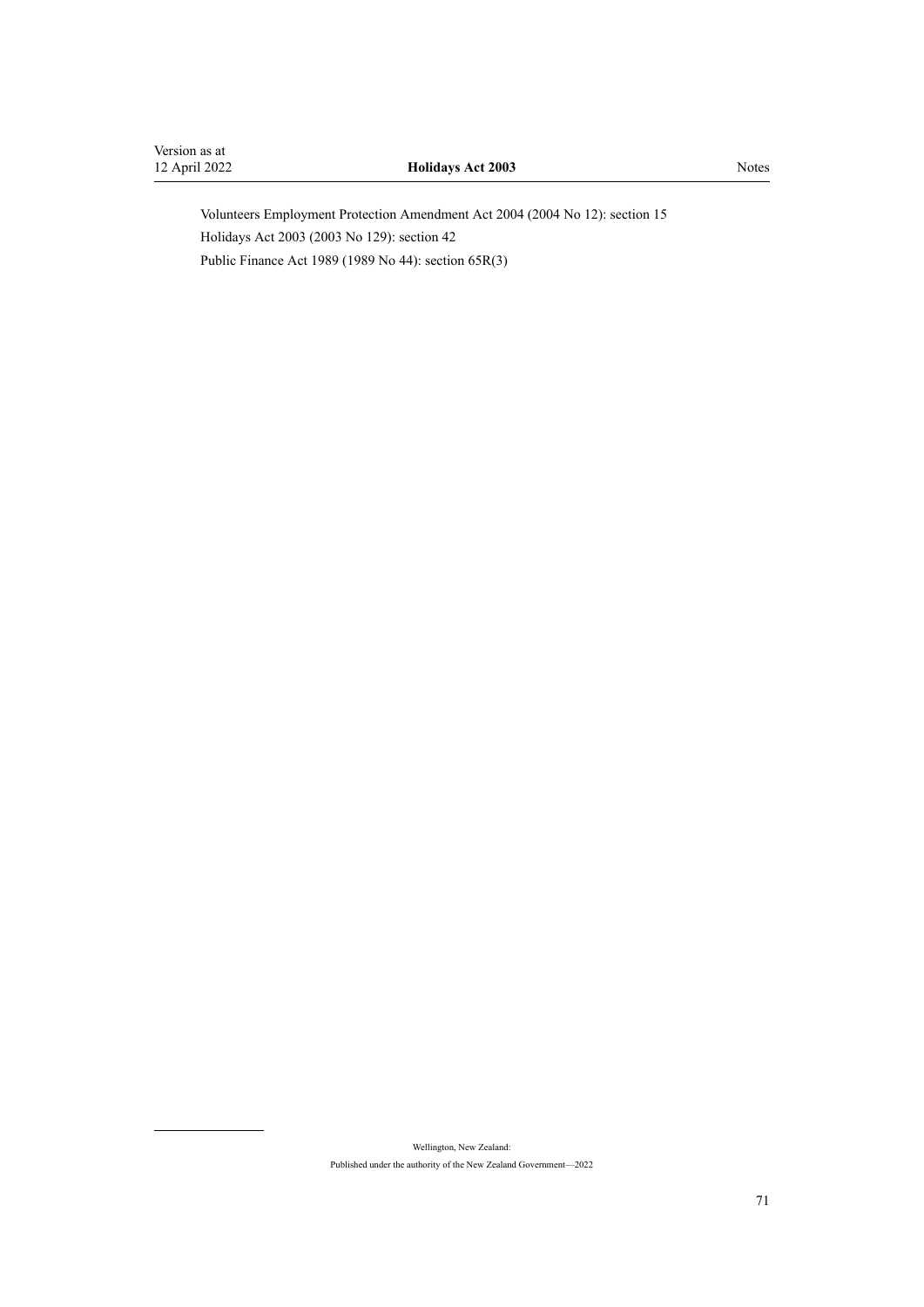Volunteers Employment Protection Amendment Act 2004 (2004 No 12): section 15

Holidays Act 2003 (2003 No 129): section 42

Public Finance Act 1989 (1989 No 44): section 65R(3)

Wellington, New Zealand:

Published under the authority of the New Zealand Government—2022